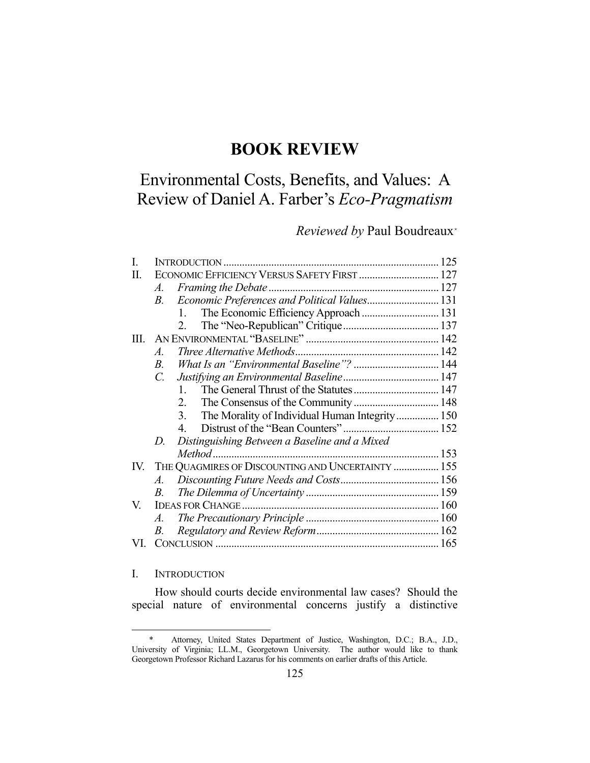# BOOK REVIEW

## Environmental Costs, Benefits, and Values: A Review of Daniel A. Farber's *Eco-Pragmatism*

*Reviewed by* Paul Boudreaux*

| | | Page |
|---|---|---|
| I. | INTRODUCTION | 125 |
| II. | ECONOMIC EFFICIENCY VERSUS SAFETY FIRST | 127 |
| | *A. Framing the Debate* | 127 |
| | *B. Economic Preferences and Political Values* | 131 |
| | 1. The Economic Efficiency Approach | 131 |
| | 2. The "Neo-Republican" Critique | 137 |
| III. | AN ENVIRONMENTAL "BASELINE" | 142 |
| | *A. Three Alternative Methods* | 142 |
| | *B. What Is an "Environmental Baseline"?* | 144 |
| | *C. Justifying an Environmental Baseline* | 147 |
| | 1. The General Thrust of the Statutes | 147 |
| | 2. The Consensus of the Community | 148 |
| | 3. The Morality of Individual Human Integrity | 150 |
| | 4. Distrust of the "Bean Counters" | 152 |
| | *D. Distinguishing Between a Baseline and a Mixed Method* | 153 |
| IV. | THE QUAGMIRES OF DISCOUNTING AND UNCERTAINTY | 155 |
| | *A. Discounting Future Needs and Costs* | 156 |
| | *B. The Dilemma of Uncertainty* | 159 |
| V. | IDEAS FOR CHANGE | 160 |
| | *A. The Precautionary Principle* | 160 |
| | *B. Regulatory and Review Reform* | 162 |
| VI. | CONCLUSION | 165 |

## I. INTRODUCTION

How should courts decide environmental law cases? Should the special nature of environmental concerns justify a distinctive

---

\* Attorney, United States Department of Justice, Washington, D.C.; B.A., J.D., University of Virginia; LL.M., Georgetown University. The author would like to thank Georgetown Professor Richard Lazarus for his comments on earlier drafts of this Article.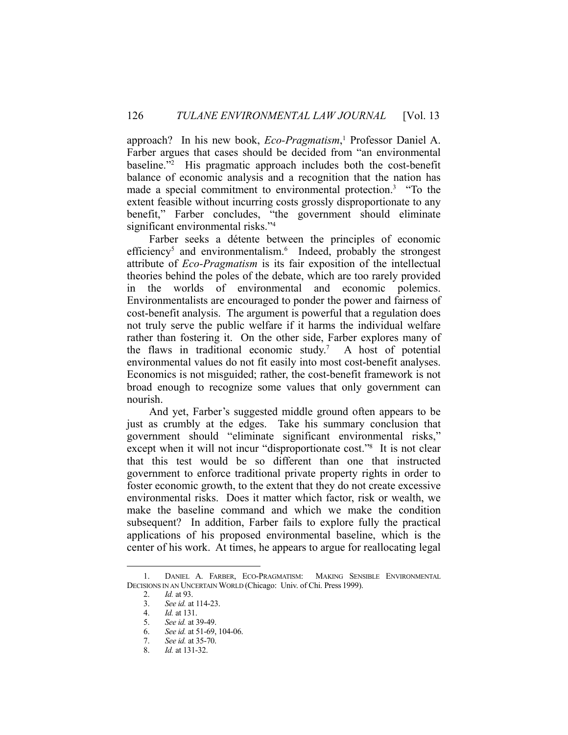approach? In his new book, *Eco-Pragmatism*,[1] Professor Daniel A. Farber argues that cases should be decided from "an environmental baseline."[2] His pragmatic approach includes both the cost-benefit balance of economic analysis and a recognition that the nation has made a special commitment to environmental protection.[3] "To the extent feasible without incurring costs grossly disproportionate to any benefit," Farber concludes, "the government should eliminate significant environmental risks."[4]

Farber seeks a détente between the principles of economic efficiency[5] and environmentalism.[6] Indeed, probably the strongest attribute of *Eco-Pragmatism* is its fair exposition of the intellectual theories behind the poles of the debate, which are too rarely provided in the worlds of environmental and economic polemics. Environmentalists are encouraged to ponder the power and fairness of cost-benefit analysis. The argument is powerful that a regulation does not truly serve the public welfare if it harms the individual welfare rather than fostering it. On the other side, Farber explores many of the flaws in traditional economic study.[7] A host of potential environmental values do not fit easily into most cost-benefit analyses. Economics is not misguided; rather, the cost-benefit framework is not broad enough to recognize some values that only government can nourish.

And yet, Farber's suggested middle ground often appears to be just as crumbly at the edges. Take his summary conclusion that government should "eliminate significant environmental risks," except when it will not incur "disproportionate cost."[8] It is not clear that this test would be so different than one that instructed government to enforce traditional private property rights in order to foster economic growth, to the extent that they do not create excessive environmental risks. Does it matter which factor, risk or wealth, we make the baseline command and which we make the condition subsequent? In addition, Farber fails to explore fully the practical applications of his proposed environmental baseline, which is the center of his work. At times, he appears to argue for reallocating legal

---

1. DANIEL A. FARBER, ECO-PRAGMATISM: MAKING SENSIBLE ENVIRONMENTAL DECISIONS IN AN UNCERTAIN WORLD (Chicago: Univ. of Chi. Press 1999).
2. *Id.* at 93.
3. *See id.* at 114-23.
4. *Id.* at 131.
5. *See id.* at 39-49.
6. *See id.* at 51-69, 104-06.
7. *See id.* at 35-70.
8. *Id.* at 131-32.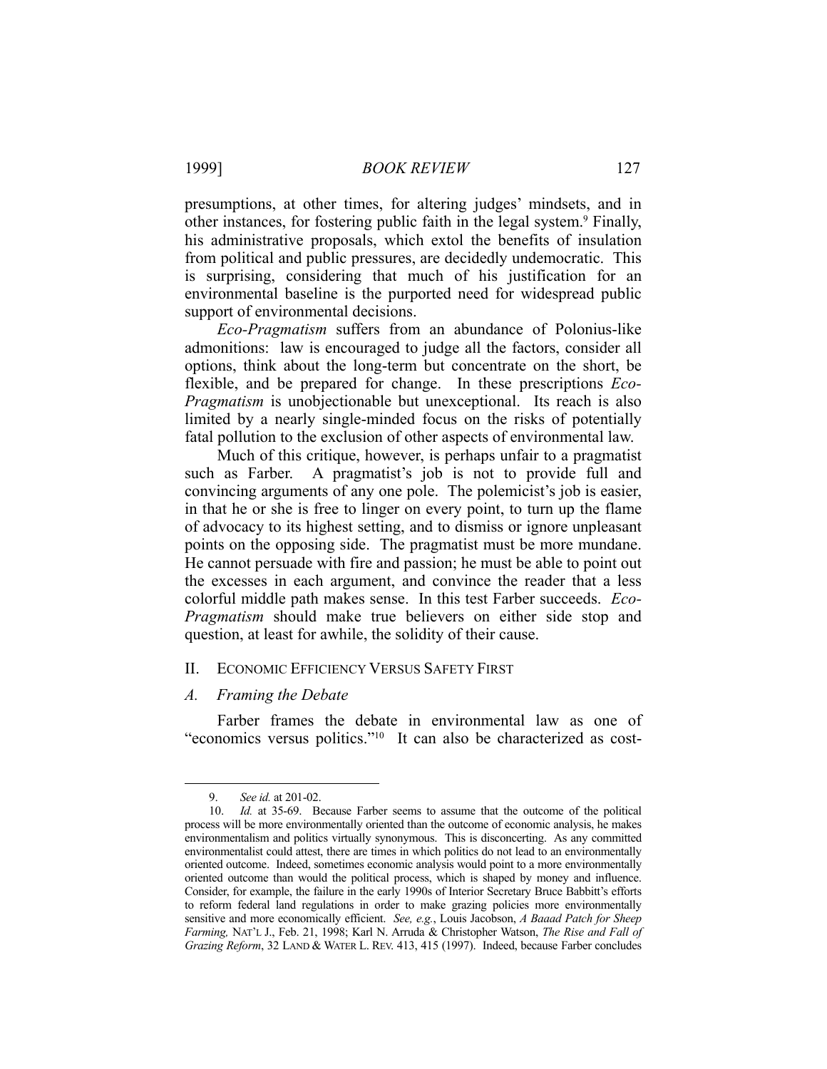presumptions, at other times, for altering judges' mindsets, and in other instances, for fostering public faith in the legal system.[9] Finally, his administrative proposals, which extol the benefits of insulation from political and public pressures, are decidedly undemocratic. This is surprising, considering that much of his justification for an environmental baseline is the purported need for widespread public support of environmental decisions.

*Eco-Pragmatism* suffers from an abundance of Polonius-like admonitions: law is encouraged to judge all the factors, consider all options, think about the long-term but concentrate on the short, be flexible, and be prepared for change. In these prescriptions *Eco-Pragmatism* is unobjectionable but unexceptional. Its reach is also limited by a nearly single-minded focus on the risks of potentially fatal pollution to the exclusion of other aspects of environmental law.

Much of this critique, however, is perhaps unfair to a pragmatist such as Farber. A pragmatist's job is not to provide full and convincing arguments of any one pole. The polemicist's job is easier, in that he or she is free to linger on every point, to turn up the flame of advocacy to its highest setting, and to dismiss or ignore unpleasant points on the opposing side. The pragmatist must be more mundane. He cannot persuade with fire and passion; he must be able to point out the excesses in each argument, and convince the reader that a less colorful middle path makes sense. In this test Farber succeeds. *Eco-Pragmatism* should make true believers on either side stop and question, at least for awhile, the solidity of their cause.

## II. Economic Efficiency Versus Safety First

### A. *Framing the Debate*

Farber frames the debate in environmental law as one of "economics versus politics."[10] It can also be characterized as cost-

---

9. *See id.* at 201-02.

10. *Id.* at 35-69. Because Farber seems to assume that the outcome of the political process will be more environmentally oriented than the outcome of economic analysis, he makes environmentalism and politics virtually synonymous. This is disconcerting. As any committed environmentalist could attest, there are times in which politics do not lead to an environmentally oriented outcome. Indeed, sometimes economic analysis would point to a more environmentally oriented outcome than would the political process, which is shaped by money and influence. Consider, for example, the failure in the early 1990s of Interior Secretary Bruce Babbitt's efforts to reform federal land regulations in order to make grazing policies more environmentally sensitive and more economically efficient. *See, e.g.*, Louis Jacobson, *A Baaad Patch for Sheep Farming,* NAT'L J., Feb. 21, 1998; Karl N. Arruda & Christopher Watson, *The Rise and Fall of Grazing Reform*, 32 LAND & WATER L. REV. 413, 415 (1997). Indeed, because Farber concludes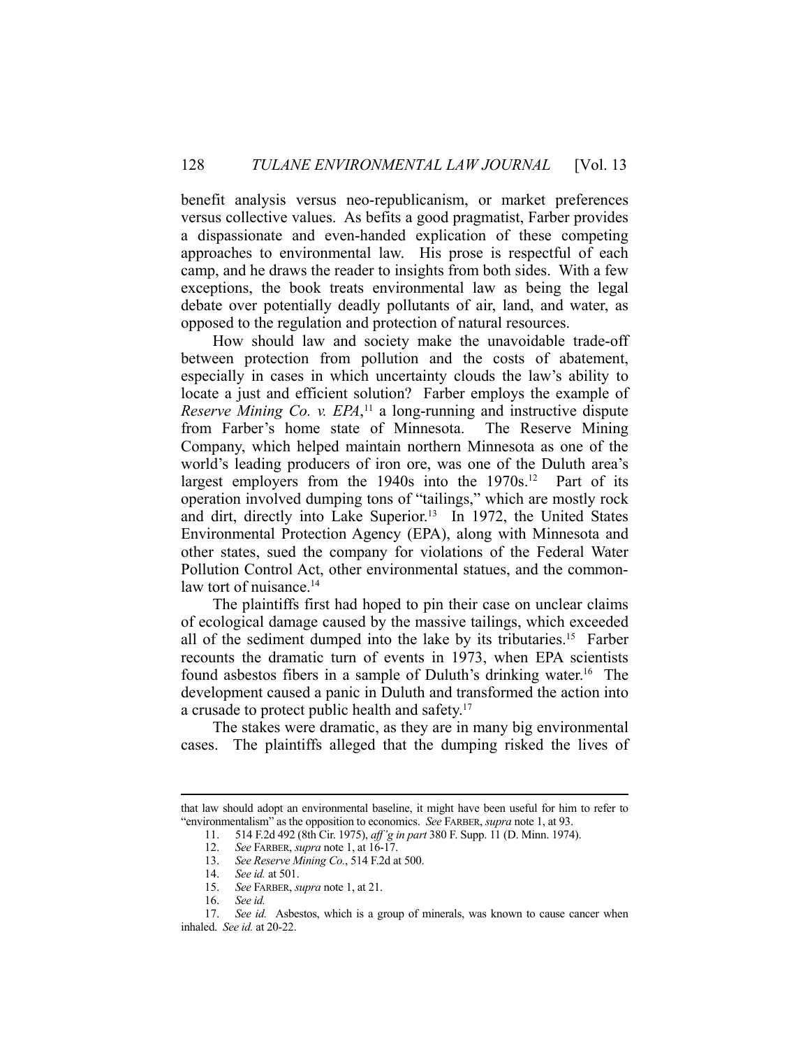benefit analysis versus neo-republicanism, or market preferences versus collective values. As befits a good pragmatist, Farber provides a dispassionate and even-handed explication of these competing approaches to environmental law. His prose is respectful of each camp, and he draws the reader to insights from both sides. With a few exceptions, the book treats environmental law as being the legal debate over potentially deadly pollutants of air, land, and water, as opposed to the regulation and protection of natural resources.

How should law and society make the unavoidable trade-off between protection from pollution and the costs of abatement, especially in cases in which uncertainty clouds the law's ability to locate a just and efficient solution? Farber employs the example of *Reserve Mining Co. v. EPA*,[11] a long-running and instructive dispute from Farber's home state of Minnesota. The Reserve Mining Company, which helped maintain northern Minnesota as one of the world's leading producers of iron ore, was one of the Duluth area's largest employers from the 1940s into the 1970s.[12] Part of its operation involved dumping tons of "tailings," which are mostly rock and dirt, directly into Lake Superior.[13] In 1972, the United States Environmental Protection Agency (EPA), along with Minnesota and other states, sued the company for violations of the Federal Water Pollution Control Act, other environmental statues, and the common-law tort of nuisance.[14]

The plaintiffs first had hoped to pin their case on unclear claims of ecological damage caused by the massive tailings, which exceeded all of the sediment dumped into the lake by its tributaries.[15] Farber recounts the dramatic turn of events in 1973, when EPA scientists found asbestos fibers in a sample of Duluth's drinking water.[16] The development caused a panic in Duluth and transformed the action into a crusade to protect public health and safety.[17]

The stakes were dramatic, as they are in many big environmental cases. The plaintiffs alleged that the dumping risked the lives of

---

that law should adopt an environmental baseline, it might have been useful for him to refer to "environmentalism" as the opposition to economics. *See* FARBER, *supra* note 1, at 93.

11. 514 F.2d 492 (8th Cir. 1975), *aff'g in part* 380 F. Supp. 11 (D. Minn. 1974).

12. *See* FARBER, *supra* note 1, at 16-17.

13. *See Reserve Mining Co.*, 514 F.2d at 500.

14. *See id.* at 501.

15. *See* FARBER, *supra* note 1, at 21.

16. *See id.*

17. *See id.* Asbestos, which is a group of minerals, was known to cause cancer when inhaled. *See id.* at 20-22.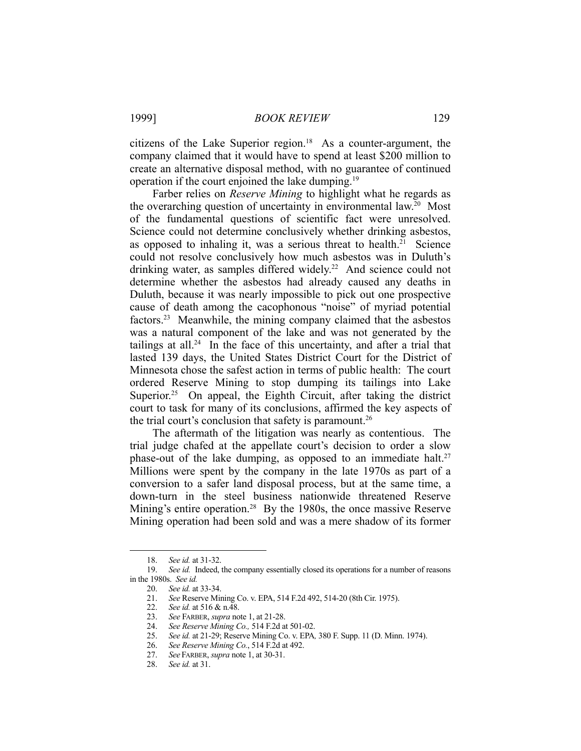citizens of the Lake Superior region.[18] As a counter-argument, the company claimed that it would have to spend at least $200 million to create an alternative disposal method, with no guarantee of continued operation if the court enjoined the lake dumping.[19]

Farber relies on *Reserve Mining* to highlight what he regards as the overarching question of uncertainty in environmental law.[20] Most of the fundamental questions of scientific fact were unresolved. Science could not determine conclusively whether drinking asbestos, as opposed to inhaling it, was a serious threat to health.[21] Science could not resolve conclusively how much asbestos was in Duluth's drinking water, as samples differed widely.[22] And science could not determine whether the asbestos had already caused any deaths in Duluth, because it was nearly impossible to pick out one prospective cause of death among the cacophonous "noise" of myriad potential factors.[23] Meanwhile, the mining company claimed that the asbestos was a natural component of the lake and was not generated by the tailings at all.[24] In the face of this uncertainty, and after a trial that lasted 139 days, the United States District Court for the District of Minnesota chose the safest action in terms of public health: The court ordered Reserve Mining to stop dumping its tailings into Lake Superior.[25] On appeal, the Eighth Circuit, after taking the district court to task for many of its conclusions, affirmed the key aspects of the trial court's conclusion that safety is paramount.[26]

The aftermath of the litigation was nearly as contentious. The trial judge chafed at the appellate court's decision to order a slow phase-out of the lake dumping, as opposed to an immediate halt.[27] Millions were spent by the company in the late 1970s as part of a conversion to a safer land disposal process, but at the same time, a down-turn in the steel business nationwide threatened Reserve Mining's entire operation.[28] By the 1980s, the once massive Reserve Mining operation had been sold and was a mere shadow of its former

---

18. *See id.* at 31-32.
19. *See id.* Indeed, the company essentially closed its operations for a number of reasons in the 1980s. *See id.*
20. *See id.* at 33-34.
21. *See* Reserve Mining Co. v. EPA, 514 F.2d 492, 514-20 (8th Cir. 1975).
22. *See id.* at 516 & n.48.
23. *See* FARBER, *supra* note 1, at 21-28.
24. *See Reserve Mining Co.,* 514 F.2d at 501-02.
25. *See id.* at 21-29; Reserve Mining Co. v. EPA, 380 F. Supp. 11 (D. Minn. 1974).
26. *See Reserve Mining Co.*, 514 F.2d at 492.
27. *See* FARBER, *supra* note 1, at 30-31.
28. *See id.* at 31.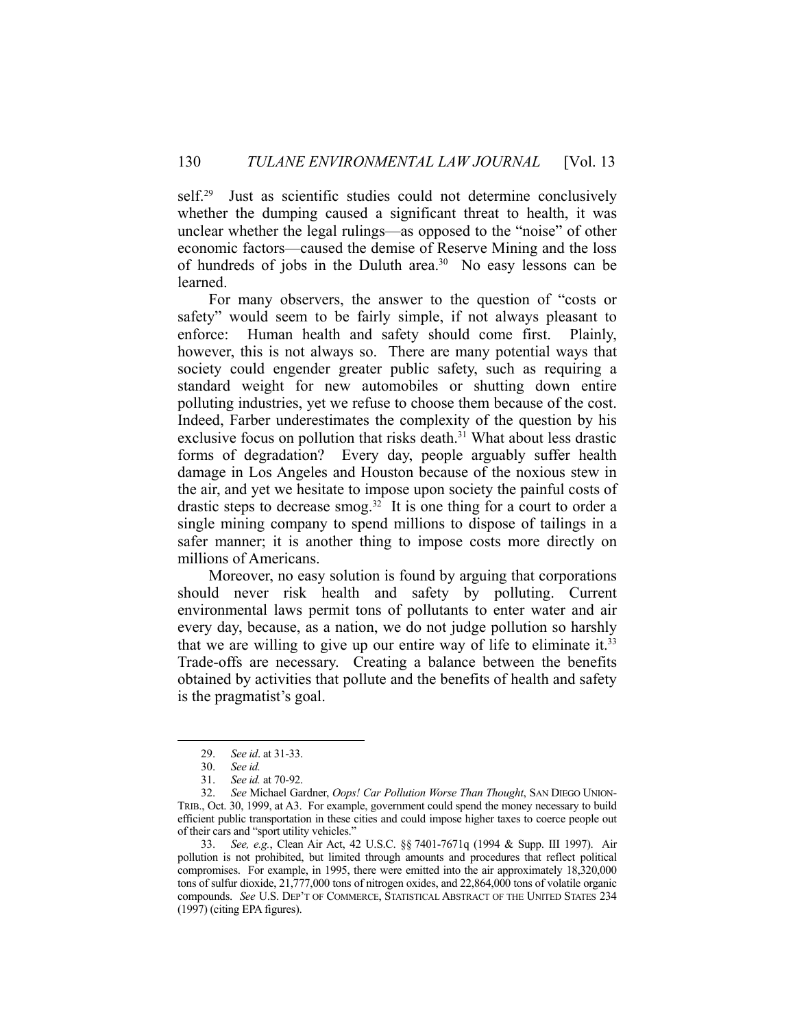self.[29] Just as scientific studies could not determine conclusively whether the dumping caused a significant threat to health, it was unclear whether the legal rulings—as opposed to the "noise" of other economic factors—caused the demise of Reserve Mining and the loss of hundreds of jobs in the Duluth area.[30] No easy lessons can be learned.

For many observers, the answer to the question of "costs or safety" would seem to be fairly simple, if not always pleasant to enforce: Human health and safety should come first. Plainly, however, this is not always so. There are many potential ways that society could engender greater public safety, such as requiring a standard weight for new automobiles or shutting down entire polluting industries, yet we refuse to choose them because of the cost. Indeed, Farber underestimates the complexity of the question by his exclusive focus on pollution that risks death.[31] What about less drastic forms of degradation? Every day, people arguably suffer health damage in Los Angeles and Houston because of the noxious stew in the air, and yet we hesitate to impose upon society the painful costs of drastic steps to decrease smog.[32] It is one thing for a court to order a single mining company to spend millions to dispose of tailings in a safer manner; it is another thing to impose costs more directly on millions of Americans.

Moreover, no easy solution is found by arguing that corporations should never risk health and safety by polluting. Current environmental laws permit tons of pollutants to enter water and air every day, because, as a nation, we do not judge pollution so harshly that we are willing to give up our entire way of life to eliminate it.[33] Trade-offs are necessary. Creating a balance between the benefits obtained by activities that pollute and the benefits of health and safety is the pragmatist's goal.

---

29. *See id*. at 31-33.

30. *See id.*

31. *See id.* at 70-92.

32. *See* Michael Gardner, *Oops! Car Pollution Worse Than Thought*, SAN DIEGO UNION-TRIB., Oct. 30, 1999, at A3. For example, government could spend the money necessary to build efficient public transportation in these cities and could impose higher taxes to coerce people out of their cars and "sport utility vehicles."

33. *See, e.g.*, Clean Air Act, 42 U.S.C. §§ 7401-7671q (1994 & Supp. III 1997). Air pollution is not prohibited, but limited through amounts and procedures that reflect political compromises. For example, in 1995, there were emitted into the air approximately 18,320,000 tons of sulfur dioxide, 21,777,000 tons of nitrogen oxides, and 22,864,000 tons of volatile organic compounds. *See* U.S. DEP'T OF COMMERCE, STATISTICAL ABSTRACT OF THE UNITED STATES 234 (1997) (citing EPA figures).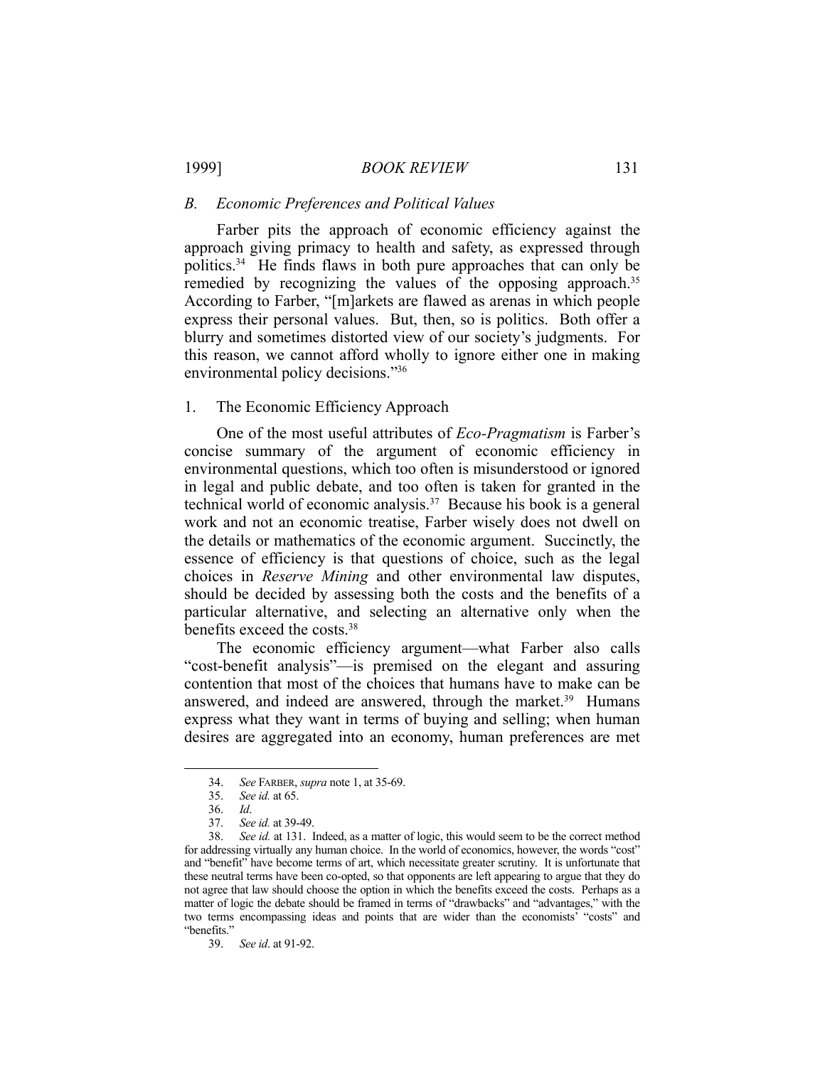### *B. Economic Preferences and Political Values*

Farber pits the approach of economic efficiency against the approach giving primacy to health and safety, as expressed through politics.[34] He finds flaws in both pure approaches that can only be remedied by recognizing the values of the opposing approach.[35] According to Farber, "[m]arkets are flawed as arenas in which people express their personal values. But, then, so is politics. Both offer a blurry and sometimes distorted view of our society's judgments. For this reason, we cannot afford wholly to ignore either one in making environmental policy decisions."[36]

#### 1. The Economic Efficiency Approach

One of the most useful attributes of *Eco-Pragmatism* is Farber's concise summary of the argument of economic efficiency in environmental questions, which too often is misunderstood or ignored in legal and public debate, and too often is taken for granted in the technical world of economic analysis.[37] Because his book is a general work and not an economic treatise, Farber wisely does not dwell on the details or mathematics of the economic argument. Succinctly, the essence of efficiency is that questions of choice, such as the legal choices in *Reserve Mining* and other environmental law disputes, should be decided by assessing both the costs and the benefits of a particular alternative, and selecting an alternative only when the benefits exceed the costs.[38]

The economic efficiency argument—what Farber also calls "cost-benefit analysis"—is premised on the elegant and assuring contention that most of the choices that humans have to make can be answered, and indeed are answered, through the market.[39] Humans express what they want in terms of buying and selling; when human desires are aggregated into an economy, human preferences are met

---

34. *See* FARBER, *supra* note 1, at 35-69.

35. *See id.* at 65.

36. *Id*.

37. *See id.* at 39-49.

38. *See id.* at 131. Indeed, as a matter of logic, this would seem to be the correct method for addressing virtually any human choice. In the world of economics, however, the words "cost" and "benefit" have become terms of art, which necessitate greater scrutiny. It is unfortunate that these neutral terms have been co-opted, so that opponents are left appearing to argue that they do not agree that law should choose the option in which the benefits exceed the costs. Perhaps as a matter of logic the debate should be framed in terms of "drawbacks" and "advantages," with the two terms encompassing ideas and points that are wider than the economists' "costs" and "benefits."

39. *See id*. at 91-92.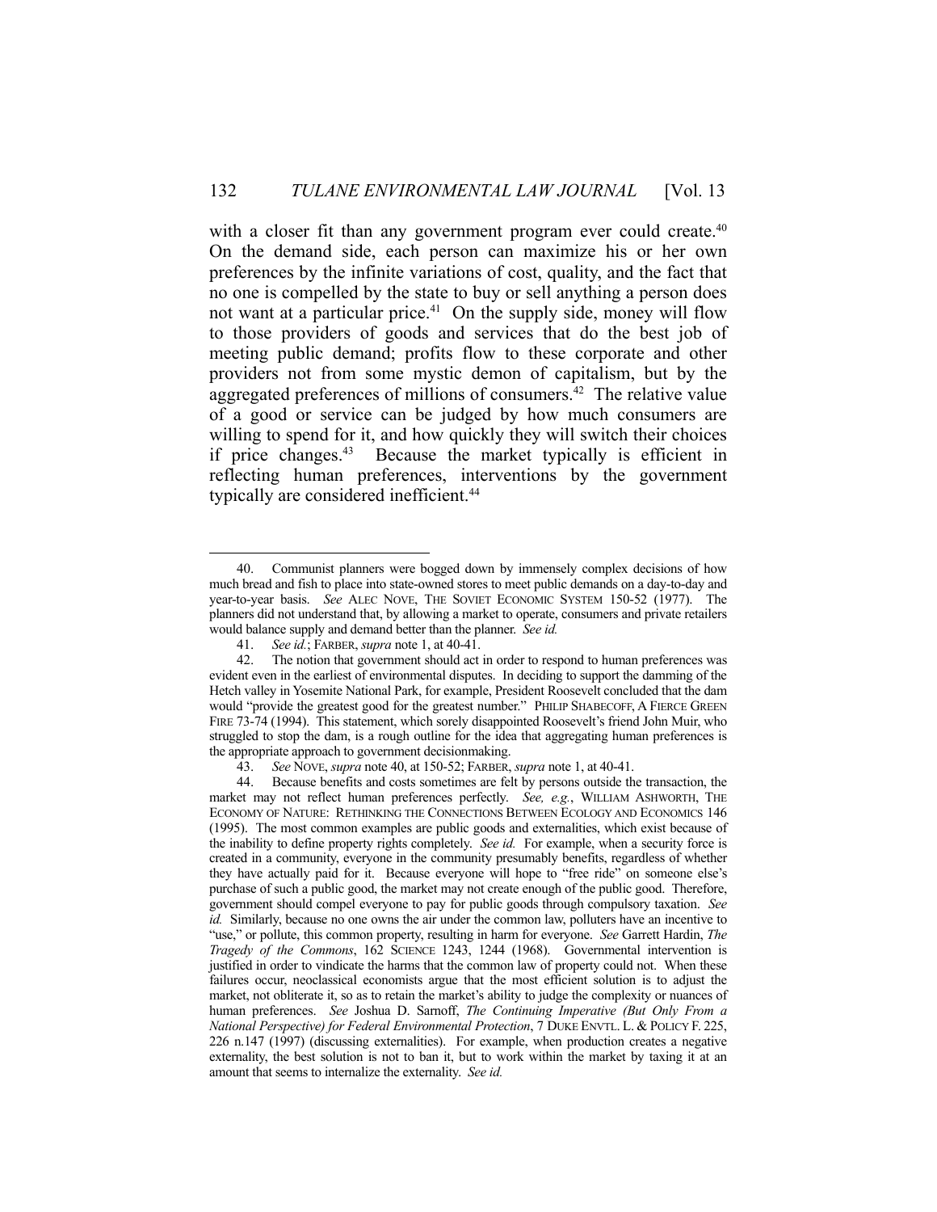with a closer fit than any government program ever could create.[40] On the demand side, each person can maximize his or her own preferences by the infinite variations of cost, quality, and the fact that no one is compelled by the state to buy or sell anything a person does not want at a particular price.[41] On the supply side, money will flow to those providers of goods and services that do the best job of meeting public demand; profits flow to these corporate and other providers not from some mystic demon of capitalism, but by the aggregated preferences of millions of consumers.[42] The relative value of a good or service can be judged by how much consumers are willing to spend for it, and how quickly they will switch their choices if price changes.[43] Because the market typically is efficient in reflecting human preferences, interventions by the government typically are considered inefficient.[44]

---

40. Communist planners were bogged down by immensely complex decisions of how much bread and fish to place into state-owned stores to meet public demands on a day-to-day and year-to-year basis. *See* ALEC NOVE, THE SOVIET ECONOMIC SYSTEM 150-52 (1977). The planners did not understand that, by allowing a market to operate, consumers and private retailers would balance supply and demand better than the planner. *See id.*

41. *See id.*; FARBER, *supra* note 1, at 40-41.

42. The notion that government should act in order to respond to human preferences was evident even in the earliest of environmental disputes. In deciding to support the damming of the Hetch valley in Yosemite National Park, for example, President Roosevelt concluded that the dam would "provide the greatest good for the greatest number." PHILIP SHABECOFF, A FIERCE GREEN FIRE 73-74 (1994). This statement, which sorely disappointed Roosevelt's friend John Muir, who struggled to stop the dam, is a rough outline for the idea that aggregating human preferences is the appropriate approach to government decisionmaking.

43. *See* NOVE, *supra* note 40, at 150-52; FARBER, *supra* note 1, at 40-41.

44. Because benefits and costs sometimes are felt by persons outside the transaction, the market may not reflect human preferences perfectly. *See, e.g.*, WILLIAM ASHWORTH, THE ECONOMY OF NATURE: RETHINKING THE CONNECTIONS BETWEEN ECOLOGY AND ECONOMICS 146 (1995). The most common examples are public goods and externalities, which exist because of the inability to define property rights completely. *See id.* For example, when a security force is created in a community, everyone in the community presumably benefits, regardless of whether they have actually paid for it. Because everyone will hope to "free ride" on someone else's purchase of such a public good, the market may not create enough of the public good. Therefore, government should compel everyone to pay for public goods through compulsory taxation. *See id.* Similarly, because no one owns the air under the common law, polluters have an incentive to "use," or pollute, this common property, resulting in harm for everyone. *See* Garrett Hardin, *The Tragedy of the Commons*, 162 SCIENCE 1243, 1244 (1968). Governmental intervention is justified in order to vindicate the harms that the common law of property could not. When these failures occur, neoclassical economists argue that the most efficient solution is to adjust the market, not obliterate it, so as to retain the market's ability to judge the complexity or nuances of human preferences. *See* Joshua D. Sarnoff, *The Continuing Imperative (But Only From a National Perspective) for Federal Environmental Protection*, 7 DUKE ENVTL. L. & POLICY F. 225, 226 n.147 (1997) (discussing externalities). For example, when production creates a negative externality, the best solution is not to ban it, but to work within the market by taxing it at an amount that seems to internalize the externality. *See id.*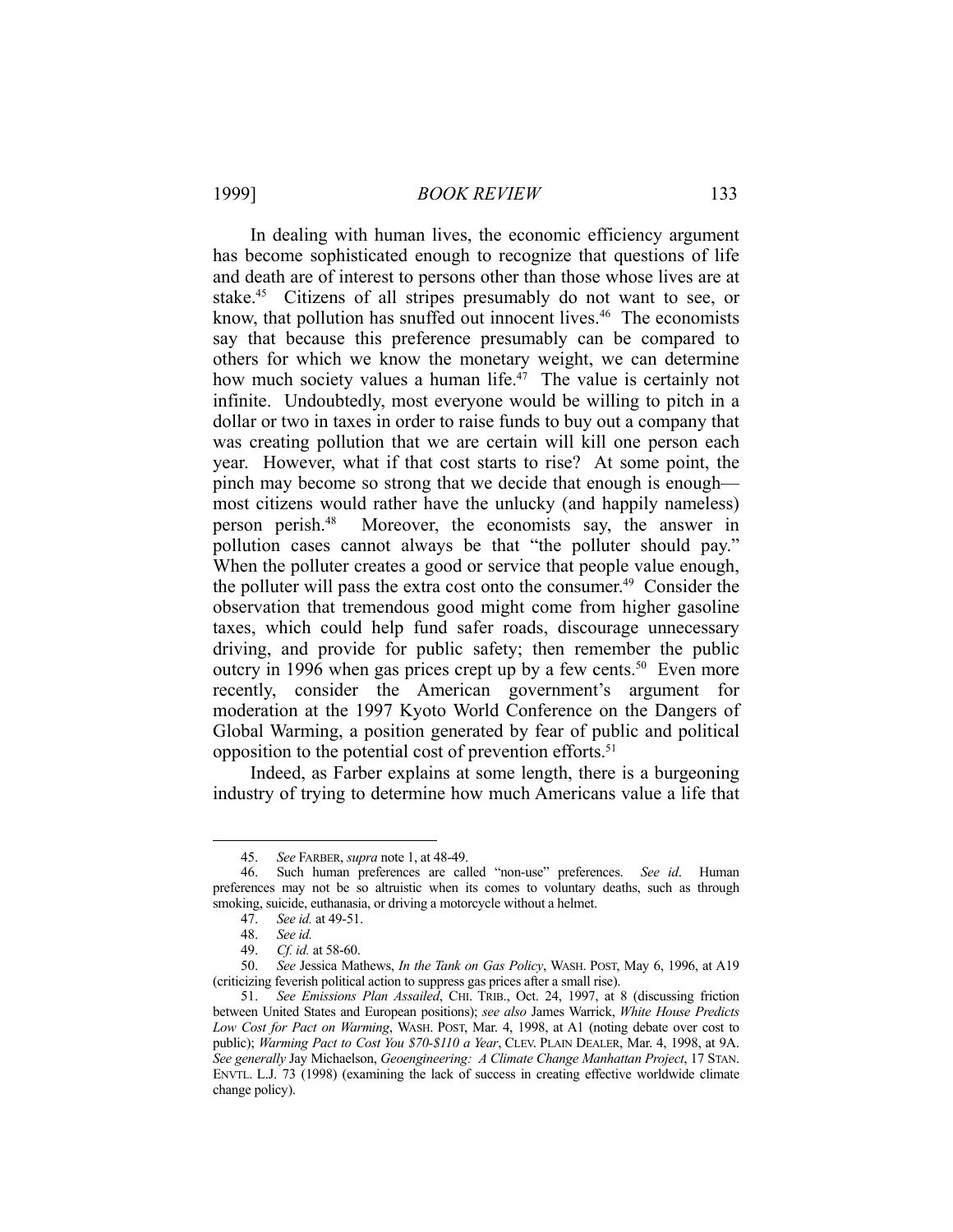In dealing with human lives, the economic efficiency argument has become sophisticated enough to recognize that questions of life and death are of interest to persons other than those whose lives are at stake.[45] Citizens of all stripes presumably do not want to see, or know, that pollution has snuffed out innocent lives.[46] The economists say that because this preference presumably can be compared to others for which we know the monetary weight, we can determine how much society values a human life.[47] The value is certainly not infinite. Undoubtedly, most everyone would be willing to pitch in a dollar or two in taxes in order to raise funds to buy out a company that was creating pollution that we are certain will kill one person each year. However, what if that cost starts to rise? At some point, the pinch may become so strong that we decide that enough is enough—most citizens would rather have the unlucky (and happily nameless) person perish.[48] Moreover, the economists say, the answer in pollution cases cannot always be that "the polluter should pay." When the polluter creates a good or service that people value enough, the polluter will pass the extra cost onto the consumer.[49] Consider the observation that tremendous good might come from higher gasoline taxes, which could help fund safer roads, discourage unnecessary driving, and provide for public safety; then remember the public outcry in 1996 when gas prices crept up by a few cents.[50] Even more recently, consider the American government's argument for moderation at the 1997 Kyoto World Conference on the Dangers of Global Warming, a position generated by fear of public and political opposition to the potential cost of prevention efforts.[51]

Indeed, as Farber explains at some length, there is a burgeoning industry of trying to determine how much Americans value a life that

---

45. *See* FARBER, *supra* note 1, at 48-49.

46. Such human preferences are called "non-use" preferences. *See id*. Human preferences may not be so altruistic when its comes to voluntary deaths, such as through smoking, suicide, euthanasia, or driving a motorcycle without a helmet.

47. *See id.* at 49-51.

48. *See id.*

49. *Cf. id.* at 58-60.

50. *See* Jessica Mathews, *In the Tank on Gas Policy*, WASH. POST, May 6, 1996, at A19 (criticizing feverish political action to suppress gas prices after a small rise).

51. *See Emissions Plan Assailed*, CHI. TRIB., Oct. 24, 1997, at 8 (discussing friction between United States and European positions); *see also* James Warrick, *White House Predicts Low Cost for Pact on Warming*, WASH. POST, Mar. 4, 1998, at A1 (noting debate over cost to public); *Warming Pact to Cost You $70-$110 a Year*, CLEV. PLAIN DEALER, Mar. 4, 1998, at 9A. *See generally* Jay Michaelson, *Geoengineering: A Climate Change Manhattan Project*, 17 STAN. ENVTL. L.J. 73 (1998) (examining the lack of success in creating effective worldwide climate change policy).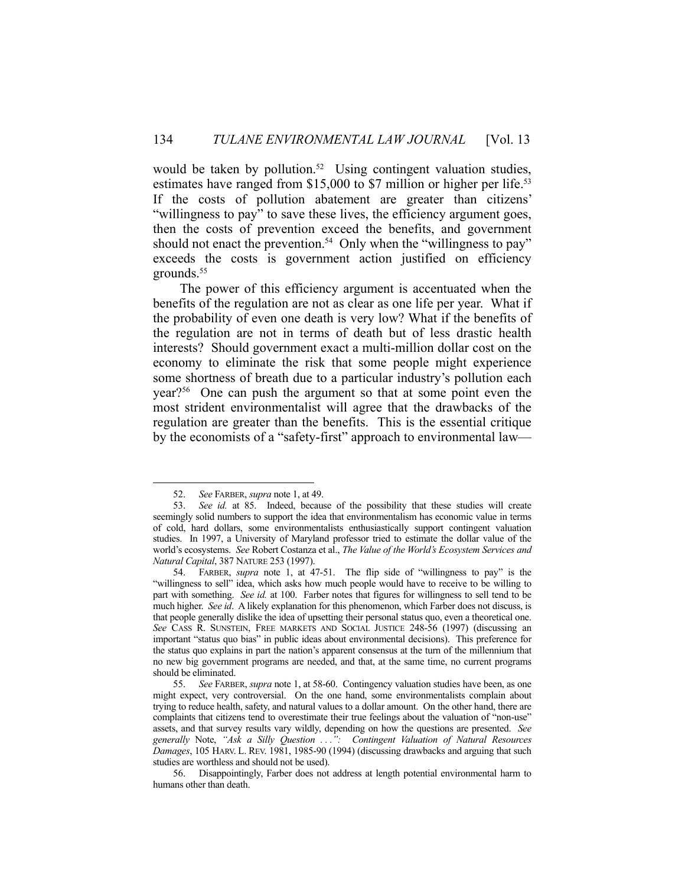would be taken by pollution.[52] Using contingent valuation studies, estimates have ranged from $15,000 to $7 million or higher per life.[53] If the costs of pollution abatement are greater than citizens' "willingness to pay" to save these lives, the efficiency argument goes, then the costs of prevention exceed the benefits, and government should not enact the prevention.[54] Only when the "willingness to pay" exceeds the costs is government action justified on efficiency grounds.[55]

The power of this efficiency argument is accentuated when the benefits of the regulation are not as clear as one life per year. What if the probability of even one death is very low? What if the benefits of the regulation are not in terms of death but of less drastic health interests? Should government exact a multi-million dollar cost on the economy to eliminate the risk that some people might experience some shortness of breath due to a particular industry's pollution each year?[56] One can push the argument so that at some point even the most strident environmentalist will agree that the drawbacks of the regulation are greater than the benefits. This is the essential critique by the economists of a "safety-first" approach to environmental law—

---

52. *See* FARBER, *supra* note 1, at 49.

53. *See id.* at 85. Indeed, because of the possibility that these studies will create seemingly solid numbers to support the idea that environmentalism has economic value in terms of cold, hard dollars, some environmentalists enthusiastically support contingent valuation studies. In 1997, a University of Maryland professor tried to estimate the dollar value of the world's ecosystems. *See* Robert Costanza et al., *The Value of the World's Ecosystem Services and Natural Capital*, 387 NATURE 253 (1997).

54. FARBER, *supra* note 1, at 47-51. The flip side of "willingness to pay" is the "willingness to sell" idea, which asks how much people would have to receive to be willing to part with something. *See id.* at 100. Farber notes that figures for willingness to sell tend to be much higher. *See id*. A likely explanation for this phenomenon, which Farber does not discuss, is that people generally dislike the idea of upsetting their personal status quo, even a theoretical one. *See* CASS R. SUNSTEIN, FREE MARKETS AND SOCIAL JUSTICE 248-56 (1997) (discussing an important "status quo bias" in public ideas about environmental decisions). This preference for the status quo explains in part the nation's apparent consensus at the turn of the millennium that no new big government programs are needed, and that, at the same time, no current programs should be eliminated.

55. *See* FARBER, *supra* note 1, at 58-60. Contingency valuation studies have been, as one might expect, very controversial. On the one hand, some environmentalists complain about trying to reduce health, safety, and natural values to a dollar amount. On the other hand, there are complaints that citizens tend to overestimate their true feelings about the valuation of "non-use" assets, and that survey results vary wildly, depending on how the questions are presented. *See generally* Note, *"Ask a Silly Question . . .": Contingent Valuation of Natural Resources Damages*, 105 HARV. L. REV. 1981, 1985-90 (1994) (discussing drawbacks and arguing that such studies are worthless and should not be used).

56. Disappointingly, Farber does not address at length potential environmental harm to humans other than death.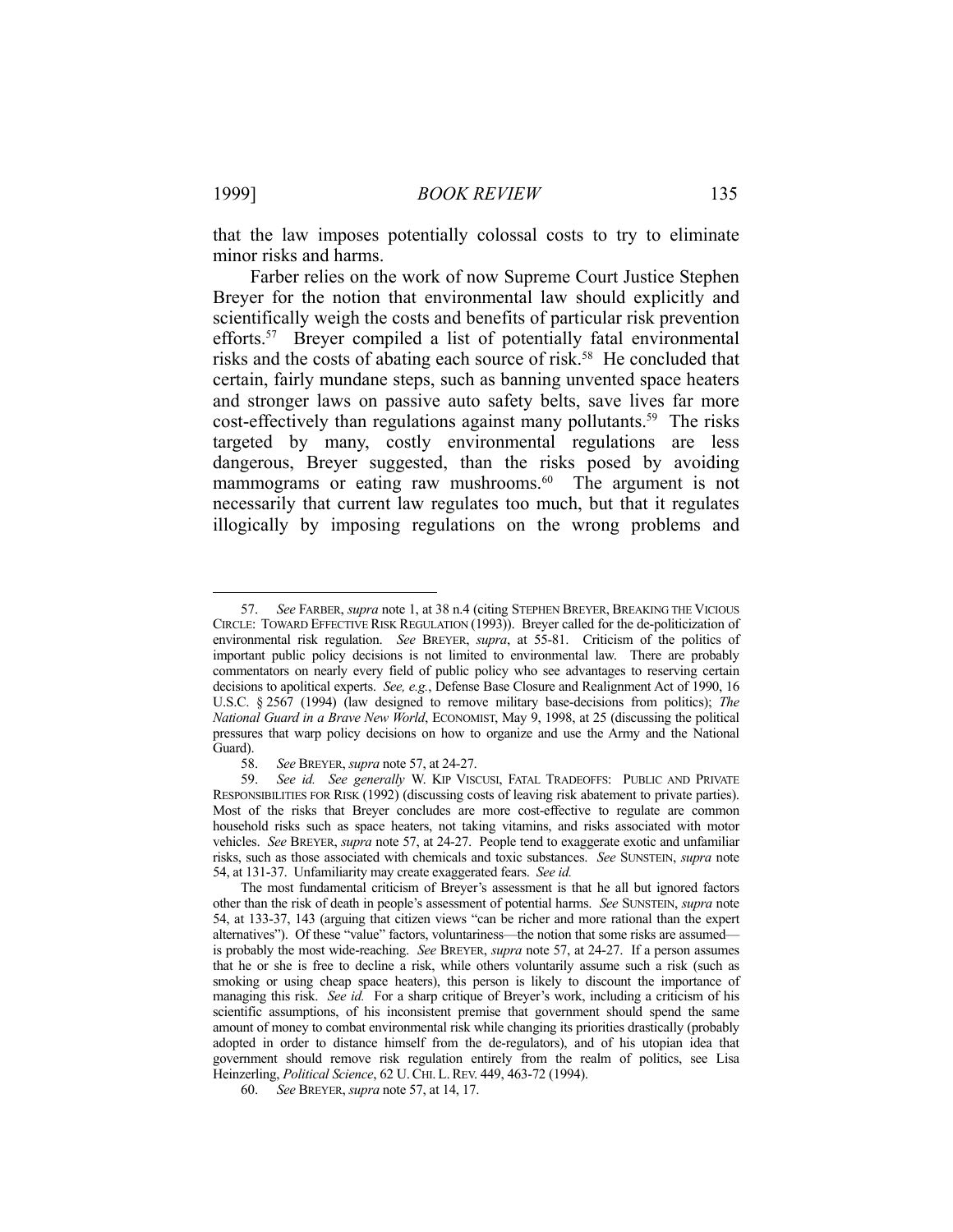that the law imposes potentially colossal costs to try to eliminate minor risks and harms.

Farber relies on the work of now Supreme Court Justice Stephen Breyer for the notion that environmental law should explicitly and scientifically weigh the costs and benefits of particular risk prevention efforts.[57] Breyer compiled a list of potentially fatal environmental risks and the costs of abating each source of risk.[58] He concluded that certain, fairly mundane steps, such as banning unvented space heaters and stronger laws on passive auto safety belts, save lives far more cost-effectively than regulations against many pollutants.[59] The risks targeted by many, costly environmental regulations are less dangerous, Breyer suggested, than the risks posed by avoiding mammograms or eating raw mushrooms.[60] The argument is not necessarily that current law regulates too much, but that it regulates illogically by imposing regulations on the wrong problems and

---

57. *See* FARBER, *supra* note 1, at 38 n.4 (citing STEPHEN BREYER, BREAKING THE VICIOUS CIRCLE: TOWARD EFFECTIVE RISK REGULATION (1993)). Breyer called for the de-politicization of environmental risk regulation. *See* BREYER, *supra*, at 55-81. Criticism of the politics of important public policy decisions is not limited to environmental law. There are probably commentators on nearly every field of public policy who see advantages to reserving certain decisions to apolitical experts. *See, e.g.*, Defense Base Closure and Realignment Act of 1990, 16 U.S.C. § 2567 (1994) (law designed to remove military base-decisions from politics); *The National Guard in a Brave New World*, ECONOMIST, May 9, 1998, at 25 (discussing the political pressures that warp policy decisions on how to organize and use the Army and the National Guard).

58. *See* BREYER, *supra* note 57, at 24-27.

59. *See id. See generally* W. KIP VISCUSI, FATAL TRADEOFFS: PUBLIC AND PRIVATE RESPONSIBILITIES FOR RISK (1992) (discussing costs of leaving risk abatement to private parties). Most of the risks that Breyer concludes are more cost-effective to regulate are common household risks such as space heaters, not taking vitamins, and risks associated with motor vehicles. *See* BREYER, *supra* note 57, at 24-27. People tend to exaggerate exotic and unfamiliar risks, such as those associated with chemicals and toxic substances. *See* SUNSTEIN, *supra* note 54, at 131-37. Unfamiliarity may create exaggerated fears. *See id.*

The most fundamental criticism of Breyer's assessment is that he all but ignored factors other than the risk of death in people's assessment of potential harms. *See* SUNSTEIN, *supra* note 54, at 133-37, 143 (arguing that citizen views "can be richer and more rational than the expert alternatives"). Of these "value" factors, voluntariness—the notion that some risks are assumed—is probably the most wide-reaching. *See* BREYER, *supra* note 57, at 24-27. If a person assumes that he or she is free to decline a risk, while others voluntarily assume such a risk (such as smoking or using cheap space heaters), this person is likely to discount the importance of managing this risk. *See id.* For a sharp critique of Breyer's work, including a criticism of his scientific assumptions, of his inconsistent premise that government should spend the same amount of money to combat environmental risk while changing its priorities drastically (probably adopted in order to distance himself from the de-regulators), and of his utopian idea that government should remove risk regulation entirely from the realm of politics, see Lisa Heinzerling, *Political Science*, 62 U. CHI. L. REV. 449, 463-72 (1994).

60. *See* BREYER, *supra* note 57, at 14, 17.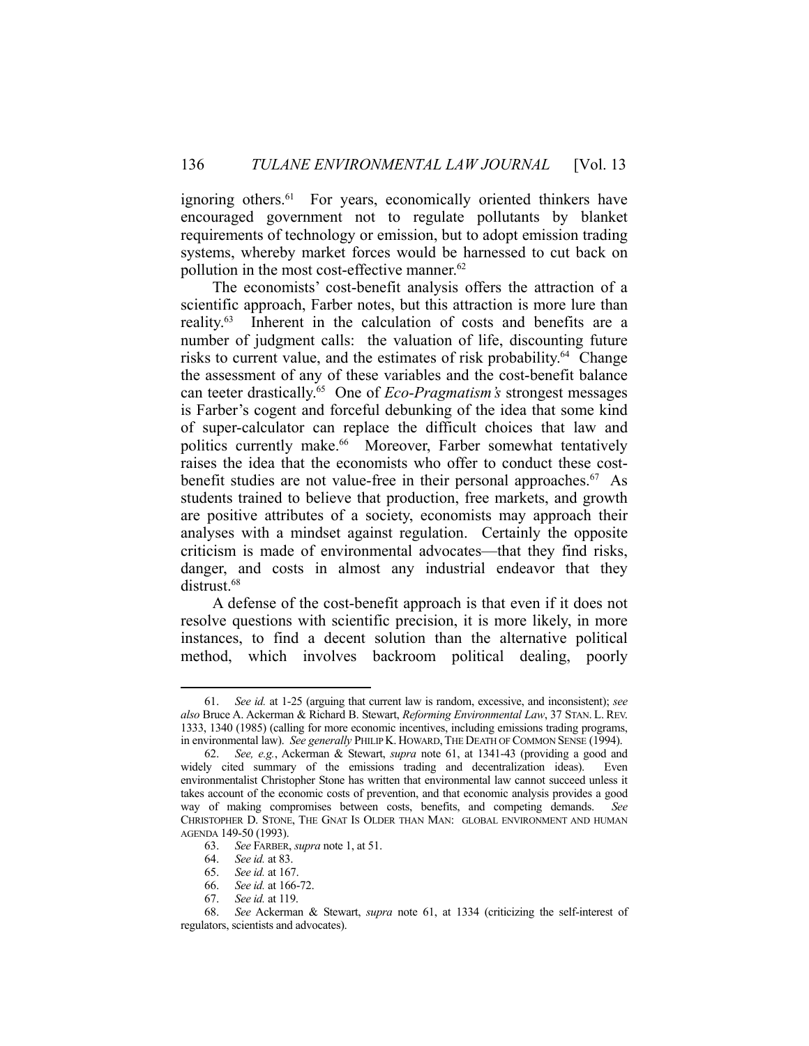ignoring others.[61] For years, economically oriented thinkers have encouraged government not to regulate pollutants by blanket requirements of technology or emission, but to adopt emission trading systems, whereby market forces would be harnessed to cut back on pollution in the most cost-effective manner.[62]

The economists' cost-benefit analysis offers the attraction of a scientific approach, Farber notes, but this attraction is more lure than reality.[63] Inherent in the calculation of costs and benefits are a number of judgment calls: the valuation of life, discounting future risks to current value, and the estimates of risk probability.[64] Change the assessment of any of these variables and the cost-benefit balance can teeter drastically.[65] One of *Eco-Pragmatism's* strongest messages is Farber's cogent and forceful debunking of the idea that some kind of super-calculator can replace the difficult choices that law and politics currently make.[66] Moreover, Farber somewhat tentatively raises the idea that the economists who offer to conduct these cost-benefit studies are not value-free in their personal approaches.[67] As students trained to believe that production, free markets, and growth are positive attributes of a society, economists may approach their analyses with a mindset against regulation. Certainly the opposite criticism is made of environmental advocates—that they find risks, danger, and costs in almost any industrial endeavor that they distrust.[68]

A defense of the cost-benefit approach is that even if it does not resolve questions with scientific precision, it is more likely, in more instances, to find a decent solution than the alternative political method, which involves backroom political dealing, poorly

---

61. *See id.* at 1-25 (arguing that current law is random, excessive, and inconsistent); *see also* Bruce A. Ackerman & Richard B. Stewart, *Reforming Environmental Law*, 37 STAN. L. REV. 1333, 1340 (1985) (calling for more economic incentives, including emissions trading programs, in environmental law). *See generally* PHILIP K. HOWARD, THE DEATH OF COMMON SENSE (1994).

62. *See, e.g.*, Ackerman & Stewart, *supra* note 61, at 1341-43 (providing a good and widely cited summary of the emissions trading and decentralization ideas). Even environmentalist Christopher Stone has written that environmental law cannot succeed unless it takes account of the economic costs of prevention, and that economic analysis provides a good way of making compromises between costs, benefits, and competing demands. *See* CHRISTOPHER D. STONE, THE GNAT IS OLDER THAN MAN: GLOBAL ENVIRONMENT AND HUMAN AGENDA 149-50 (1993).

63. *See* FARBER, *supra* note 1, at 51.

64. *See id.* at 83.

65. *See id.* at 167.

66. *See id.* at 166-72.

67. *See id.* at 119.

68. *See* Ackerman & Stewart, *supra* note 61, at 1334 (criticizing the self-interest of regulators, scientists and advocates).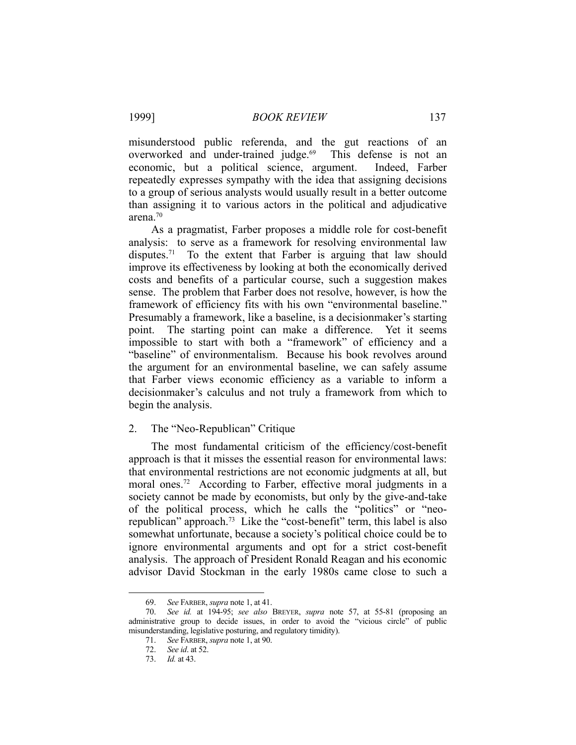misunderstood public referenda, and the gut reactions of an overworked and under-trained judge.[69] This defense is not an economic, but a political science, argument. Indeed, Farber repeatedly expresses sympathy with the idea that assigning decisions to a group of serious analysts would usually result in a better outcome than assigning it to various actors in the political and adjudicative arena.[70]

As a pragmatist, Farber proposes a middle role for cost-benefit analysis: to serve as a framework for resolving environmental law disputes.[71] To the extent that Farber is arguing that law should improve its effectiveness by looking at both the economically derived costs and benefits of a particular course, such a suggestion makes sense. The problem that Farber does not resolve, however, is how the framework of efficiency fits with his own "environmental baseline." Presumably a framework, like a baseline, is a decisionmaker's starting point. The starting point can make a difference. Yet it seems impossible to start with both a "framework" of efficiency and a "baseline" of environmentalism. Because his book revolves around the argument for an environmental baseline, we can safely assume that Farber views economic efficiency as a variable to inform a decisionmaker's calculus and not truly a framework from which to begin the analysis.

### 2. The "Neo-Republican" Critique

The most fundamental criticism of the efficiency/cost-benefit approach is that it misses the essential reason for environmental laws: that environmental restrictions are not economic judgments at all, but moral ones.[72] According to Farber, effective moral judgments in a society cannot be made by economists, but only by the give-and-take of the political process, which he calls the "politics" or "neo-republican" approach.[73] Like the "cost-benefit" term, this label is also somewhat unfortunate, because a society's political choice could be to ignore environmental arguments and opt for a strict cost-benefit analysis. The approach of President Ronald Reagan and his economic advisor David Stockman in the early 1980s came close to such a

---

69. *See* FARBER, *supra* note 1, at 41.

70. *See id.* at 194-95; *see also* BREYER, *supra* note 57, at 55-81 (proposing an administrative group to decide issues, in order to avoid the "vicious circle" of public misunderstanding, legislative posturing, and regulatory timidity).

71. *See* FARBER, *supra* note 1, at 90.

72. *See id*. at 52.

73. *Id.* at 43.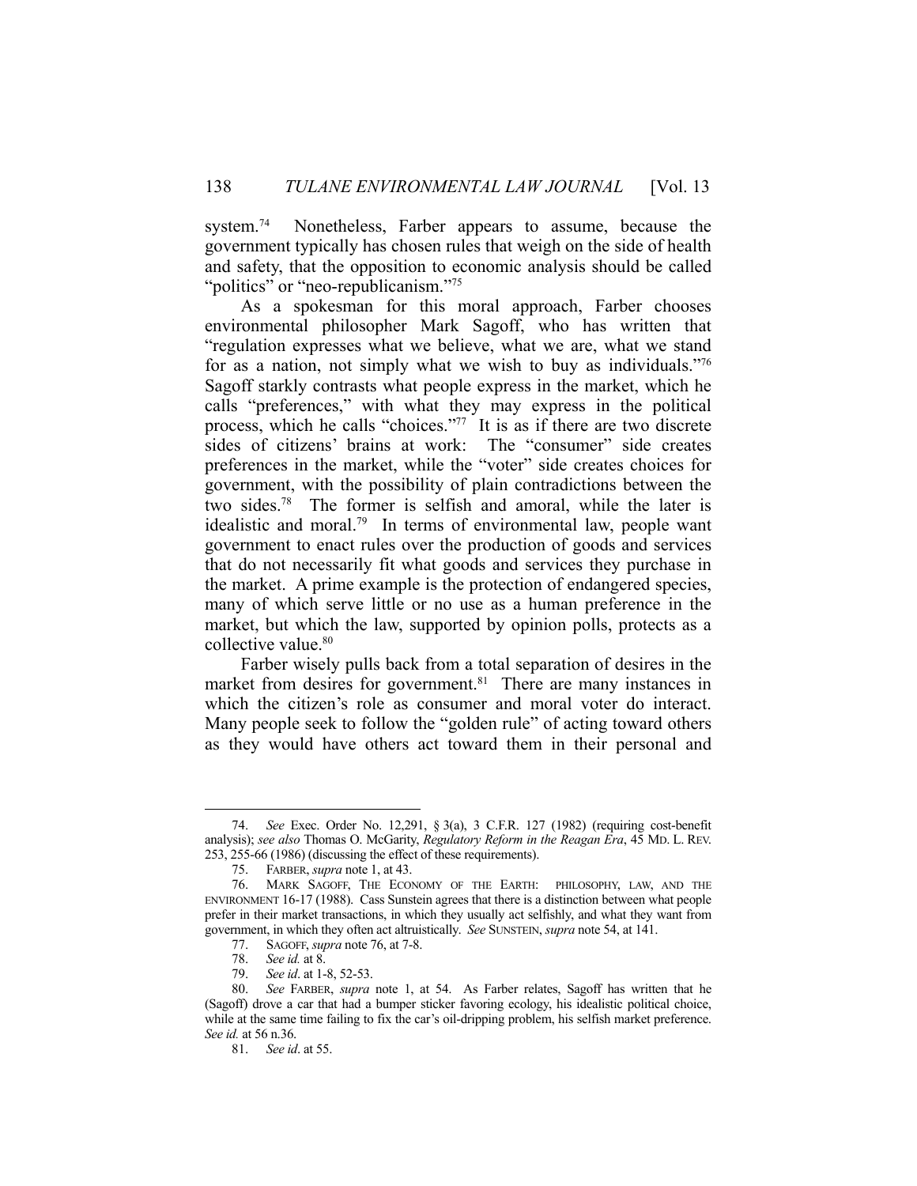system.[74] Nonetheless, Farber appears to assume, because the government typically has chosen rules that weigh on the side of health and safety, that the opposition to economic analysis should be called "politics" or "neo-republicanism."[75]

As a spokesman for this moral approach, Farber chooses environmental philosopher Mark Sagoff, who has written that "regulation expresses what we believe, what we are, what we stand for as a nation, not simply what we wish to buy as individuals."[76] Sagoff starkly contrasts what people express in the market, which he calls "preferences," with what they may express in the political process, which he calls "choices."[77] It is as if there are two discrete sides of citizens' brains at work: The "consumer" side creates preferences in the market, while the "voter" side creates choices for government, with the possibility of plain contradictions between the two sides.[78] The former is selfish and amoral, while the later is idealistic and moral.[79] In terms of environmental law, people want government to enact rules over the production of goods and services that do not necessarily fit what goods and services they purchase in the market. A prime example is the protection of endangered species, many of which serve little or no use as a human preference in the market, but which the law, supported by opinion polls, protects as a collective value.[80]

Farber wisely pulls back from a total separation of desires in the market from desires for government.[81] There are many instances in which the citizen's role as consumer and moral voter do interact. Many people seek to follow the "golden rule" of acting toward others as they would have others act toward them in their personal and

---

74. *See* Exec. Order No. 12,291, § 3(a), 3 C.F.R. 127 (1982) (requiring cost-benefit analysis); *see also* Thomas O. McGarity, *Regulatory Reform in the Reagan Era*, 45 MD. L. REV. 253, 255-66 (1986) (discussing the effect of these requirements).

75. FARBER, *supra* note 1, at 43.

76. MARK SAGOFF, THE ECONOMY OF THE EARTH: PHILOSOPHY, LAW, AND THE ENVIRONMENT 16-17 (1988). Cass Sunstein agrees that there is a distinction between what people prefer in their market transactions, in which they usually act selfishly, and what they want from government, in which they often act altruistically. *See* SUNSTEIN, *supra* note 54, at 141.

77. SAGOFF, *supra* note 76, at 7-8.

78. *See id.* at 8.

79. *See id*. at 1-8, 52-53.

80. *See* FARBER, *supra* note 1, at 54. As Farber relates, Sagoff has written that he (Sagoff) drove a car that had a bumper sticker favoring ecology, his idealistic political choice, while at the same time failing to fix the car's oil-dripping problem, his selfish market preference. *See id.* at 56 n.36.

81. *See id*. at 55.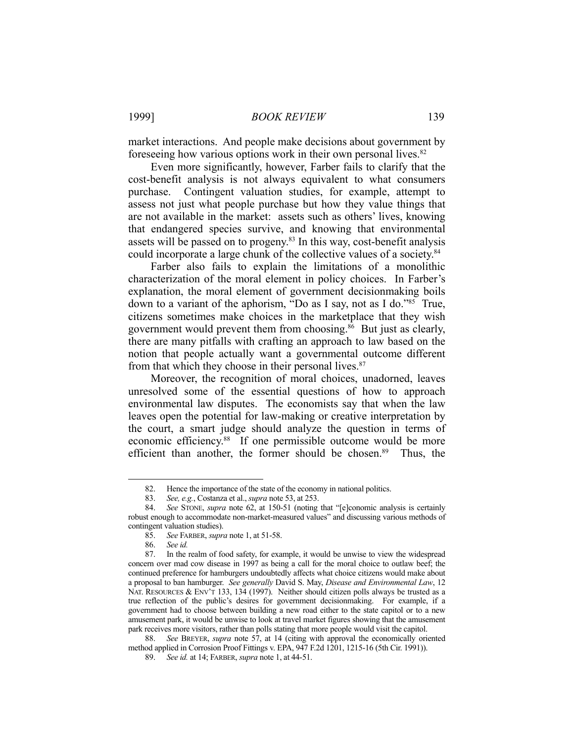market interactions. And people make decisions about government by foreseeing how various options work in their own personal lives.[82]

Even more significantly, however, Farber fails to clarify that the cost-benefit analysis is not always equivalent to what consumers purchase. Contingent valuation studies, for example, attempt to assess not just what people purchase but how they value things that are not available in the market: assets such as others' lives, knowing that endangered species survive, and knowing that environmental assets will be passed on to progeny.[83] In this way, cost-benefit analysis could incorporate a large chunk of the collective values of a society.[84]

Farber also fails to explain the limitations of a monolithic characterization of the moral element in policy choices. In Farber's explanation, the moral element of government decisionmaking boils down to a variant of the aphorism, "Do as I say, not as I do."[85] True, citizens sometimes make choices in the marketplace that they wish government would prevent them from choosing.[86] But just as clearly, there are many pitfalls with crafting an approach to law based on the notion that people actually want a governmental outcome different from that which they choose in their personal lives.[87]

Moreover, the recognition of moral choices, unadorned, leaves unresolved some of the essential questions of how to approach environmental law disputes. The economists say that when the law leaves open the potential for law-making or creative interpretation by the court, a smart judge should analyze the question in terms of economic efficiency.[88] If one permissible outcome would be more efficient than another, the former should be chosen.[89] Thus, the

---

82. Hence the importance of the state of the economy in national politics.

83. *See, e.g.*, Costanza et al., *supra* note 53, at 253.

84. *See* STONE, *supra* note 62, at 150-51 (noting that "[e]conomic analysis is certainly robust enough to accommodate non-market-measured values" and discussing various methods of contingent valuation studies).

85. *See* FARBER, *supra* note 1, at 51-58.

86. *See id.*

87. In the realm of food safety, for example, it would be unwise to view the widespread concern over mad cow disease in 1997 as being a call for the moral choice to outlaw beef; the continued preference for hamburgers undoubtedly affects what choice citizens would make about a proposal to ban hamburger. *See generally* David S. May, *Disease and Environmental Law*, 12 NAT. RESOURCES & ENV'T 133, 134 (1997). Neither should citizen polls always be trusted as a true reflection of the public's desires for government decisionmaking. For example, if a government had to choose between building a new road either to the state capitol or to a new amusement park, it would be unwise to look at travel market figures showing that the amusement park receives more visitors, rather than polls stating that more people would visit the capitol.

88. *See* BREYER, *supra* note 57, at 14 (citing with approval the economically oriented method applied in Corrosion Proof Fittings v. EPA, 947 F.2d 1201, 1215-16 (5th Cir. 1991)).

89. *See id.* at 14; FARBER, *supra* note 1, at 44-51.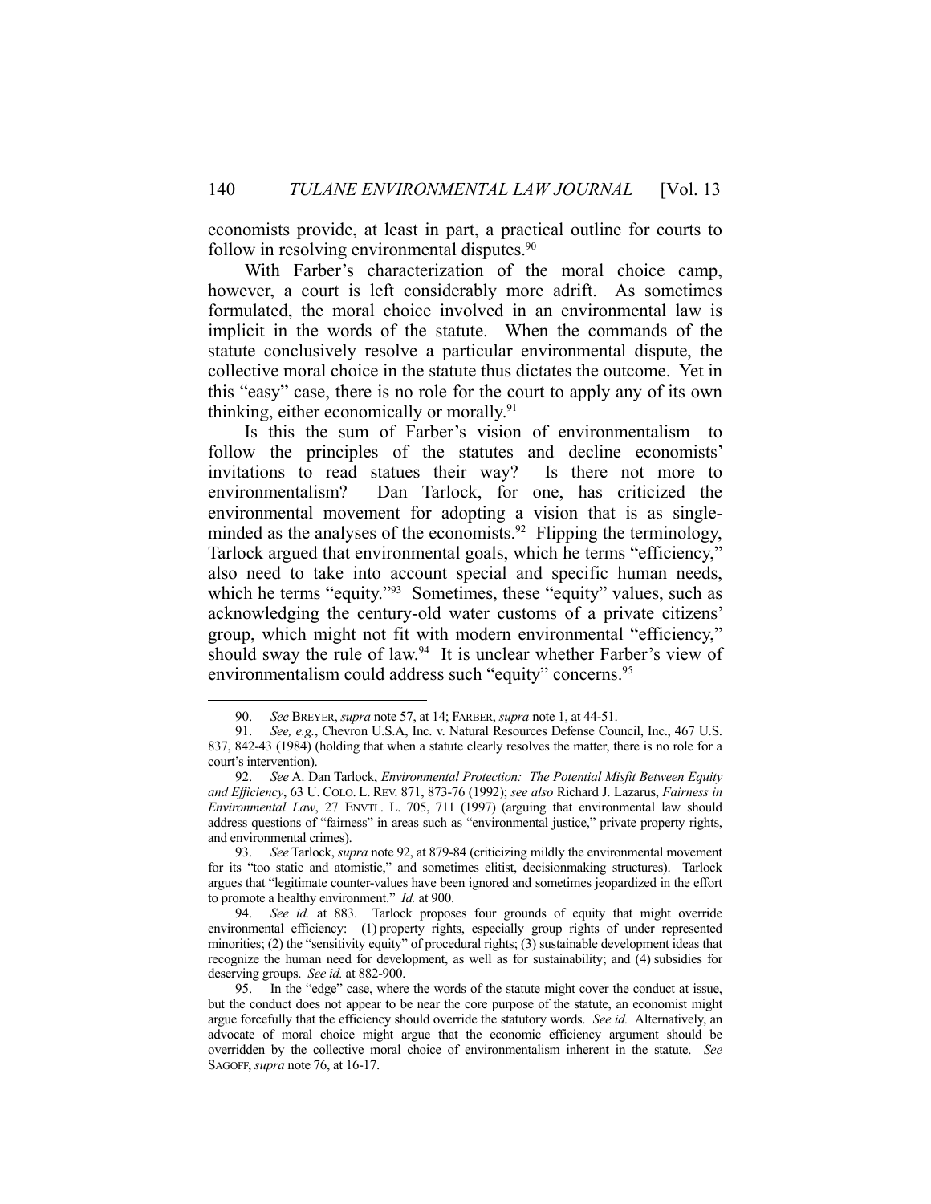economists provide, at least in part, a practical outline for courts to follow in resolving environmental disputes.[90]

With Farber's characterization of the moral choice camp, however, a court is left considerably more adrift. As sometimes formulated, the moral choice involved in an environmental law is implicit in the words of the statute. When the commands of the statute conclusively resolve a particular environmental dispute, the collective moral choice in the statute thus dictates the outcome. Yet in this "easy" case, there is no role for the court to apply any of its own thinking, either economically or morally.[91]

Is this the sum of Farber's vision of environmentalism—to follow the principles of the statutes and decline economists' invitations to read statues their way? Is there not more to environmentalism? Dan Tarlock, for one, has criticized the environmental movement for adopting a vision that is as single-minded as the analyses of the economists.[92] Flipping the terminology, Tarlock argued that environmental goals, which he terms "efficiency," also need to take into account special and specific human needs, which he terms "equity."[93] Sometimes, these "equity" values, such as acknowledging the century-old water customs of a private citizens' group, which might not fit with modern environmental "efficiency," should sway the rule of law.[94] It is unclear whether Farber's view of environmentalism could address such "equity" concerns.[95]

---

90. *See* BREYER, *supra* note 57, at 14; FARBER, *supra* note 1, at 44-51.

91. *See, e.g.*, Chevron U.S.A, Inc. v. Natural Resources Defense Council, Inc., 467 U.S. 837, 842-43 (1984) (holding that when a statute clearly resolves the matter, there is no role for a court's intervention).

92. *See* A. Dan Tarlock, *Environmental Protection: The Potential Misfit Between Equity and Efficiency*, 63 U. COLO. L. REV. 871, 873-76 (1992); *see also* Richard J. Lazarus, *Fairness in Environmental Law*, 27 ENVTL. L. 705, 711 (1997) (arguing that environmental law should address questions of "fairness" in areas such as "environmental justice," private property rights, and environmental crimes).

93. *See* Tarlock, *supra* note 92, at 879-84 (criticizing mildly the environmental movement for its "too static and atomistic," and sometimes elitist, decisionmaking structures). Tarlock argues that "legitimate counter-values have been ignored and sometimes jeopardized in the effort to promote a healthy environment." *Id.* at 900.

94. *See id.* at 883. Tarlock proposes four grounds of equity that might override environmental efficiency: (1) property rights, especially group rights of under represented minorities; (2) the "sensitivity equity" of procedural rights; (3) sustainable development ideas that recognize the human need for development, as well as for sustainability; and (4) subsidies for deserving groups. *See id.* at 882-900.

95. In the "edge" case, where the words of the statute might cover the conduct at issue, but the conduct does not appear to be near the core purpose of the statute, an economist might argue forcefully that the efficiency should override the statutory words. *See id.* Alternatively, an advocate of moral choice might argue that the economic efficiency argument should be overridden by the collective moral choice of environmentalism inherent in the statute. *See* SAGOFF, *supra* note 76, at 16-17.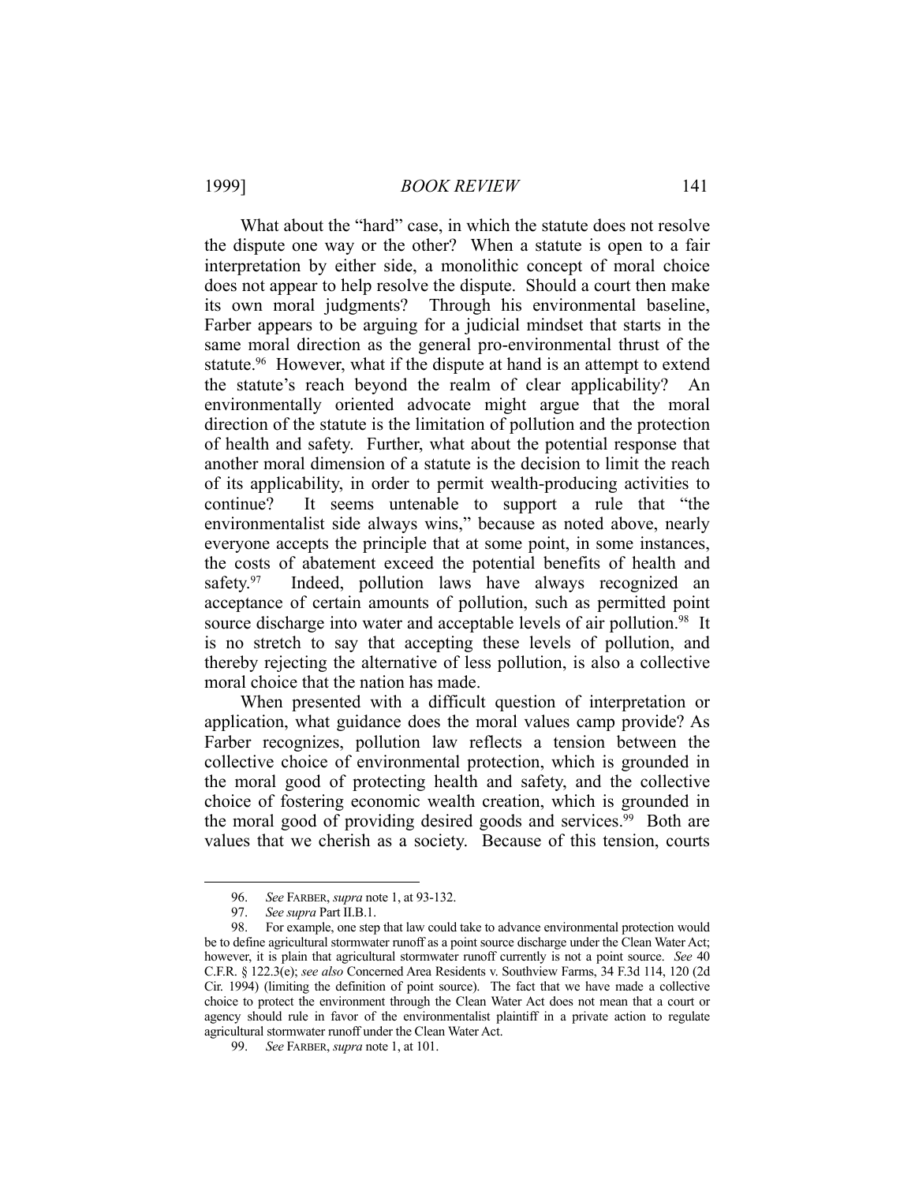What about the "hard" case, in which the statute does not resolve the dispute one way or the other? When a statute is open to a fair interpretation by either side, a monolithic concept of moral choice does not appear to help resolve the dispute. Should a court then make its own moral judgments? Through his environmental baseline, Farber appears to be arguing for a judicial mindset that starts in the same moral direction as the general pro-environmental thrust of the statute.[96] However, what if the dispute at hand is an attempt to extend the statute's reach beyond the realm of clear applicability? An environmentally oriented advocate might argue that the moral direction of the statute is the limitation of pollution and the protection of health and safety. Further, what about the potential response that another moral dimension of a statute is the decision to limit the reach of its applicability, in order to permit wealth-producing activities to continue? It seems untenable to support a rule that "the environmentalist side always wins," because as noted above, nearly everyone accepts the principle that at some point, in some instances, the costs of abatement exceed the potential benefits of health and safety.[97] Indeed, pollution laws have always recognized an acceptance of certain amounts of pollution, such as permitted point source discharge into water and acceptable levels of air pollution.[98] It is no stretch to say that accepting these levels of pollution, and thereby rejecting the alternative of less pollution, is also a collective moral choice that the nation has made.

When presented with a difficult question of interpretation or application, what guidance does the moral values camp provide? As Farber recognizes, pollution law reflects a tension between the collective choice of environmental protection, which is grounded in the moral good of protecting health and safety, and the collective choice of fostering economic wealth creation, which is grounded in the moral good of providing desired goods and services.[99] Both are values that we cherish as a society. Because of this tension, courts

---

96. *See* FARBER, *supra* note 1, at 93-132.

97. *See supra* Part II.B.1.

98. For example, one step that law could take to advance environmental protection would be to define agricultural stormwater runoff as a point source discharge under the Clean Water Act; however, it is plain that agricultural stormwater runoff currently is not a point source. *See* 40 C.F.R. § 122.3(e); *see also* Concerned Area Residents v. Southview Farms, 34 F.3d 114, 120 (2d Cir. 1994) (limiting the definition of point source). The fact that we have made a collective choice to protect the environment through the Clean Water Act does not mean that a court or agency should rule in favor of the environmentalist plaintiff in a private action to regulate agricultural stormwater runoff under the Clean Water Act.

99. *See* FARBER, *supra* note 1, at 101.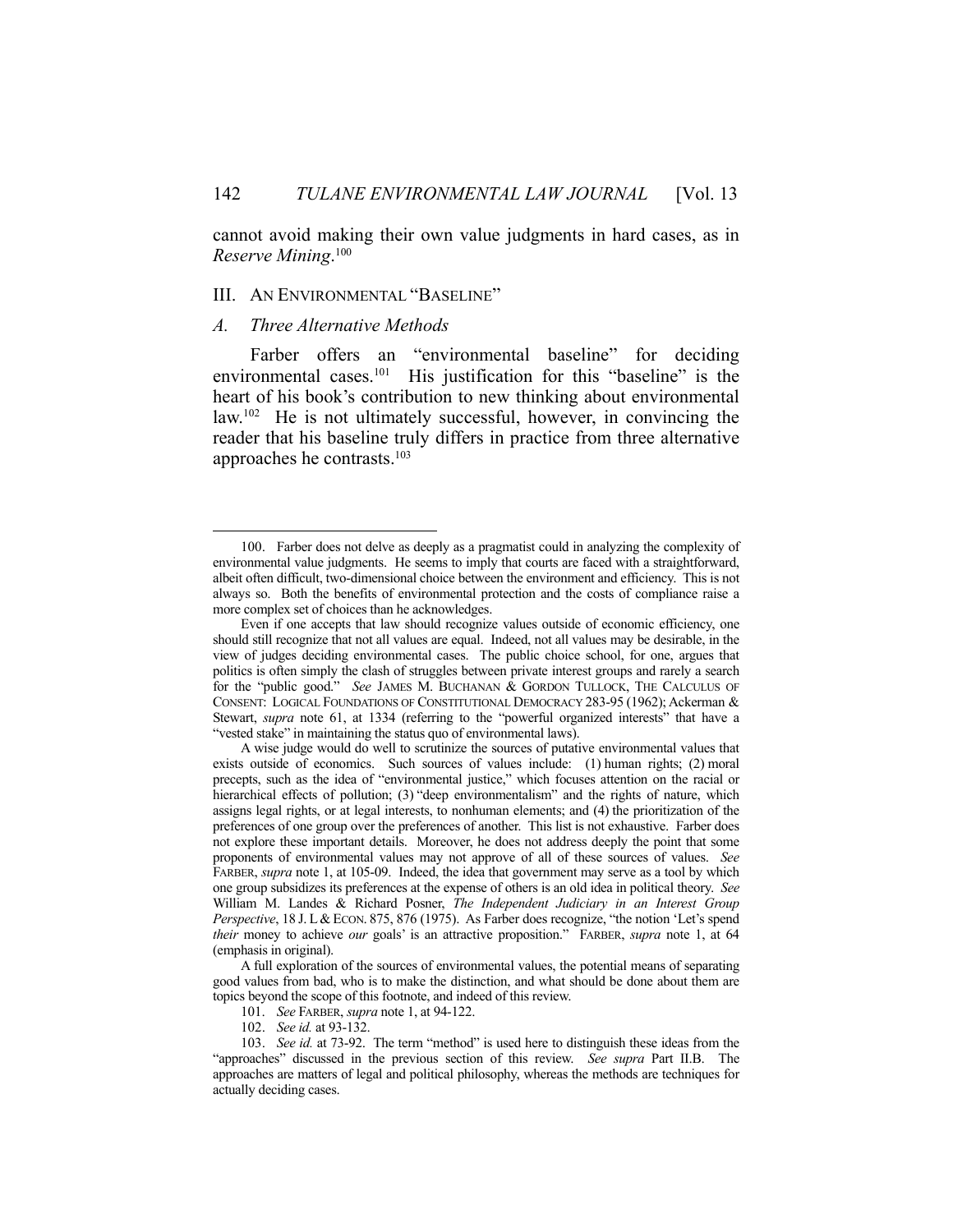cannot avoid making their own value judgments in hard cases, as in *Reserve Mining*.[100]

## III. AN ENVIRONMENTAL "BASELINE"

### *A. Three Alternative Methods*

Farber offers an "environmental baseline" for deciding environmental cases.[101] His justification for this "baseline" is the heart of his book's contribution to new thinking about environmental law.[102] He is not ultimately successful, however, in convincing the reader that his baseline truly differs in practice from three alternative approaches he contrasts.[103]

---

100. Farber does not delve as deeply as a pragmatist could in analyzing the complexity of environmental value judgments. He seems to imply that courts are faced with a straightforward, albeit often difficult, two-dimensional choice between the environment and efficiency. This is not always so. Both the benefits of environmental protection and the costs of compliance raise a more complex set of choices than he acknowledges.

Even if one accepts that law should recognize values outside of economic efficiency, one should still recognize that not all values are equal. Indeed, not all values may be desirable, in the view of judges deciding environmental cases. The public choice school, for one, argues that politics is often simply the clash of struggles between private interest groups and rarely a search for the "public good." *See* JAMES M. BUCHANAN & GORDON TULLOCK, THE CALCULUS OF CONSENT: LOGICAL FOUNDATIONS OF CONSTITUTIONAL DEMOCRACY 283-95 (1962); Ackerman & Stewart, *supra* note 61, at 1334 (referring to the "powerful organized interests" that have a "vested stake" in maintaining the status quo of environmental laws).

A wise judge would do well to scrutinize the sources of putative environmental values that exists outside of economics. Such sources of values include: (1) human rights; (2) moral precepts, such as the idea of "environmental justice," which focuses attention on the racial or hierarchical effects of pollution; (3) "deep environmentalism" and the rights of nature, which assigns legal rights, or at legal interests, to nonhuman elements; and (4) the prioritization of the preferences of one group over the preferences of another. This list is not exhaustive. Farber does not explore these important details. Moreover, he does not address deeply the point that some proponents of environmental values may not approve of all of these sources of values. *See* FARBER, *supra* note 1, at 105-09. Indeed, the idea that government may serve as a tool by which one group subsidizes its preferences at the expense of others is an old idea in political theory. *See* William M. Landes & Richard Posner, *The Independent Judiciary in an Interest Group Perspective*, 18 J. L & ECON. 875, 876 (1975). As Farber does recognize, "the notion 'Let's spend *their* money to achieve *our* goals' is an attractive proposition." FARBER, *supra* note 1, at 64 (emphasis in original).

A full exploration of the sources of environmental values, the potential means of separating good values from bad, who is to make the distinction, and what should be done about them are topics beyond the scope of this footnote, and indeed of this review.

101. *See* FARBER, *supra* note 1, at 94-122.

102. *See id.* at 93-132.

103. *See id.* at 73-92. The term "method" is used here to distinguish these ideas from the "approaches" discussed in the previous section of this review. *See supra* Part II.B. The approaches are matters of legal and political philosophy, whereas the methods are techniques for actually deciding cases.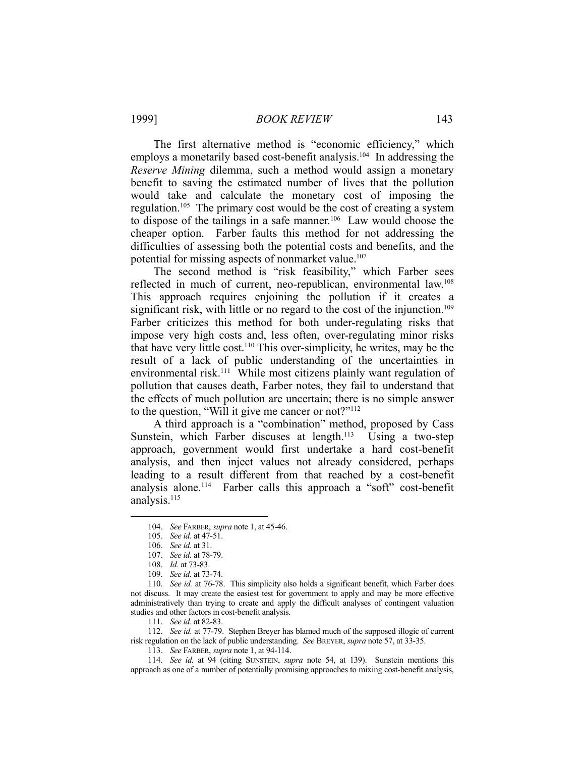The first alternative method is "economic efficiency," which employs a monetarily based cost-benefit analysis.[104] In addressing the *Reserve Mining* dilemma, such a method would assign a monetary benefit to saving the estimated number of lives that the pollution would take and calculate the monetary cost of imposing the regulation.[105] The primary cost would be the cost of creating a system to dispose of the tailings in a safe manner.[106] Law would choose the cheaper option. Farber faults this method for not addressing the difficulties of assessing both the potential costs and benefits, and the potential for missing aspects of nonmarket value.[107]

The second method is "risk feasibility," which Farber sees reflected in much of current, neo-republican, environmental law.[108] This approach requires enjoining the pollution if it creates a significant risk, with little or no regard to the cost of the injunction.[109] Farber criticizes this method for both under-regulating risks that impose very high costs and, less often, over-regulating minor risks that have very little cost.[110] This over-simplicity, he writes, may be the result of a lack of public understanding of the uncertainties in environmental risk.[111] While most citizens plainly want regulation of pollution that causes death, Farber notes, they fail to understand that the effects of much pollution are uncertain; there is no simple answer to the question, "Will it give me cancer or not?"[112]

A third approach is a "combination" method, proposed by Cass Sunstein, which Farber discuses at length.[113] Using a two-step approach, government would first undertake a hard cost-benefit analysis, and then inject values not already considered, perhaps leading to a result different from that reached by a cost-benefit analysis alone.[114] Farber calls this approach a "soft" cost-benefit analysis.[115]

---

104. *See* FARBER, *supra* note 1, at 45-46.

105. *See id.* at 47-51.

106. *See id.* at 31.

107. *See id.* at 78-79.

108. *Id.* at 73-83.

109. *See id.* at 73-74.

110. *See id.* at 76-78. This simplicity also holds a significant benefit, which Farber does not discuss. It may create the easiest test for government to apply and may be more effective administratively than trying to create and apply the difficult analyses of contingent valuation studies and other factors in cost-benefit analysis.

111. *See id.* at 82-83.

112. *See id.* at 77-79. Stephen Breyer has blamed much of the supposed illogic of current risk regulation on the lack of public understanding. *See* BREYER, *supra* note 57, at 33-35.

113. *See* FARBER, *supra* note 1, at 94-114.

114. *See id.* at 94 (citing SUNSTEIN, *supra* note 54, at 139). Sunstein mentions this approach as one of a number of potentially promising approaches to mixing cost-benefit analysis,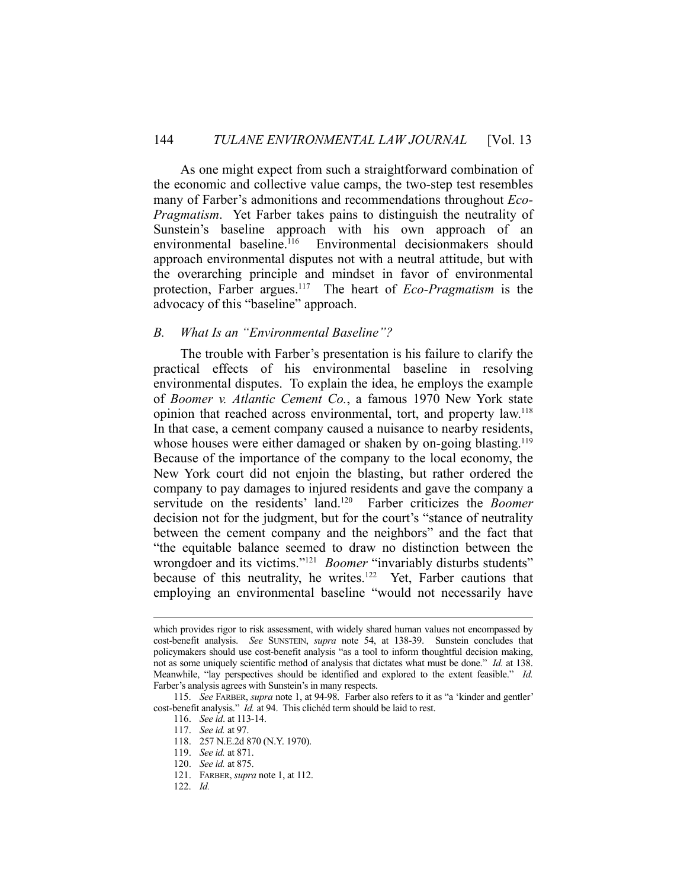As one might expect from such a straightforward combination of the economic and collective value camps, the two-step test resembles many of Farber's admonitions and recommendations throughout *Eco-Pragmatism*. Yet Farber takes pains to distinguish the neutrality of Sunstein's baseline approach with his own approach of an environmental baseline.[116] Environmental decisionmakers should approach environmental disputes not with a neutral attitude, but with the overarching principle and mindset in favor of environmental protection, Farber argues.[117] The heart of *Eco-Pragmatism* is the advocacy of this "baseline" approach.

### B. *What Is an "Environmental Baseline"?*

The trouble with Farber's presentation is his failure to clarify the practical effects of his environmental baseline in resolving environmental disputes. To explain the idea, he employs the example of *Boomer v. Atlantic Cement Co.*, a famous 1970 New York state opinion that reached across environmental, tort, and property law.[118] In that case, a cement company caused a nuisance to nearby residents, whose houses were either damaged or shaken by on-going blasting.[119] Because of the importance of the company to the local economy, the New York court did not enjoin the blasting, but rather ordered the company to pay damages to injured residents and gave the company a servitude on the residents' land.[120] Farber criticizes the *Boomer* decision not for the judgment, but for the court's "stance of neutrality between the cement company and the neighbors" and the fact that "the equitable balance seemed to draw no distinction between the wrongdoer and its victims."[121] *Boomer* "invariably disturbs students" because of this neutrality, he writes.[122] Yet, Farber cautions that employing an environmental baseline "would not necessarily have

---

which provides rigor to risk assessment, with widely shared human values not encompassed by cost-benefit analysis. *See* SUNSTEIN, *supra* note 54, at 138-39. Sunstein concludes that policymakers should use cost-benefit analysis "as a tool to inform thoughtful decision making, not as some uniquely scientific method of analysis that dictates what must be done." *Id.* at 138. Meanwhile, "lay perspectives should be identified and explored to the extent feasible." *Id.* Farber's analysis agrees with Sunstein's in many respects.

115. *See* FARBER, *supra* note 1, at 94-98. Farber also refers to it as "a 'kinder and gentler' cost-benefit analysis." *Id.* at 94. This clichéd term should be laid to rest.

116. *See id*. at 113-14.

117. *See id.* at 97.

118. 257 N.E.2d 870 (N.Y. 1970).

119. *See id.* at 871.

120. *See id.* at 875.

121. FARBER, *supra* note 1, at 112.

122. *Id.*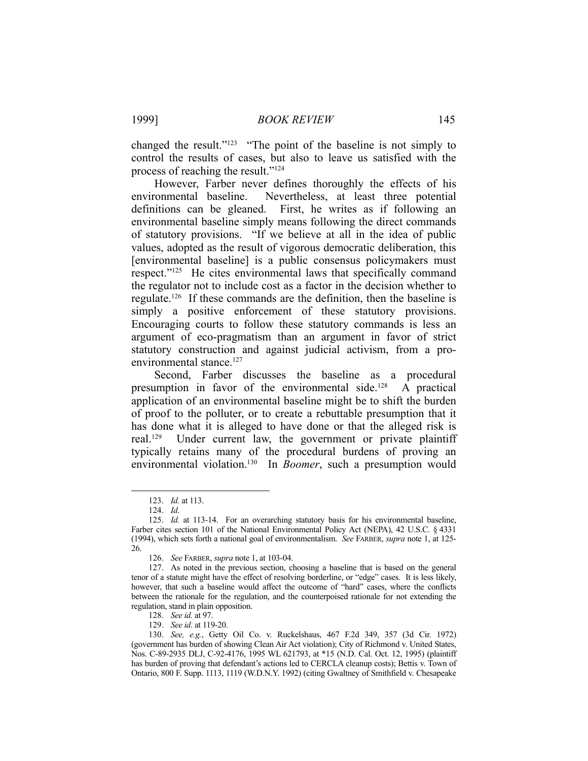changed the result."[123] "The point of the baseline is not simply to control the results of cases, but also to leave us satisfied with the process of reaching the result."[124]

However, Farber never defines thoroughly the effects of his environmental baseline. Nevertheless, at least three potential definitions can be gleaned. First, he writes as if following an environmental baseline simply means following the direct commands of statutory provisions. "If we believe at all in the idea of public values, adopted as the result of vigorous democratic deliberation, this [environmental baseline] is a public consensus policymakers must respect."[125] He cites environmental laws that specifically command the regulator not to include cost as a factor in the decision whether to regulate.[126] If these commands are the definition, then the baseline is simply a positive enforcement of these statutory provisions. Encouraging courts to follow these statutory commands is less an argument of eco-pragmatism than an argument in favor of strict statutory construction and against judicial activism, from a pro-environmental stance.[127]

Second, Farber discusses the baseline as a procedural presumption in favor of the environmental side.[128] A practical application of an environmental baseline might be to shift the burden of proof to the polluter, or to create a rebuttable presumption that it has done what it is alleged to have done or that the alleged risk is real.[129] Under current law, the government or private plaintiff typically retains many of the procedural burdens of proving an environmental violation.[130] In *Boomer*, such a presumption would

---

123. *Id.* at 113.

124. *Id*.

125. *Id.* at 113-14. For an overarching statutory basis for his environmental baseline, Farber cites section 101 of the National Environmental Policy Act (NEPA), 42 U.S.C. § 4331 (1994), which sets forth a national goal of environmentalism. *See* FARBER, *supra* note 1, at 125-26.

126. *See* FARBER, *supra* note 1, at 103-04.

127. As noted in the previous section, choosing a baseline that is based on the general tenor of a statute might have the effect of resolving borderline, or "edge" cases. It is less likely, however, that such a baseline would affect the outcome of "hard" cases, where the conflicts between the rationale for the regulation, and the counterpoised rationale for not extending the regulation, stand in plain opposition.

128. *See id.* at 97.

129. *See id*. at 119-20.

130. *See, e.g.*, Getty Oil Co. v. Ruckelshaus, 467 F.2d 349, 357 (3d Cir. 1972) (government has burden of showing Clean Air Act violation); City of Richmond v. United States, Nos. C-89-2935 DLJ, C-92-4176, 1995 WL 621793, at *15 (N.D. Cal. Oct. 12, 1995) (plaintiff has burden of proving that defendant's actions led to CERCLA cleanup costs); Bettis v. Town of Ontario, 800 F. Supp. 1113, 1119 (W.D.N.Y. 1992) (citing Gwaltney of Smithfield v. Chesapeake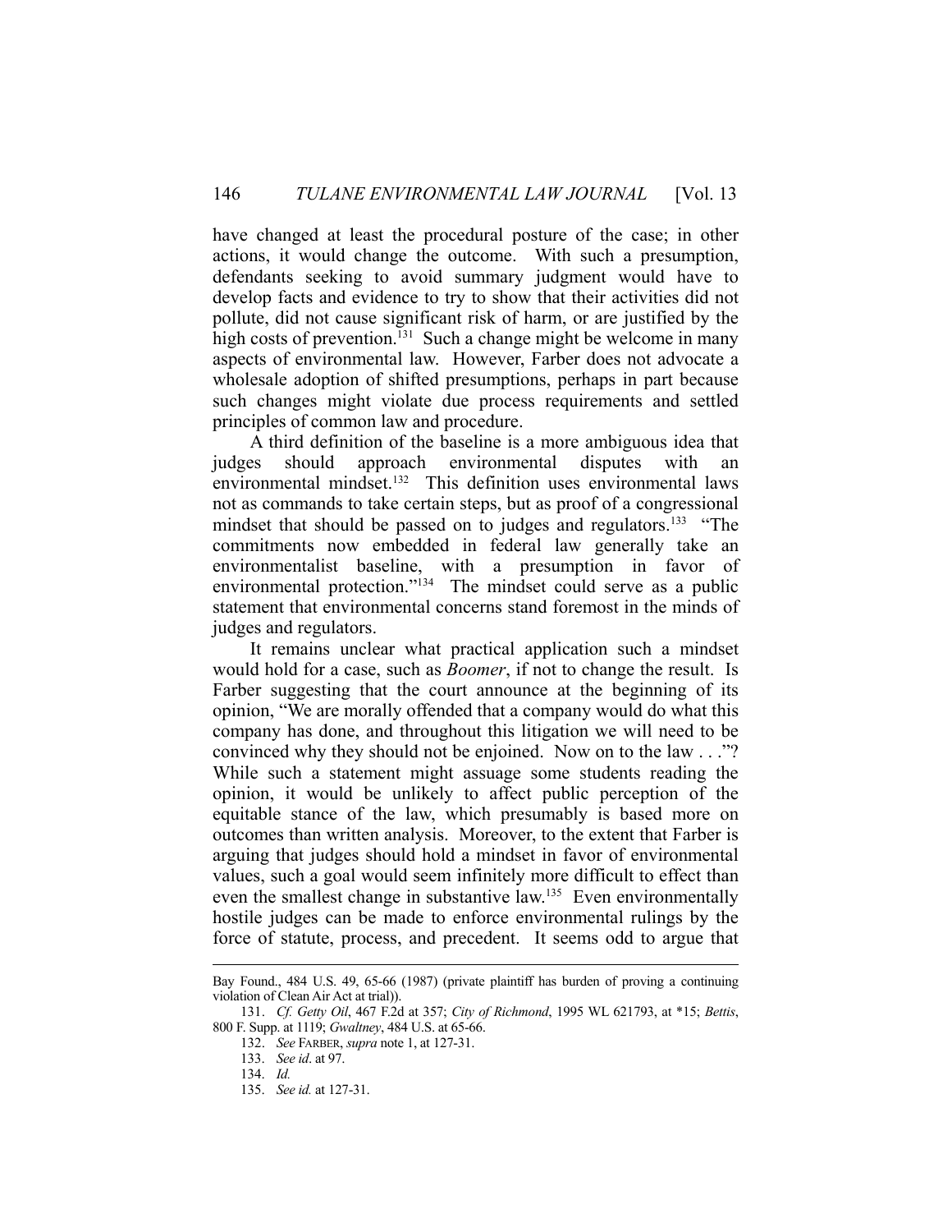have changed at least the procedural posture of the case; in other actions, it would change the outcome. With such a presumption, defendants seeking to avoid summary judgment would have to develop facts and evidence to try to show that their activities did not pollute, did not cause significant risk of harm, or are justified by the high costs of prevention.[131] Such a change might be welcome in many aspects of environmental law. However, Farber does not advocate a wholesale adoption of shifted presumptions, perhaps in part because such changes might violate due process requirements and settled principles of common law and procedure.

A third definition of the baseline is a more ambiguous idea that judges should approach environmental disputes with an environmental mindset.[132] This definition uses environmental laws not as commands to take certain steps, but as proof of a congressional mindset that should be passed on to judges and regulators.[133] "The commitments now embedded in federal law generally take an environmentalist baseline, with a presumption in favor of environmental protection."[134] The mindset could serve as a public statement that environmental concerns stand foremost in the minds of judges and regulators.

It remains unclear what practical application such a mindset would hold for a case, such as *Boomer*, if not to change the result. Is Farber suggesting that the court announce at the beginning of its opinion, "We are morally offended that a company would do what this company has done, and throughout this litigation we will need to be convinced why they should not be enjoined. Now on to the law . . ."? While such a statement might assuage some students reading the opinion, it would be unlikely to affect public perception of the equitable stance of the law, which presumably is based more on outcomes than written analysis. Moreover, to the extent that Farber is arguing that judges should hold a mindset in favor of environmental values, such a goal would seem infinitely more difficult to effect than even the smallest change in substantive law.[135] Even environmentally hostile judges can be made to enforce environmental rulings by the force of statute, process, and precedent. It seems odd to argue that

---

Bay Found., 484 U.S. 49, 65-66 (1987) (private plaintiff has burden of proving a continuing violation of Clean Air Act at trial)).

131. *Cf. Getty Oil*, 467 F.2d at 357; *City of Richmond*, 1995 WL 621793, at *15; *Bettis*, 800 F. Supp. at 1119; *Gwaltney*, 484 U.S. at 65-66.

132. *See* FARBER, *supra* note 1, at 127-31.

133. *See id*. at 97.

134. *Id.*

135. *See id.* at 127-31.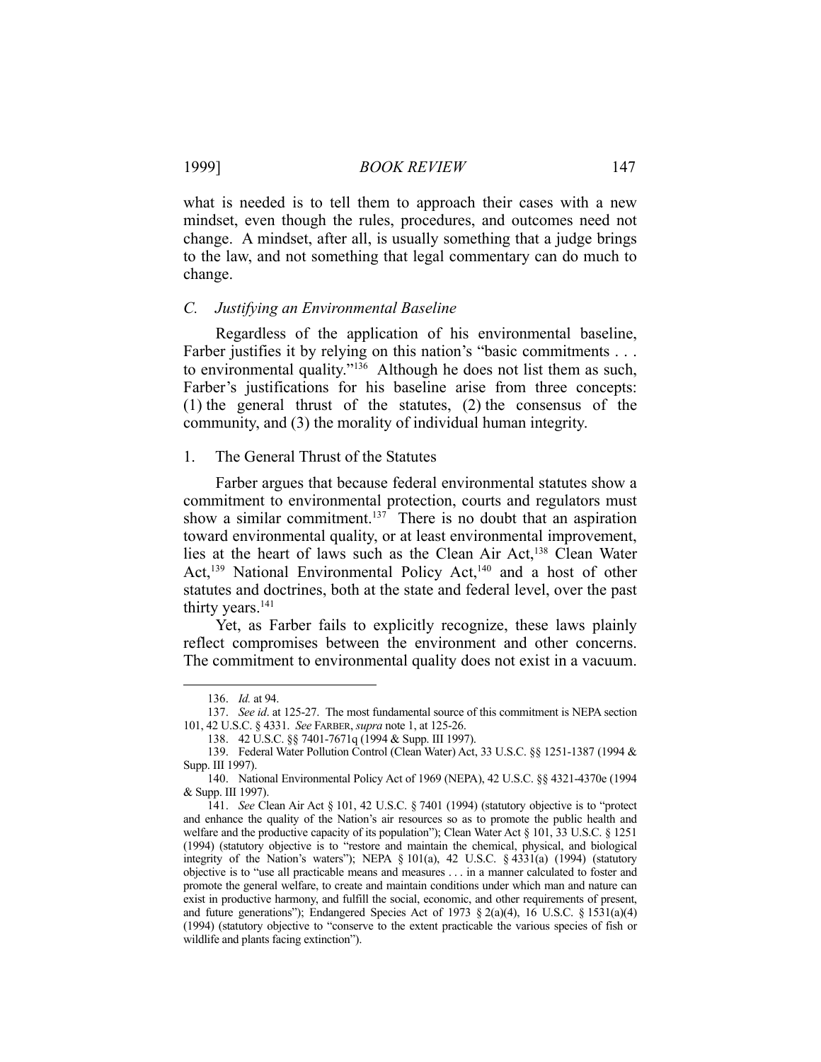what is needed is to tell them to approach their cases with a new mindset, even though the rules, procedures, and outcomes need not change. A mindset, after all, is usually something that a judge brings to the law, and not something that legal commentary can do much to change.

### C. *Justifying an Environmental Baseline*

Regardless of the application of his environmental baseline, Farber justifies it by relying on this nation's "basic commitments . . . to environmental quality."[136] Although he does not list them as such, Farber's justifications for his baseline arise from three concepts: (1) the general thrust of the statutes, (2) the consensus of the community, and (3) the morality of individual human integrity.

#### 1. The General Thrust of the Statutes

Farber argues that because federal environmental statutes show a commitment to environmental protection, courts and regulators must show a similar commitment.[137] There is no doubt that an aspiration toward environmental quality, or at least environmental improvement, lies at the heart of laws such as the Clean Air Act,[138] Clean Water Act,[139] National Environmental Policy Act,[140] and a host of other statutes and doctrines, both at the state and federal level, over the past thirty years.[141]

Yet, as Farber fails to explicitly recognize, these laws plainly reflect compromises between the environment and other concerns. The commitment to environmental quality does not exist in a vacuum.

---

136. *Id.* at 94.

137. *See id*. at 125-27. The most fundamental source of this commitment is NEPA section 101, 42 U.S.C. § 4331. *See* FARBER, *supra* note 1, at 125-26.

138. 42 U.S.C. §§ 7401-7671q (1994 & Supp. III 1997).

139. Federal Water Pollution Control (Clean Water) Act, 33 U.S.C. §§ 1251-1387 (1994 & Supp. III 1997).

140. National Environmental Policy Act of 1969 (NEPA), 42 U.S.C. §§ 4321-4370e (1994 & Supp. III 1997).

141. *See* Clean Air Act § 101, 42 U.S.C. § 7401 (1994) (statutory objective is to "protect and enhance the quality of the Nation's air resources so as to promote the public health and welfare and the productive capacity of its population"); Clean Water Act § 101, 33 U.S.C. § 1251 (1994) (statutory objective is to "restore and maintain the chemical, physical, and biological integrity of the Nation's waters"); NEPA § 101(a), 42 U.S.C. § 4331(a) (1994) (statutory objective is to "use all practicable means and measures . . . in a manner calculated to foster and promote the general welfare, to create and maintain conditions under which man and nature can exist in productive harmony, and fulfill the social, economic, and other requirements of present, and future generations"); Endangered Species Act of 1973 § 2(a)(4), 16 U.S.C. § 1531(a)(4) (1994) (statutory objective to "conserve to the extent practicable the various species of fish or wildlife and plants facing extinction").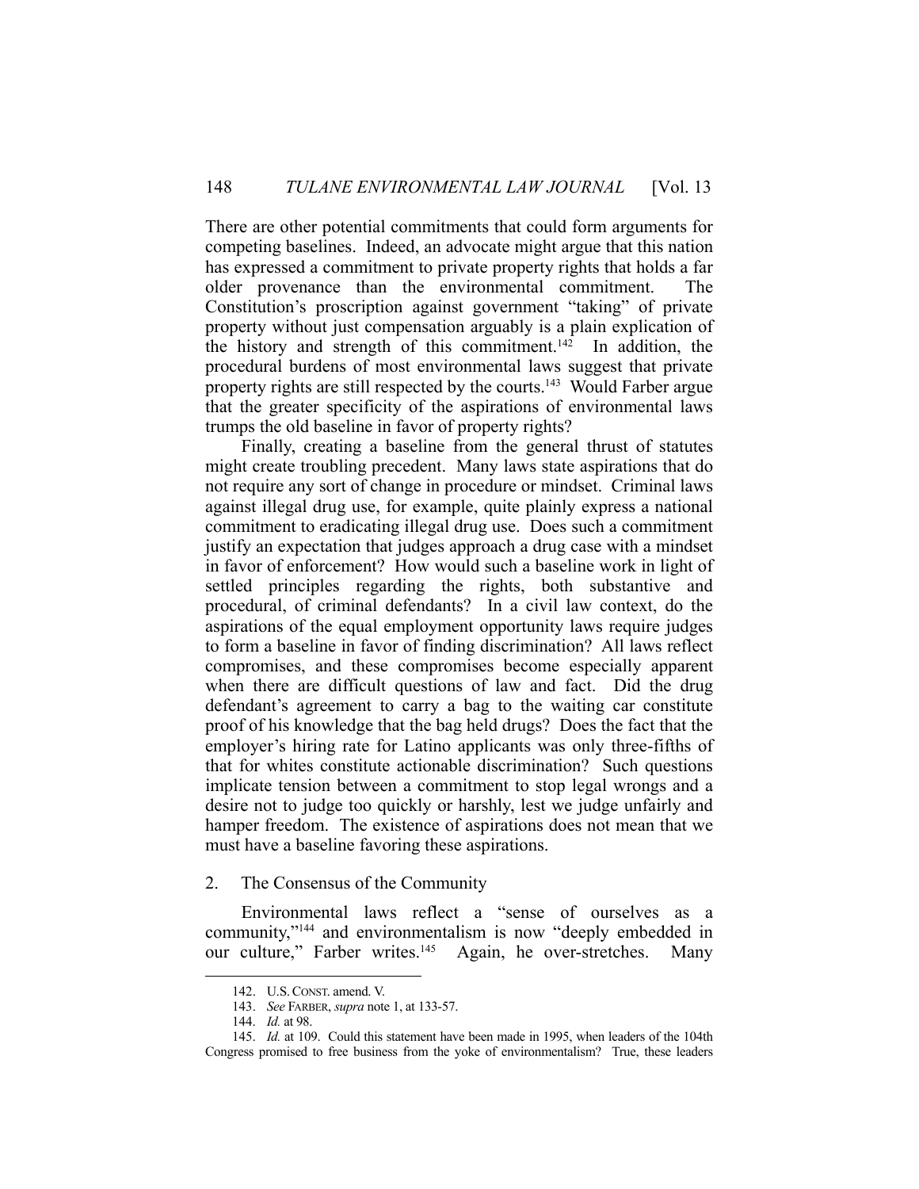There are other potential commitments that could form arguments for competing baselines. Indeed, an advocate might argue that this nation has expressed a commitment to private property rights that holds a far older provenance than the environmental commitment. The Constitution's proscription against government "taking" of private property without just compensation arguably is a plain explication of the history and strength of this commitment.[142] In addition, the procedural burdens of most environmental laws suggest that private property rights are still respected by the courts.[143] Would Farber argue that the greater specificity of the aspirations of environmental laws trumps the old baseline in favor of property rights?

Finally, creating a baseline from the general thrust of statutes might create troubling precedent. Many laws state aspirations that do not require any sort of change in procedure or mindset. Criminal laws against illegal drug use, for example, quite plainly express a national commitment to eradicating illegal drug use. Does such a commitment justify an expectation that judges approach a drug case with a mindset in favor of enforcement? How would such a baseline work in light of settled principles regarding the rights, both substantive and procedural, of criminal defendants? In a civil law context, do the aspirations of the equal employment opportunity laws require judges to form a baseline in favor of finding discrimination? All laws reflect compromises, and these compromises become especially apparent when there are difficult questions of law and fact. Did the drug defendant's agreement to carry a bag to the waiting car constitute proof of his knowledge that the bag held drugs? Does the fact that the employer's hiring rate for Latino applicants was only three-fifths of that for whites constitute actionable discrimination? Such questions implicate tension between a commitment to stop legal wrongs and a desire not to judge too quickly or harshly, lest we judge unfairly and hamper freedom. The existence of aspirations does not mean that we must have a baseline favoring these aspirations.

### 2. The Consensus of the Community

Environmental laws reflect a "sense of ourselves as a community,"[144] and environmentalism is now "deeply embedded in our culture," Farber writes.[145] Again, he over-stretches. Many

---

142. U.S. CONST. amend. V.

143. *See* FARBER, *supra* note 1, at 133-57.

144. *Id.* at 98.

145. *Id.* at 109. Could this statement have been made in 1995, when leaders of the 104th Congress promised to free business from the yoke of environmentalism? True, these leaders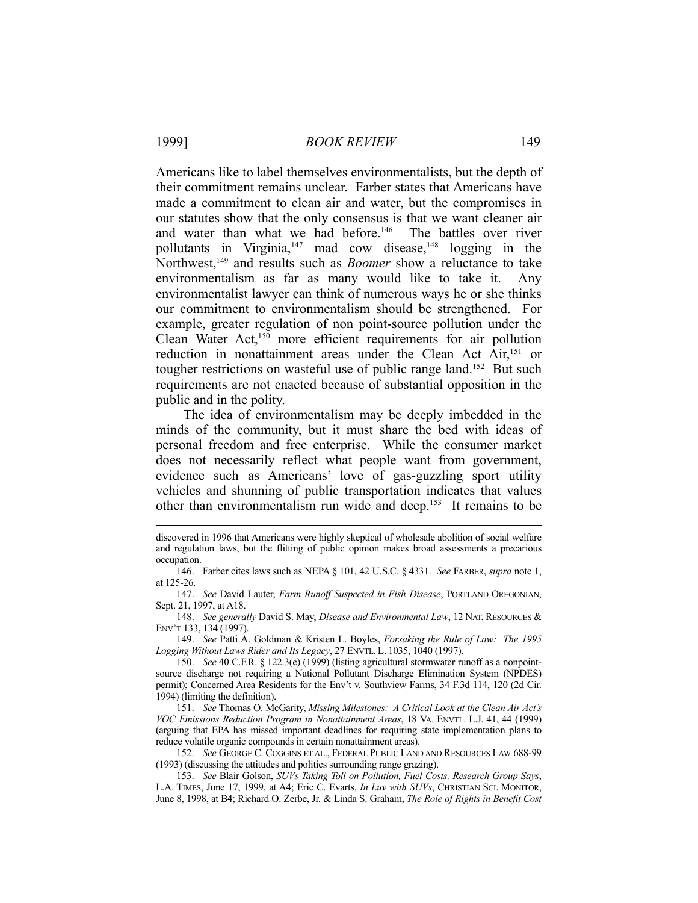Americans like to label themselves environmentalists, but the depth of their commitment remains unclear. Farber states that Americans have made a commitment to clean air and water, but the compromises in our statutes show that the only consensus is that we want cleaner air and water than what we had before.[146] The battles over river pollutants in Virginia,[147] mad cow disease,[148] logging in the Northwest,[149] and results such as *Boomer* show a reluctance to take environmentalism as far as many would like to take it. Any environmentalist lawyer can think of numerous ways he or she thinks our commitment to environmentalism should be strengthened. For example, greater regulation of non point-source pollution under the Clean Water Act,[150] more efficient requirements for air pollution reduction in nonattainment areas under the Clean Act Air,[151] or tougher restrictions on wasteful use of public range land.[152] But such requirements are not enacted because of substantial opposition in the public and in the polity.

The idea of environmentalism may be deeply imbedded in the minds of the community, but it must share the bed with ideas of personal freedom and free enterprise. While the consumer market does not necessarily reflect what people want from government, evidence such as Americans' love of gas-guzzling sport utility vehicles and shunning of public transportation indicates that values other than environmentalism run wide and deep.[153] It remains to be

---

discovered in 1996 that Americans were highly skeptical of wholesale abolition of social welfare and regulation laws, but the flitting of public opinion makes broad assessments a precarious occupation.

146. Farber cites laws such as NEPA § 101, 42 U.S.C. § 4331. *See* FARBER, *supra* note 1, at 125-26.

147. *See* David Lauter, *Farm Runoff Suspected in Fish Disease*, PORTLAND OREGONIAN, Sept. 21, 1997, at A18.

148. *See generally* David S. May, *Disease and Environmental Law*, 12 NAT. RESOURCES & ENV'T 133, 134 (1997).

149. *See* Patti A. Goldman & Kristen L. Boyles, *Forsaking the Rule of Law: The 1995 Logging Without Laws Rider and Its Legacy*, 27 ENVTL. L. 1035, 1040 (1997).

150. *See* 40 C.F.R. § 122.3(e) (1999) (listing agricultural stormwater runoff as a nonpoint-source discharge not requiring a National Pollutant Discharge Elimination System (NPDES) permit); Concerned Area Residents for the Env't v. Southview Farms, 34 F.3d 114, 120 (2d Cir. 1994) (limiting the definition).

151. *See* Thomas O. McGarity, *Missing Milestones: A Critical Look at the Clean Air Act's VOC Emissions Reduction Program in Nonattainment Areas*, 18 VA. ENVTL. L.J. 41, 44 (1999) (arguing that EPA has missed important deadlines for requiring state implementation plans to reduce volatile organic compounds in certain nonattainment areas).

152. *See* GEORGE C. COGGINS ET AL., FEDERAL PUBLIC LAND AND RESOURCES LAW 688-99 (1993) (discussing the attitudes and politics surrounding range grazing).

153. *See* Blair Golson, *SUVs Taking Toll on Pollution, Fuel Costs, Research Group Says*, L.A. TIMES, June 17, 1999, at A4; Eric C. Evarts, *In Luv with SUVs*, CHRISTIAN SCI. MONITOR, June 8, 1998, at B4; Richard O. Zerbe, Jr. & Linda S. Graham, *The Role of Rights in Benefit Cost*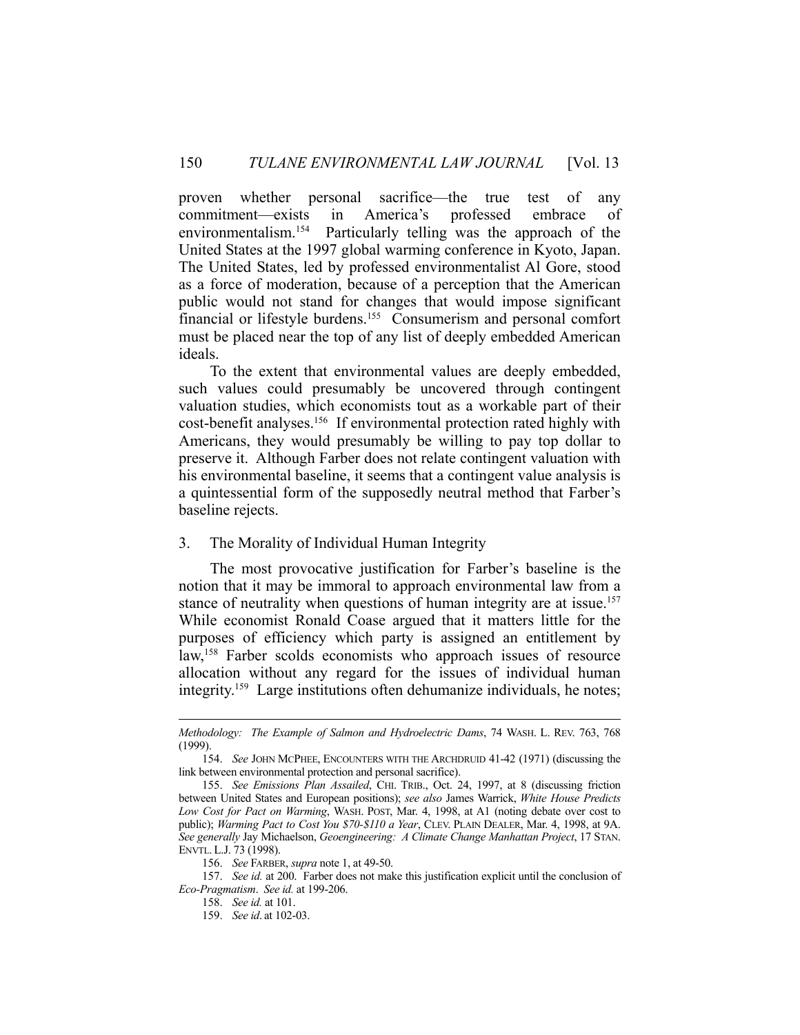proven whether personal sacrifice—the true test of any commitment—exists in America's professed embrace of environmentalism.[154] Particularly telling was the approach of the United States at the 1997 global warming conference in Kyoto, Japan. The United States, led by professed environmentalist Al Gore, stood as a force of moderation, because of a perception that the American public would not stand for changes that would impose significant financial or lifestyle burdens.[155] Consumerism and personal comfort must be placed near the top of any list of deeply embedded American ideals.

To the extent that environmental values are deeply embedded, such values could presumably be uncovered through contingent valuation studies, which economists tout as a workable part of their cost-benefit analyses.[156] If environmental protection rated highly with Americans, they would presumably be willing to pay top dollar to preserve it. Although Farber does not relate contingent valuation with his environmental baseline, it seems that a contingent value analysis is a quintessential form of the supposedly neutral method that Farber's baseline rejects.

### 3. The Morality of Individual Human Integrity

The most provocative justification for Farber's baseline is the notion that it may be immoral to approach environmental law from a stance of neutrality when questions of human integrity are at issue.[157] While economist Ronald Coase argued that it matters little for the purposes of efficiency which party is assigned an entitlement by law,[158] Farber scolds economists who approach issues of resource allocation without any regard for the issues of individual human integrity.[159] Large institutions often dehumanize individuals, he notes;

---

*Methodology: The Example of Salmon and Hydroelectric Dams*, 74 WASH. L. REV. 763, 768 (1999).

154. *See* JOHN MCPHEE, ENCOUNTERS WITH THE ARCHDRUID 41-42 (1971) (discussing the link between environmental protection and personal sacrifice).

155. *See Emissions Plan Assailed*, CHI. TRIB., Oct. 24, 1997, at 8 (discussing friction between United States and European positions); *see also* James Warrick, *White House Predicts Low Cost for Pact on Warming*, WASH. POST, Mar. 4, 1998, at A1 (noting debate over cost to public); *Warming Pact to Cost You $70-$110 a Year*, CLEV. PLAIN DEALER, Mar. 4, 1998, at 9A. *See generally* Jay Michaelson, *Geoengineering: A Climate Change Manhattan Project*, 17 STAN. ENVTL. L.J. 73 (1998).

156. *See* FARBER, *supra* note 1, at 49-50.

157. *See id.* at 200. Farber does not make this justification explicit until the conclusion of *Eco-Pragmatism*. *See id.* at 199-206.

158. *See id.* at 101.

159. *See id*. at 102-03.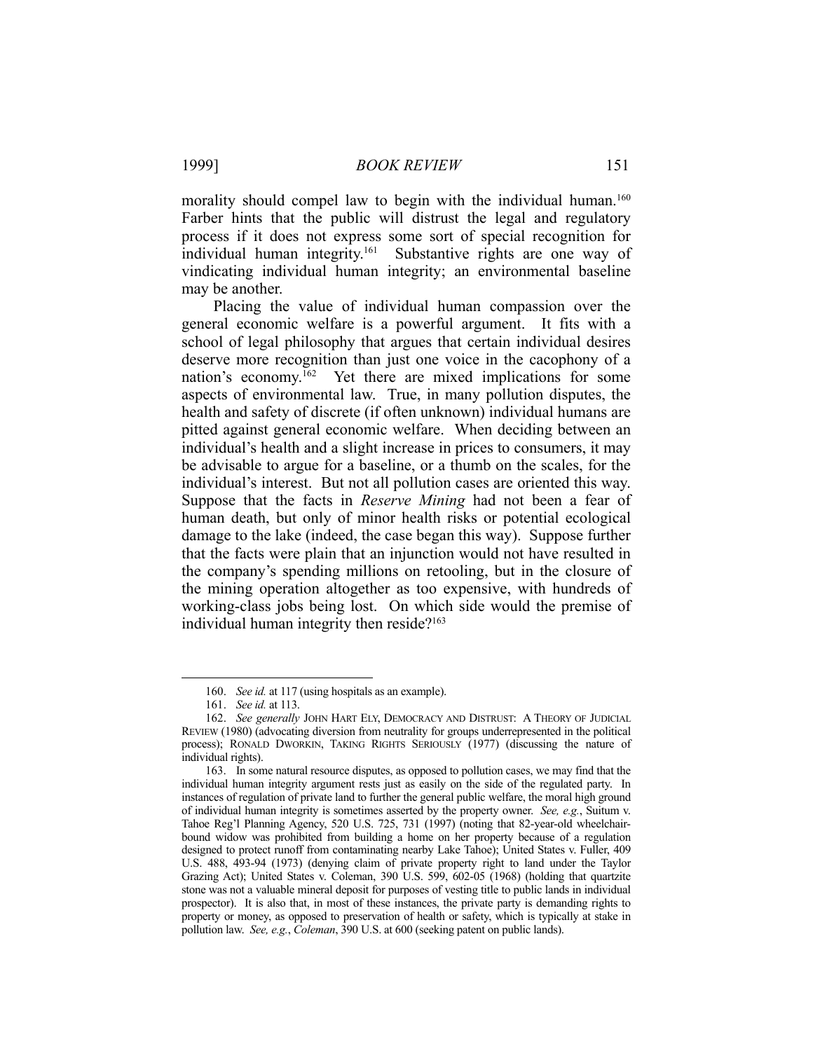morality should compel law to begin with the individual human.[160] Farber hints that the public will distrust the legal and regulatory process if it does not express some sort of special recognition for individual human integrity.[161] Substantive rights are one way of vindicating individual human integrity; an environmental baseline may be another.

Placing the value of individual human compassion over the general economic welfare is a powerful argument. It fits with a school of legal philosophy that argues that certain individual desires deserve more recognition than just one voice in the cacophony of a nation's economy.[162] Yet there are mixed implications for some aspects of environmental law. True, in many pollution disputes, the health and safety of discrete (if often unknown) individual humans are pitted against general economic welfare. When deciding between an individual's health and a slight increase in prices to consumers, it may be advisable to argue for a baseline, or a thumb on the scales, for the individual's interest. But not all pollution cases are oriented this way. Suppose that the facts in *Reserve Mining* had not been a fear of human death, but only of minor health risks or potential ecological damage to the lake (indeed, the case began this way). Suppose further that the facts were plain that an injunction would not have resulted in the company's spending millions on retooling, but in the closure of the mining operation altogether as too expensive, with hundreds of working-class jobs being lost. On which side would the premise of individual human integrity then reside?[163]

---

160. *See id.* at 117 (using hospitals as an example).

161. *See id.* at 113.

162. *See generally* JOHN HART ELY, DEMOCRACY AND DISTRUST: A THEORY OF JUDICIAL REVIEW (1980) (advocating diversion from neutrality for groups underrepresented in the political process); RONALD DWORKIN, TAKING RIGHTS SERIOUSLY (1977) (discussing the nature of individual rights).

163. In some natural resource disputes, as opposed to pollution cases, we may find that the individual human integrity argument rests just as easily on the side of the regulated party. In instances of regulation of private land to further the general public welfare, the moral high ground of individual human integrity is sometimes asserted by the property owner. *See, e.g.*, Suitum v. Tahoe Reg'l Planning Agency, 520 U.S. 725, 731 (1997) (noting that 82-year-old wheelchair-bound widow was prohibited from building a home on her property because of a regulation designed to protect runoff from contaminating nearby Lake Tahoe); United States v. Fuller, 409 U.S. 488, 493-94 (1973) (denying claim of private property right to land under the Taylor Grazing Act); United States v. Coleman, 390 U.S. 599, 602-05 (1968) (holding that quartzite stone was not a valuable mineral deposit for purposes of vesting title to public lands in individual prospector). It is also that, in most of these instances, the private party is demanding rights to property or money, as opposed to preservation of health or safety, which is typically at stake in pollution law. *See, e.g.*, *Coleman*, 390 U.S. at 600 (seeking patent on public lands).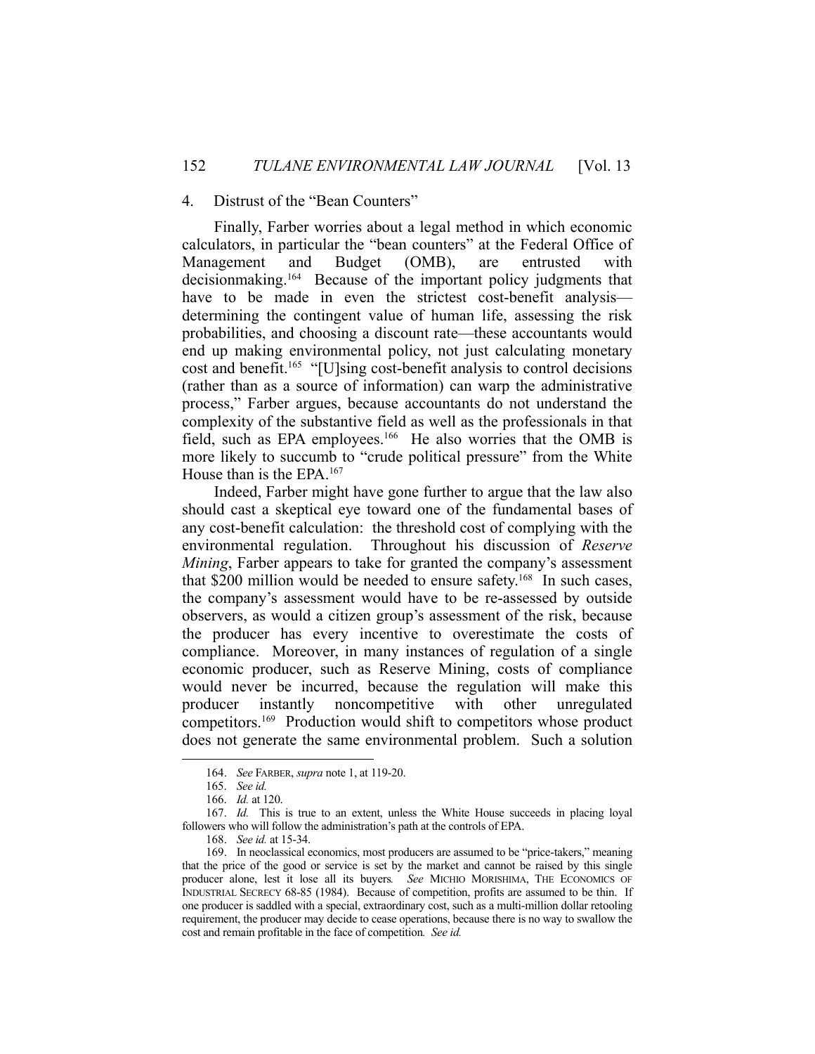#### 4. Distrust of the "Bean Counters"

Finally, Farber worries about a legal method in which economic calculators, in particular the "bean counters" at the Federal Office of Management and Budget (OMB), are entrusted with decisionmaking.[164] Because of the important policy judgments that have to be made in even the strictest cost-benefit analysis—determining the contingent value of human life, assessing the risk probabilities, and choosing a discount rate—these accountants would end up making environmental policy, not just calculating monetary cost and benefit.[165] "[U]sing cost-benefit analysis to control decisions (rather than as a source of information) can warp the administrative process," Farber argues, because accountants do not understand the complexity of the substantive field as well as the professionals in that field, such as EPA employees.[166] He also worries that the OMB is more likely to succumb to "crude political pressure" from the White House than is the EPA.[167]

Indeed, Farber might have gone further to argue that the law also should cast a skeptical eye toward one of the fundamental bases of any cost-benefit calculation: the threshold cost of complying with the environmental regulation. Throughout his discussion of *Reserve Mining*, Farber appears to take for granted the company's assessment that $200 million would be needed to ensure safety.[168] In such cases, the company's assessment would have to be re-assessed by outside observers, as would a citizen group's assessment of the risk, because the producer has every incentive to overestimate the costs of compliance. Moreover, in many instances of regulation of a single economic producer, such as Reserve Mining, costs of compliance would never be incurred, because the regulation will make this producer instantly noncompetitive with other unregulated competitors.[169] Production would shift to competitors whose product does not generate the same environmental problem. Such a solution

---

164. *See* FARBER, *supra* note 1, at 119-20.

165. *See id.*

166. *Id.* at 120.

167. *Id.* This is true to an extent, unless the White House succeeds in placing loyal followers who will follow the administration's path at the controls of EPA.

168. *See id.* at 15-34.

169. In neoclassical economics, most producers are assumed to be "price-takers," meaning that the price of the good or service is set by the market and cannot be raised by this single producer alone, lest it lose all its buyers. *See* MICHIO MORISHIMA, THE ECONOMICS OF INDUSTRIAL SECRECY 68-85 (1984). Because of competition, profits are assumed to be thin. If one producer is saddled with a special, extraordinary cost, such as a multi-million dollar retooling requirement, the producer may decide to cease operations, because there is no way to swallow the cost and remain profitable in the face of competition. *See id.*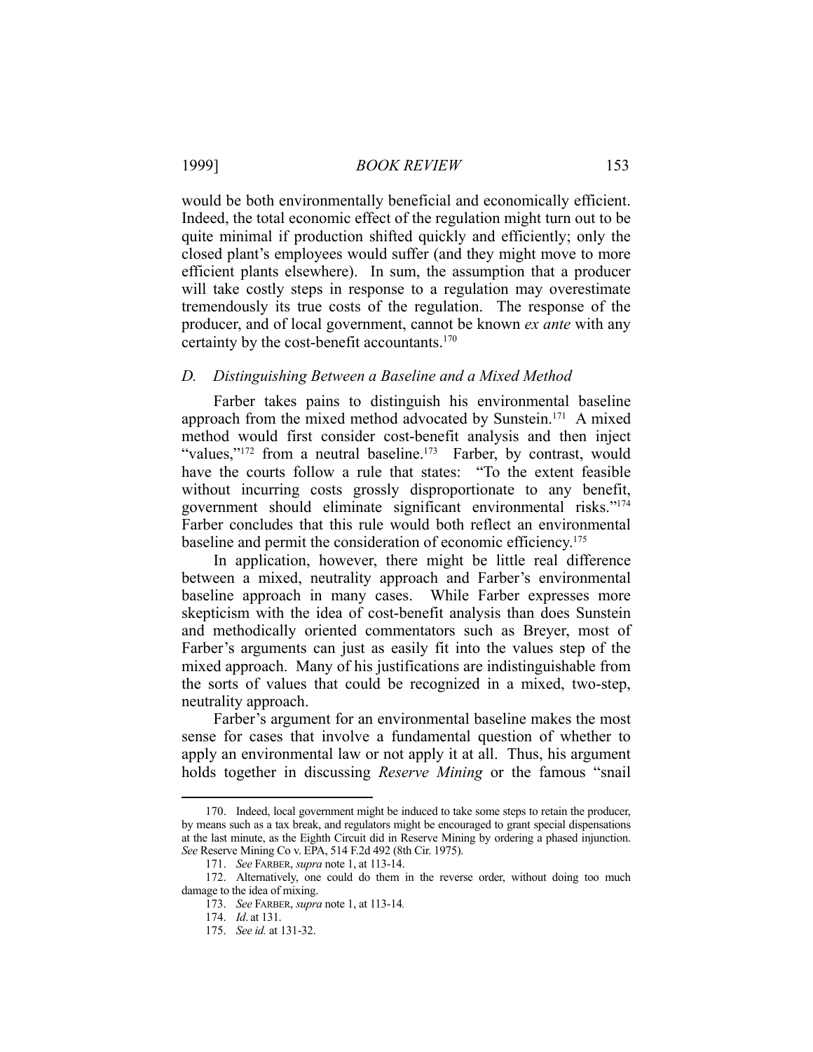would be both environmentally beneficial and economically efficient. Indeed, the total economic effect of the regulation might turn out to be quite minimal if production shifted quickly and efficiently; only the closed plant's employees would suffer (and they might move to more efficient plants elsewhere). In sum, the assumption that a producer will take costly steps in response to a regulation may overestimate tremendously its true costs of the regulation. The response of the producer, and of local government, cannot be known *ex ante* with any certainty by the cost-benefit accountants.[170]

### *D. Distinguishing Between a Baseline and a Mixed Method*

Farber takes pains to distinguish his environmental baseline approach from the mixed method advocated by Sunstein.[171] A mixed method would first consider cost-benefit analysis and then inject "values,"[172] from a neutral baseline.[173] Farber, by contrast, would have the courts follow a rule that states: "To the extent feasible without incurring costs grossly disproportionate to any benefit, government should eliminate significant environmental risks."[174] Farber concludes that this rule would both reflect an environmental baseline and permit the consideration of economic efficiency.[175]

In application, however, there might be little real difference between a mixed, neutrality approach and Farber's environmental baseline approach in many cases. While Farber expresses more skepticism with the idea of cost-benefit analysis than does Sunstein and methodically oriented commentators such as Breyer, most of Farber's arguments can just as easily fit into the values step of the mixed approach. Many of his justifications are indistinguishable from the sorts of values that could be recognized in a mixed, two-step, neutrality approach.

Farber's argument for an environmental baseline makes the most sense for cases that involve a fundamental question of whether to apply an environmental law or not apply it at all. Thus, his argument holds together in discussing *Reserve Mining* or the famous "snail

---

170. Indeed, local government might be induced to take some steps to retain the producer, by means such as a tax break, and regulators might be encouraged to grant special dispensations at the last minute, as the Eighth Circuit did in Reserve Mining by ordering a phased injunction. *See* Reserve Mining Co v. EPA, 514 F.2d 492 (8th Cir. 1975).

171. *See* FARBER, *supra* note 1, at 113-14.

172. Alternatively, one could do them in the reverse order, without doing too much damage to the idea of mixing.

173. *See* FARBER, *supra* note 1, at 113-14*.*

174. *Id*. at 131.

175. *See id.* at 131-32.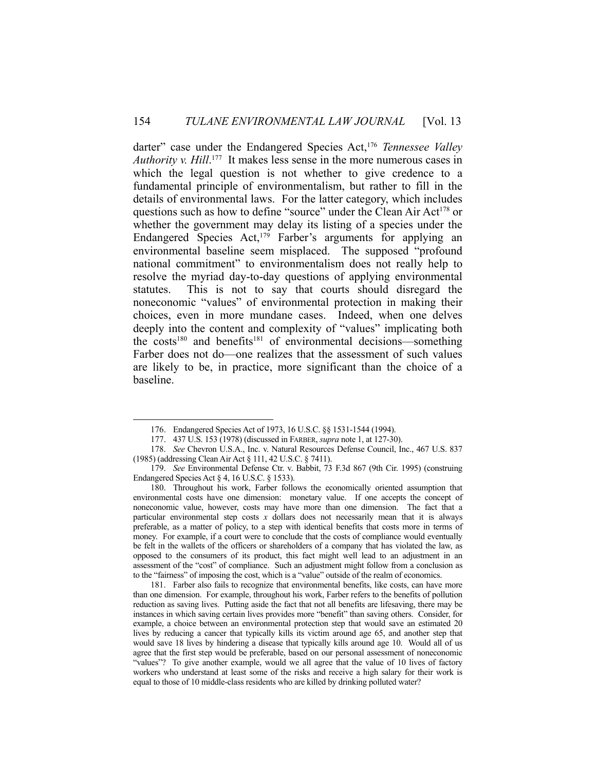darter" case under the Endangered Species Act,[176] *Tennessee Valley Authority v. Hill*.[177] It makes less sense in the more numerous cases in which the legal question is not whether to give credence to a fundamental principle of environmentalism, but rather to fill in the details of environmental laws. For the latter category, which includes questions such as how to define "source" under the Clean Air Act[178] or whether the government may delay its listing of a species under the Endangered Species Act,[179] Farber's arguments for applying an environmental baseline seem misplaced. The supposed "profound national commitment" to environmentalism does not really help to resolve the myriad day-to-day questions of applying environmental statutes. This is not to say that courts should disregard the noneconomic "values" of environmental protection in making their choices, even in more mundane cases. Indeed, when one delves deeply into the content and complexity of "values" implicating both the costs[180] and benefits[181] of environmental decisions—something Farber does not do—one realizes that the assessment of such values are likely to be, in practice, more significant than the choice of a baseline.

---

176. Endangered Species Act of 1973, 16 U.S.C. §§ 1531-1544 (1994).

177. 437 U.S. 153 (1978) (discussed in FARBER, *supra* note 1, at 127-30).

178. *See* Chevron U.S.A., Inc. v. Natural Resources Defense Council, Inc., 467 U.S. 837 (1985) (addressing Clean Air Act § 111, 42 U.S.C. § 7411).

179. *See* Environmental Defense Ctr. v. Babbit, 73 F.3d 867 (9th Cir. 1995) (construing Endangered Species Act § 4, 16 U.S.C. § 1533).

180. Throughout his work, Farber follows the economically oriented assumption that environmental costs have one dimension: monetary value. If one accepts the concept of noneconomic value, however, costs may have more than one dimension. The fact that a particular environmental step costs $x$ dollars does not necessarily mean that it is always preferable, as a matter of policy, to a step with identical benefits that costs more in terms of money. For example, if a court were to conclude that the costs of compliance would eventually be felt in the wallets of the officers or shareholders of a company that has violated the law, as opposed to the consumers of its product, this fact might well lead to an adjustment in an assessment of the "cost" of compliance. Such an adjustment might follow from a conclusion as to the "fairness" of imposing the cost, which is a "value" outside of the realm of economics.

181. Farber also fails to recognize that environmental benefits, like costs, can have more than one dimension. For example, throughout his work, Farber refers to the benefits of pollution reduction as saving lives. Putting aside the fact that not all benefits are lifesaving, there may be instances in which saving certain lives provides more "benefit" than saving others. Consider, for example, a choice between an environmental protection step that would save an estimated 20 lives by reducing a cancer that typically kills its victim around age 65, and another step that would save 18 lives by hindering a disease that typically kills around age 10. Would all of us agree that the first step would be preferable, based on our personal assessment of noneconomic "values"? To give another example, would we all agree that the value of 10 lives of factory workers who understand at least some of the risks and receive a high salary for their work is equal to those of 10 middle-class residents who are killed by drinking polluted water?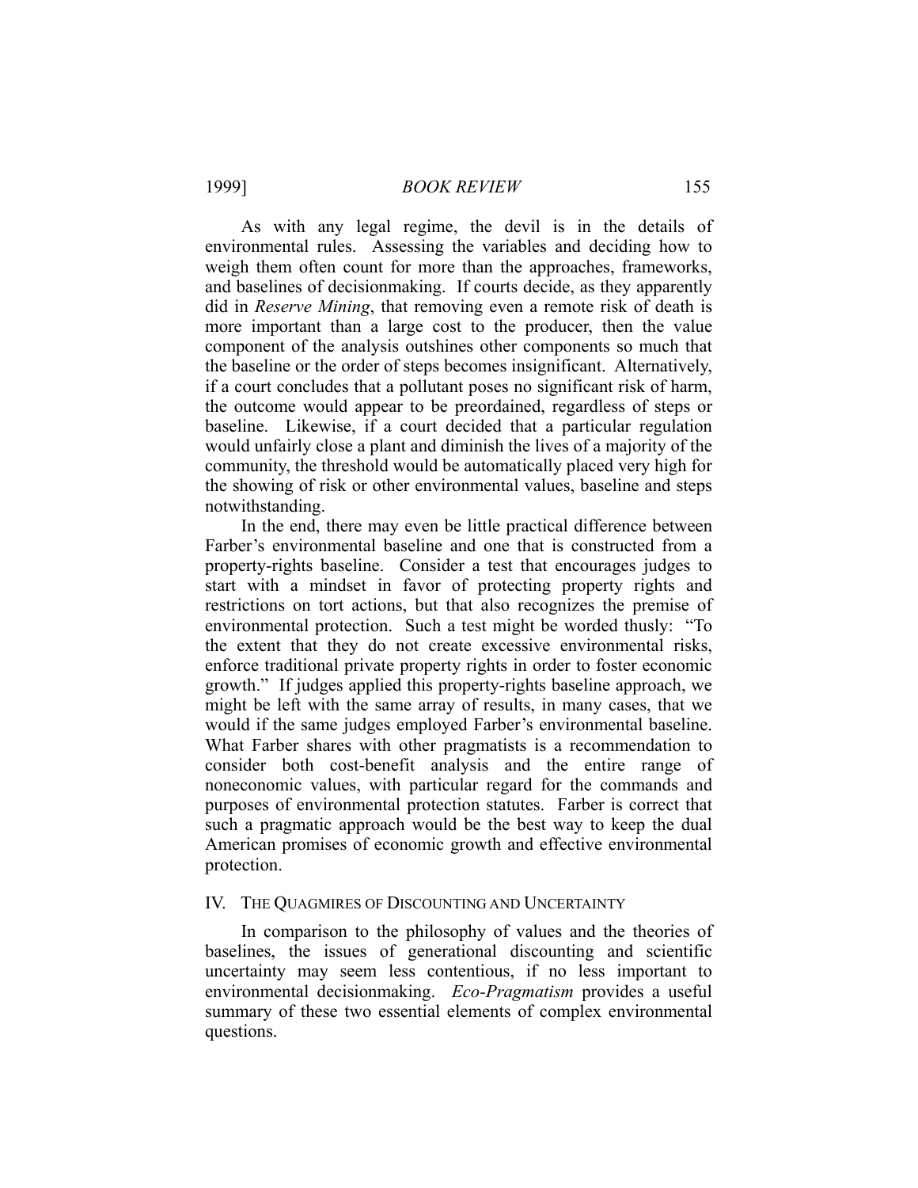As with any legal regime, the devil is in the details of environmental rules. Assessing the variables and deciding how to weigh them often count for more than the approaches, frameworks, and baselines of decisionmaking. If courts decide, as they apparently did in *Reserve Mining*, that removing even a remote risk of death is more important than a large cost to the producer, then the value component of the analysis outshines other components so much that the baseline or the order of steps becomes insignificant. Alternatively, if a court concludes that a pollutant poses no significant risk of harm, the outcome would appear to be preordained, regardless of steps or baseline. Likewise, if a court decided that a particular regulation would unfairly close a plant and diminish the lives of a majority of the community, the threshold would be automatically placed very high for the showing of risk or other environmental values, baseline and steps notwithstanding.

In the end, there may even be little practical difference between Farber's environmental baseline and one that is constructed from a property-rights baseline. Consider a test that encourages judges to start with a mindset in favor of protecting property rights and restrictions on tort actions, but that also recognizes the premise of environmental protection. Such a test might be worded thusly: "To the extent that they do not create excessive environmental risks, enforce traditional private property rights in order to foster economic growth." If judges applied this property-rights baseline approach, we might be left with the same array of results, in many cases, that we would if the same judges employed Farber's environmental baseline. What Farber shares with other pragmatists is a recommendation to consider both cost-benefit analysis and the entire range of noneconomic values, with particular regard for the commands and purposes of environmental protection statutes. Farber is correct that such a pragmatic approach would be the best way to keep the dual American promises of economic growth and effective environmental protection.

## IV. THE QUAGMIRES OF DISCOUNTING AND UNCERTAINTY

In comparison to the philosophy of values and the theories of baselines, the issues of generational discounting and scientific uncertainty may seem less contentious, if no less important to environmental decisionmaking. *Eco-Pragmatism* provides a useful summary of these two essential elements of complex environmental questions.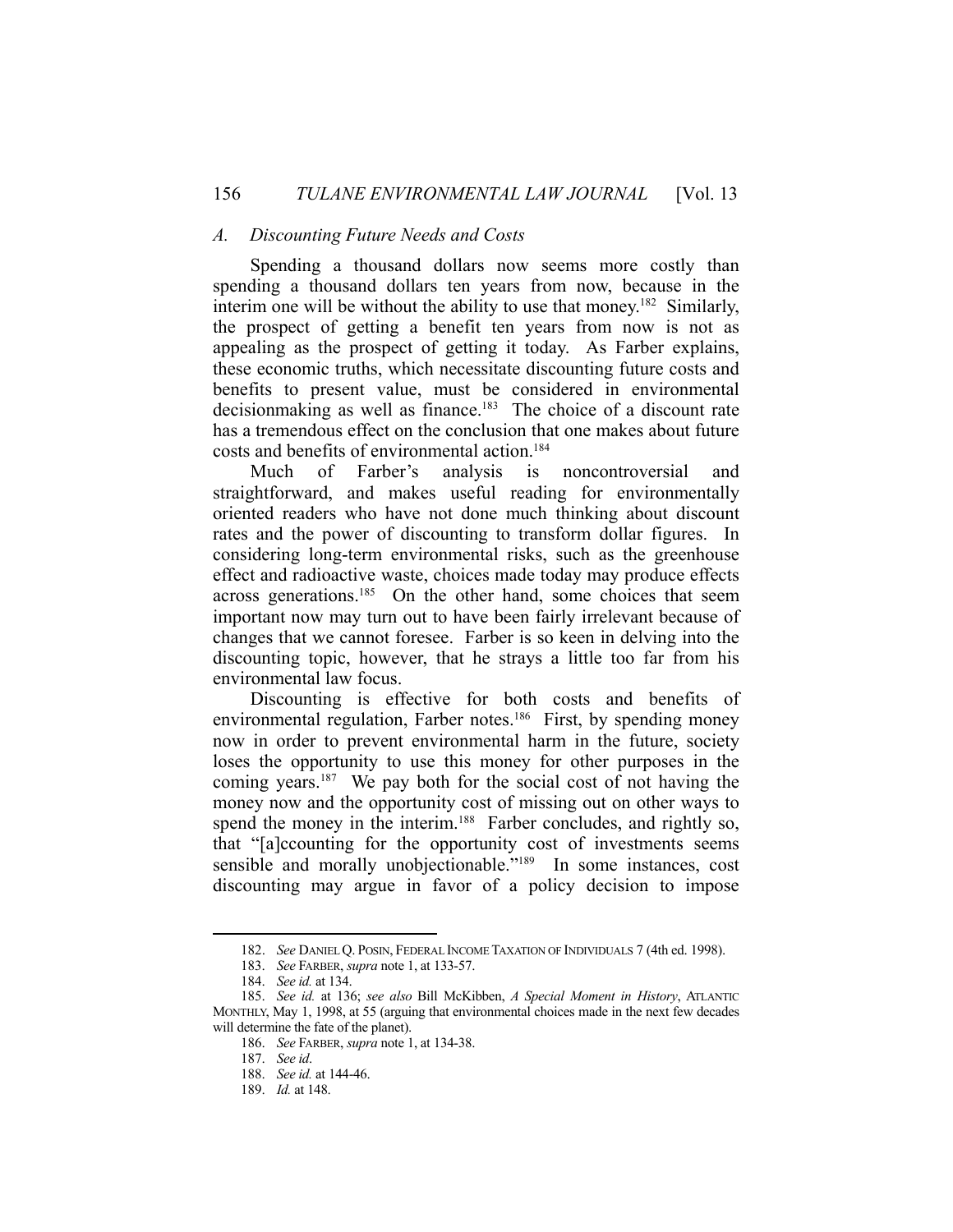### *A. Discounting Future Needs and Costs*

Spending a thousand dollars now seems more costly than spending a thousand dollars ten years from now, because in the interim one will be without the ability to use that money.[182] Similarly, the prospect of getting a benefit ten years from now is not as appealing as the prospect of getting it today. As Farber explains, these economic truths, which necessitate discounting future costs and benefits to present value, must be considered in environmental decisionmaking as well as finance.[183] The choice of a discount rate has a tremendous effect on the conclusion that one makes about future costs and benefits of environmental action.[184]

Much of Farber's analysis is noncontroversial and straightforward, and makes useful reading for environmentally oriented readers who have not done much thinking about discount rates and the power of discounting to transform dollar figures. In considering long-term environmental risks, such as the greenhouse effect and radioactive waste, choices made today may produce effects across generations.[185] On the other hand, some choices that seem important now may turn out to have been fairly irrelevant because of changes that we cannot foresee. Farber is so keen in delving into the discounting topic, however, that he strays a little too far from his environmental law focus.

Discounting is effective for both costs and benefits of environmental regulation, Farber notes.[186] First, by spending money now in order to prevent environmental harm in the future, society loses the opportunity to use this money for other purposes in the coming years.[187] We pay both for the social cost of not having the money now and the opportunity cost of missing out on other ways to spend the money in the interim.[188] Farber concludes, and rightly so, that "[a]ccounting for the opportunity cost of investments seems sensible and morally unobjectionable."[189] In some instances, cost discounting may argue in favor of a policy decision to impose

---

182. *See* DANIEL Q. POSIN, FEDERAL INCOME TAXATION OF INDIVIDUALS 7 (4th ed. 1998).

183. *See* FARBER, *supra* note 1, at 133-57.

184. *See id.* at 134.

185. *See id.* at 136; *see also* Bill McKibben, *A Special Moment in History*, ATLANTIC MONTHLY, May 1, 1998, at 55 (arguing that environmental choices made in the next few decades will determine the fate of the planet).

186. *See* FARBER, *supra* note 1, at 134-38.

187. *See id*.

188. *See id.* at 144-46.

189. *Id.* at 148.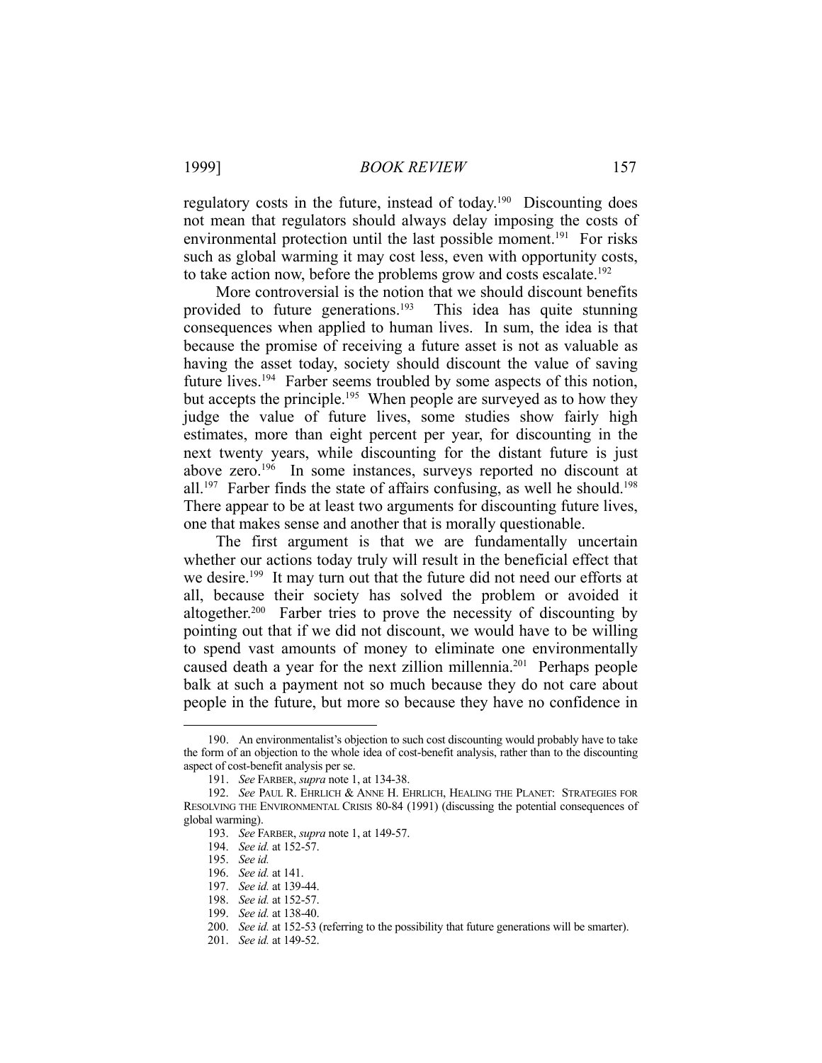regulatory costs in the future, instead of today.[190] Discounting does not mean that regulators should always delay imposing the costs of environmental protection until the last possible moment.[191] For risks such as global warming it may cost less, even with opportunity costs, to take action now, before the problems grow and costs escalate.[192]

More controversial is the notion that we should discount benefits provided to future generations.[193] This idea has quite stunning consequences when applied to human lives. In sum, the idea is that because the promise of receiving a future asset is not as valuable as having the asset today, society should discount the value of saving future lives.[194] Farber seems troubled by some aspects of this notion, but accepts the principle.[195] When people are surveyed as to how they judge the value of future lives, some studies show fairly high estimates, more than eight percent per year, for discounting in the next twenty years, while discounting for the distant future is just above zero.[196] In some instances, surveys reported no discount at all.[197] Farber finds the state of affairs confusing, as well he should.[198] There appear to be at least two arguments for discounting future lives, one that makes sense and another that is morally questionable.

The first argument is that we are fundamentally uncertain whether our actions today truly will result in the beneficial effect that we desire.[199] It may turn out that the future did not need our efforts at all, because their society has solved the problem or avoided it altogether.[200] Farber tries to prove the necessity of discounting by pointing out that if we did not discount, we would have to be willing to spend vast amounts of money to eliminate one environmentally caused death a year for the next zillion millennia.[201] Perhaps people balk at such a payment not so much because they do not care about people in the future, but more so because they have no confidence in

---

190. An environmentalist's objection to such cost discounting would probably have to take the form of an objection to the whole idea of cost-benefit analysis, rather than to the discounting aspect of cost-benefit analysis per se.

191. *See* FARBER, *supra* note 1, at 134-38.

192. *See* PAUL R. EHRLICH & ANNE H. EHRLICH, HEALING THE PLANET: STRATEGIES FOR RESOLVING THE ENVIRONMENTAL CRISIS 80-84 (1991) (discussing the potential consequences of global warming).

193. *See* FARBER, *supra* note 1, at 149-57.

194. *See id.* at 152-57.

195. *See id.*

196. *See id.* at 141.

197. *See id.* at 139-44.

198. *See id.* at 152-57.

199. *See id.* at 138-40.

200. *See id.* at 152-53 (referring to the possibility that future generations will be smarter).

201. *See id.* at 149-52.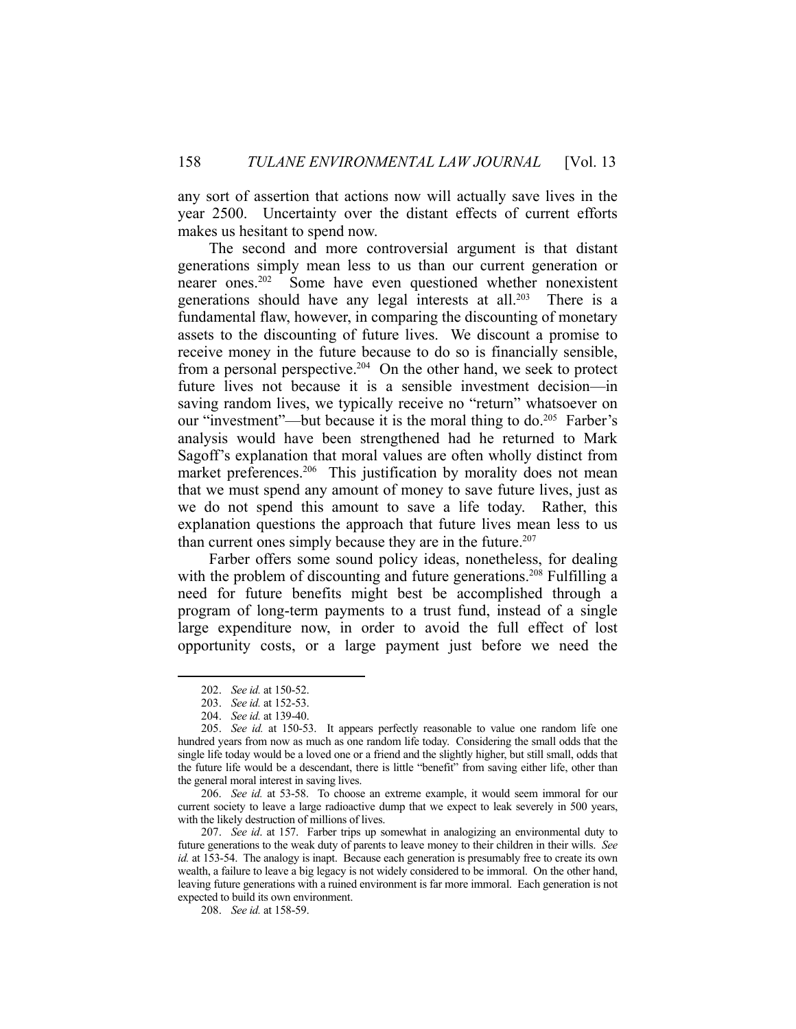any sort of assertion that actions now will actually save lives in the year 2500. Uncertainty over the distant effects of current efforts makes us hesitant to spend now.

The second and more controversial argument is that distant generations simply mean less to us than our current generation or nearer ones.[202] Some have even questioned whether nonexistent generations should have any legal interests at all.[203] There is a fundamental flaw, however, in comparing the discounting of monetary assets to the discounting of future lives. We discount a promise to receive money in the future because to do so is financially sensible, from a personal perspective.[204] On the other hand, we seek to protect future lives not because it is a sensible investment decision—in saving random lives, we typically receive no "return" whatsoever on our "investment"—but because it is the moral thing to do.[205] Farber's analysis would have been strengthened had he returned to Mark Sagoff's explanation that moral values are often wholly distinct from market preferences.[206] This justification by morality does not mean that we must spend any amount of money to save future lives, just as we do not spend this amount to save a life today. Rather, this explanation questions the approach that future lives mean less to us than current ones simply because they are in the future.[207]

Farber offers some sound policy ideas, nonetheless, for dealing with the problem of discounting and future generations.[208] Fulfilling a need for future benefits might best be accomplished through a program of long-term payments to a trust fund, instead of a single large expenditure now, in order to avoid the full effect of lost opportunity costs, or a large payment just before we need the

---

202. *See id.* at 150-52.

203. *See id.* at 152-53.

204. *See id.* at 139-40.

205. *See id.* at 150-53. It appears perfectly reasonable to value one random life one hundred years from now as much as one random life today. Considering the small odds that the single life today would be a loved one or a friend and the slightly higher, but still small, odds that the future life would be a descendant, there is little "benefit" from saving either life, other than the general moral interest in saving lives.

206. *See id.* at 53-58. To choose an extreme example, it would seem immoral for our current society to leave a large radioactive dump that we expect to leak severely in 500 years, with the likely destruction of millions of lives.

207. *See id*. at 157. Farber trips up somewhat in analogizing an environmental duty to future generations to the weak duty of parents to leave money to their children in their wills. *See id.* at 153-54. The analogy is inapt. Because each generation is presumably free to create its own wealth, a failure to leave a big legacy is not widely considered to be immoral. On the other hand, leaving future generations with a ruined environment is far more immoral. Each generation is not expected to build its own environment.

208. *See id.* at 158-59.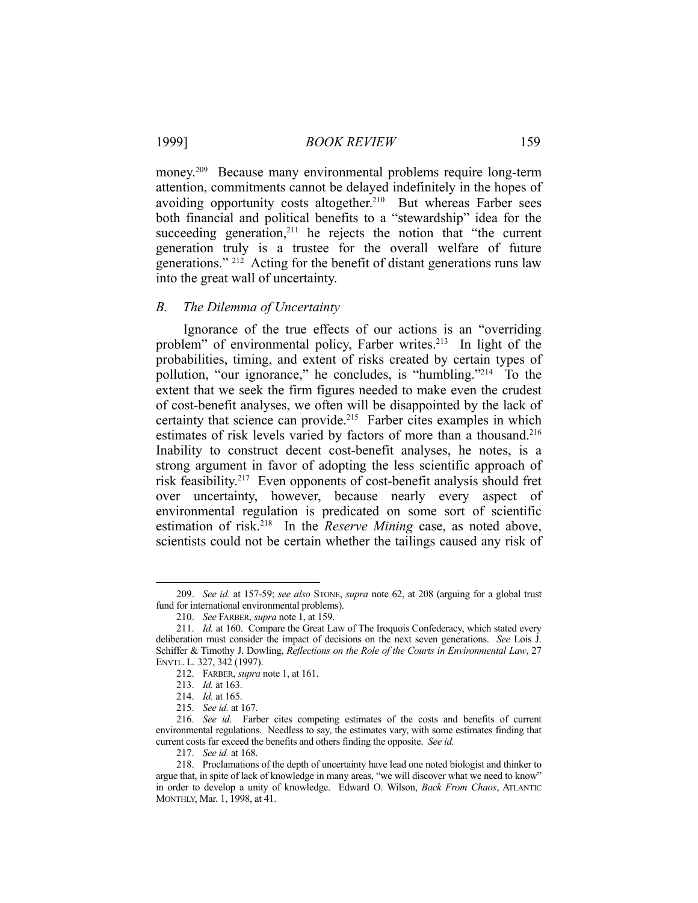money.[209] Because many environmental problems require long-term attention, commitments cannot be delayed indefinitely in the hopes of avoiding opportunity costs altogether.[210] But whereas Farber sees both financial and political benefits to a "stewardship" idea for the succeeding generation,[211] he rejects the notion that "the current generation truly is a trustee for the overall welfare of future generations." [212] Acting for the benefit of distant generations runs law into the great wall of uncertainty.

### *B. The Dilemma of Uncertainty*

Ignorance of the true effects of our actions is an "overriding problem" of environmental policy, Farber writes.[213] In light of the probabilities, timing, and extent of risks created by certain types of pollution, "our ignorance," he concludes, is "humbling."[214] To the extent that we seek the firm figures needed to make even the crudest of cost-benefit analyses, we often will be disappointed by the lack of certainty that science can provide.[215] Farber cites examples in which estimates of risk levels varied by factors of more than a thousand.[216] Inability to construct decent cost-benefit analyses, he notes, is a strong argument in favor of adopting the less scientific approach of risk feasibility.[217] Even opponents of cost-benefit analysis should fret over uncertainty, however, because nearly every aspect of environmental regulation is predicated on some sort of scientific estimation of risk.[218] In the *Reserve Mining* case, as noted above, scientists could not be certain whether the tailings caused any risk of

---

209. *See id.* at 157-59; *see also* STONE, *supra* note 62, at 208 (arguing for a global trust fund for international environmental problems).

210. *See* FARBER, *supra* note 1, at 159.

211. *Id.* at 160. Compare the Great Law of The Iroquois Confederacy, which stated every deliberation must consider the impact of decisions on the next seven generations. *See* Lois J. Schiffer & Timothy J. Dowling, *Reflections on the Role of the Courts in Environmental Law*, 27 ENVTL. L. 327, 342 (1997).

212. FARBER, *supra* note 1, at 161.

213. *Id.* at 163.

214. *Id.* at 165.

215. *See id.* at 167.

216. *See id*. Farber cites competing estimates of the costs and benefits of current environmental regulations. Needless to say, the estimates vary, with some estimates finding that current costs far exceed the benefits and others finding the opposite. *See id.*

217. *See id.* at 168.

218. Proclamations of the depth of uncertainty have lead one noted biologist and thinker to argue that, in spite of lack of knowledge in many areas, "we will discover what we need to know" in order to develop a unity of knowledge. Edward O. Wilson, *Back From Chaos*, ATLANTIC MONTHLY, Mar. 1, 1998, at 41.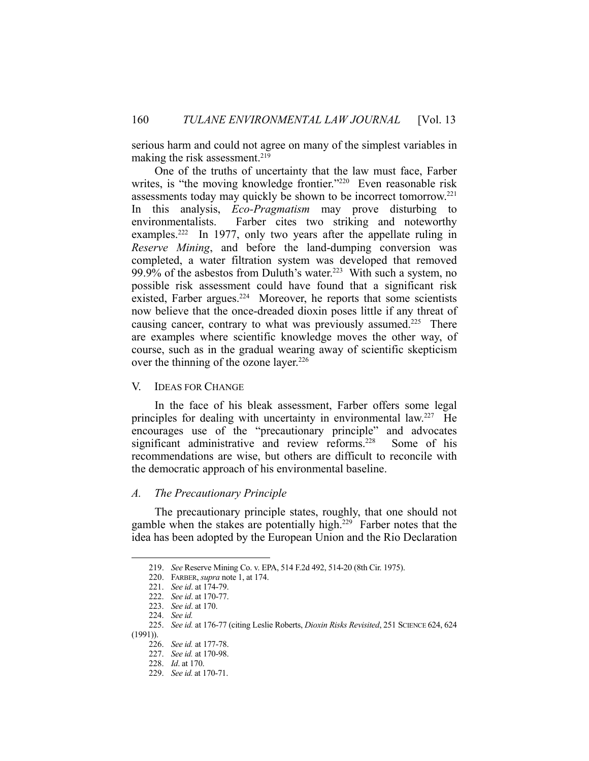serious harm and could not agree on many of the simplest variables in making the risk assessment.[219]

One of the truths of uncertainty that the law must face, Farber writes, is "the moving knowledge frontier."[220] Even reasonable risk assessments today may quickly be shown to be incorrect tomorrow.[221] In this analysis, *Eco-Pragmatism* may prove disturbing to environmentalists. Farber cites two striking and noteworthy examples.[222] In 1977, only two years after the appellate ruling in *Reserve Mining*, and before the land-dumping conversion was completed, a water filtration system was developed that removed 99.9% of the asbestos from Duluth's water.[223] With such a system, no possible risk assessment could have found that a significant risk existed, Farber argues.[224] Moreover, he reports that some scientists now believe that the once-dreaded dioxin poses little if any threat of causing cancer, contrary to what was previously assumed.[225] There are examples where scientific knowledge moves the other way, of course, such as in the gradual wearing away of scientific skepticism over the thinning of the ozone layer.[226]

## V. IDEAS FOR CHANGE

In the face of his bleak assessment, Farber offers some legal principles for dealing with uncertainty in environmental law.[227] He encourages use of the "precautionary principle" and advocates significant administrative and review reforms.[228] Some of his recommendations are wise, but others are difficult to reconcile with the democratic approach of his environmental baseline.

### *A. The Precautionary Principle*

The precautionary principle states, roughly, that one should not gamble when the stakes are potentially high.[229] Farber notes that the idea has been adopted by the European Union and the Rio Declaration

---

219. *See* Reserve Mining Co. v. EPA, 514 F.2d 492, 514-20 (8th Cir. 1975).

220. FARBER, *supra* note 1, at 174.

221. *See id*. at 174-79.

222. *See id*. at 170-77.

223. *See id*. at 170.

224. *See id.*

225. *See id.* at 176-77 (citing Leslie Roberts, *Dioxin Risks Revisited*, 251 SCIENCE 624, 624 (1991)).

226. *See id.* at 177-78.

227. *See id.* at 170-98.

228. *Id*. at 170.

229. *See id.* at 170-71.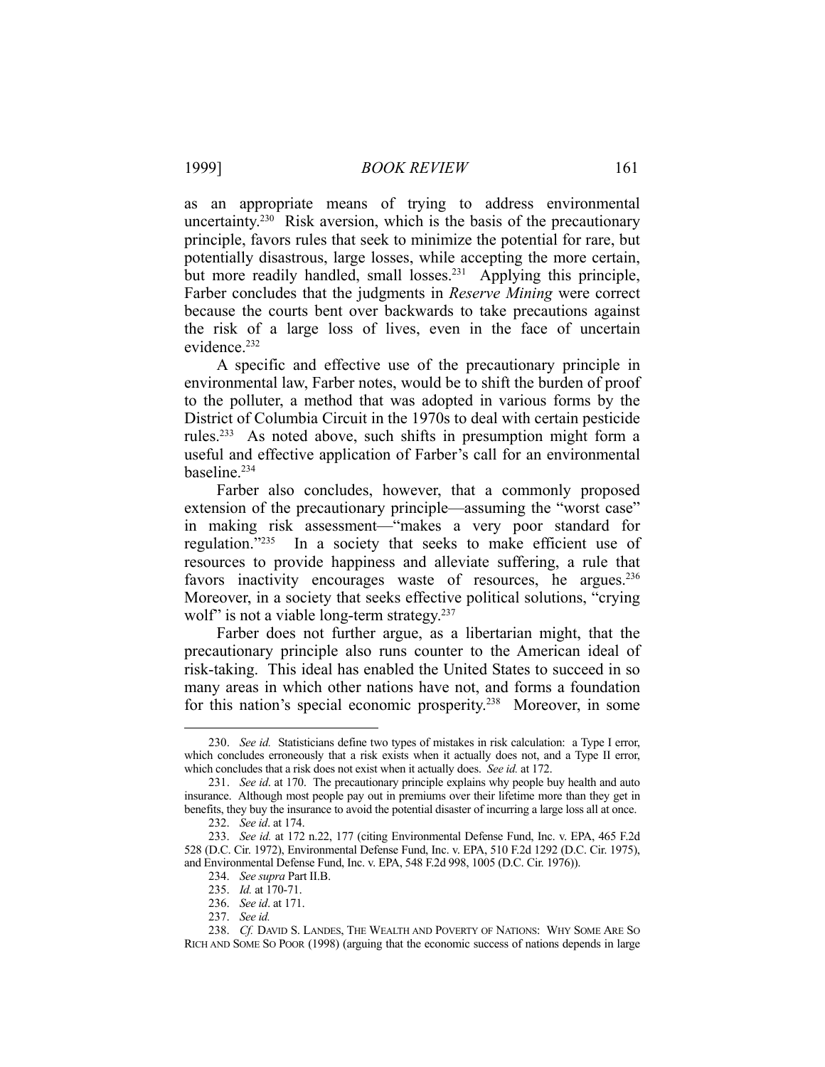as an appropriate means of trying to address environmental uncertainty.[230] Risk aversion, which is the basis of the precautionary principle, favors rules that seek to minimize the potential for rare, but potentially disastrous, large losses, while accepting the more certain, but more readily handled, small losses.[231] Applying this principle, Farber concludes that the judgments in *Reserve Mining* were correct because the courts bent over backwards to take precautions against the risk of a large loss of lives, even in the face of uncertain evidence.[232]

A specific and effective use of the precautionary principle in environmental law, Farber notes, would be to shift the burden of proof to the polluter, a method that was adopted in various forms by the District of Columbia Circuit in the 1970s to deal with certain pesticide rules.[233] As noted above, such shifts in presumption might form a useful and effective application of Farber's call for an environmental baseline.[234]

Farber also concludes, however, that a commonly proposed extension of the precautionary principle—assuming the "worst case" in making risk assessment—"makes a very poor standard for regulation."[235] In a society that seeks to make efficient use of resources to provide happiness and alleviate suffering, a rule that favors inactivity encourages waste of resources, he argues.[236] Moreover, in a society that seeks effective political solutions, "crying wolf" is not a viable long-term strategy.[237]

Farber does not further argue, as a libertarian might, that the precautionary principle also runs counter to the American ideal of risk-taking. This ideal has enabled the United States to succeed in so many areas in which other nations have not, and forms a foundation for this nation's special economic prosperity.[238] Moreover, in some

---

230. *See id.* Statisticians define two types of mistakes in risk calculation: a Type I error, which concludes erroneously that a risk exists when it actually does not, and a Type II error, which concludes that a risk does not exist when it actually does. *See id.* at 172.

231. *See id*. at 170. The precautionary principle explains why people buy health and auto insurance. Although most people pay out in premiums over their lifetime more than they get in benefits, they buy the insurance to avoid the potential disaster of incurring a large loss all at once.

232. *See id*. at 174.

233. *See id.* at 172 n.22, 177 (citing Environmental Defense Fund, Inc. v. EPA, 465 F.2d 528 (D.C. Cir. 1972), Environmental Defense Fund, Inc. v. EPA, 510 F.2d 1292 (D.C. Cir. 1975), and Environmental Defense Fund, Inc. v. EPA, 548 F.2d 998, 1005 (D.C. Cir. 1976)).

234. *See supra* Part II.B.

235. *Id.* at 170-71.

236. *See id*. at 171.

237. *See id.*

238. *Cf.* DAVID S. LANDES, THE WEALTH AND POVERTY OF NATIONS: WHY SOME ARE SO RICH AND SOME SO POOR (1998) (arguing that the economic success of nations depends in large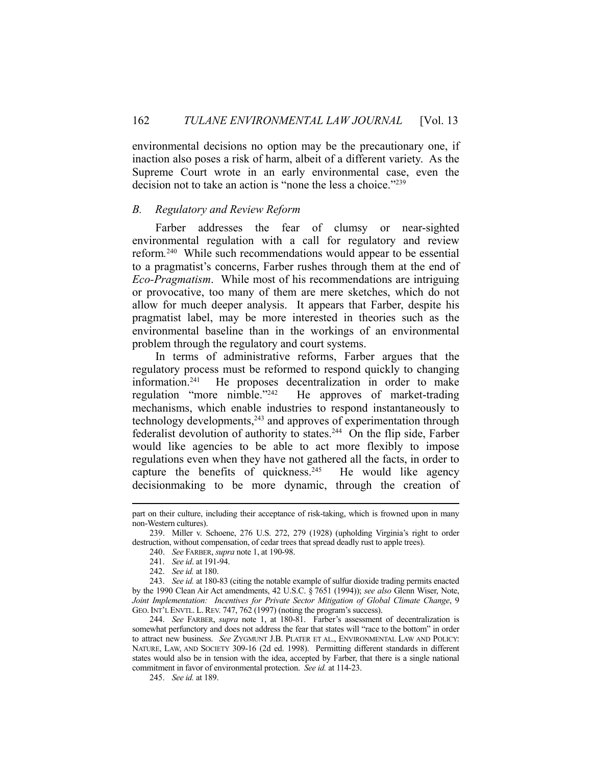environmental decisions no option may be the precautionary one, if inaction also poses a risk of harm, albeit of a different variety. As the Supreme Court wrote in an early environmental case, even the decision not to take an action is "none the less a choice."[239]

## B. Regulatory and Review Reform

Farber addresses the fear of clumsy or near-sighted environmental regulation with a call for regulatory and review reform.[240] While such recommendations would appear to be essential to a pragmatist's concerns, Farber rushes through them at the end of *Eco-Pragmatism*. While most of his recommendations are intriguing or provocative, too many of them are mere sketches, which do not allow for much deeper analysis. It appears that Farber, despite his pragmatist label, may be more interested in theories such as the environmental baseline than in the workings of an environmental problem through the regulatory and court systems.

In terms of administrative reforms, Farber argues that the regulatory process must be reformed to respond quickly to changing information.[241] He proposes decentralization in order to make regulation "more nimble."[242] He approves of market-trading mechanisms, which enable industries to respond instantaneously to technology developments,[243] and approves of experimentation through federalist devolution of authority to states.[244] On the flip side, Farber would like agencies to be able to act more flexibly to impose regulations even when they have not gathered all the facts, in order to capture the benefits of quickness.[245] He would like agency decisionmaking to be more dynamic, through the creation of

---

part on their culture, including their acceptance of risk-taking, which is frowned upon in many non-Western cultures).

239. Miller v. Schoene, 276 U.S. 272, 279 (1928) (upholding Virginia's right to order destruction, without compensation, of cedar trees that spread deadly rust to apple trees).

240. *See* FARBER, *supra* note 1, at 190-98.

241. *See id*. at 191-94.

242. *See id.* at 180.

243. *See id.* at 180-83 (citing the notable example of sulfur dioxide trading permits enacted by the 1990 Clean Air Act amendments, 42 U.S.C. § 7651 (1994)); *see also* Glenn Wiser, Note, *Joint Implementation: Incentives for Private Sector Mitigation of Global Climate Change*, 9 GEO. INT'L ENVTL. L. REV. 747, 762 (1997) (noting the program's success).

244. *See* FARBER, *supra* note 1, at 180-81. Farber's assessment of decentralization is somewhat perfunctory and does not address the fear that states will "race to the bottom" in order to attract new business. *See* ZYGMUNT J.B. PLATER ET AL., ENVIRONMENTAL LAW AND POLICY: NATURE, LAW, AND SOCIETY 309-16 (2d ed. 1998). Permitting different standards in different states would also be in tension with the idea, accepted by Farber, that there is a single national commitment in favor of environmental protection. *See id.* at 114-23.

245. *See id.* at 189.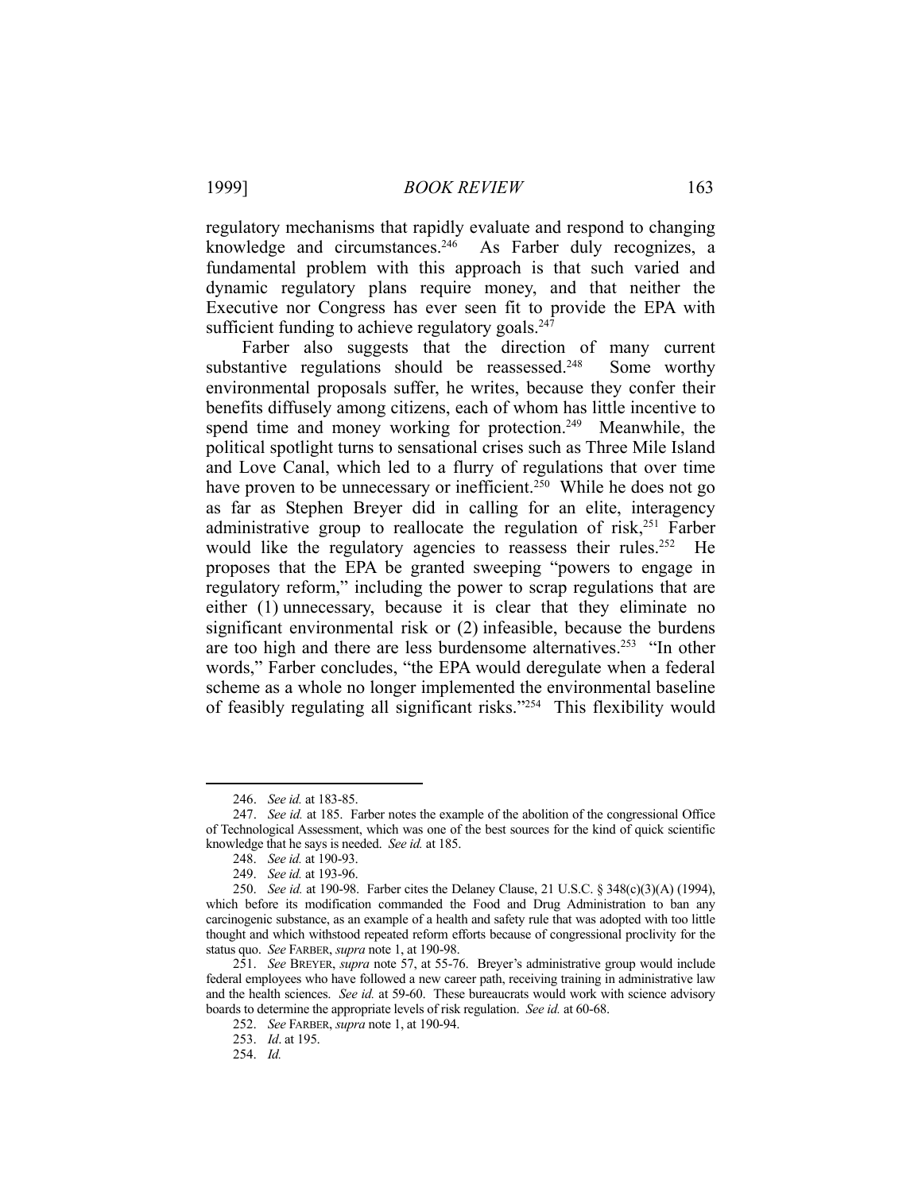regulatory mechanisms that rapidly evaluate and respond to changing knowledge and circumstances.[246] As Farber duly recognizes, a fundamental problem with this approach is that such varied and dynamic regulatory plans require money, and that neither the Executive nor Congress has ever seen fit to provide the EPA with sufficient funding to achieve regulatory goals.[247]

Farber also suggests that the direction of many current substantive regulations should be reassessed.[248] Some worthy environmental proposals suffer, he writes, because they confer their benefits diffusely among citizens, each of whom has little incentive to spend time and money working for protection.[249] Meanwhile, the political spotlight turns to sensational crises such as Three Mile Island and Love Canal, which led to a flurry of regulations that over time have proven to be unnecessary or inefficient.[250] While he does not go as far as Stephen Breyer did in calling for an elite, interagency administrative group to reallocate the regulation of risk,[251] Farber would like the regulatory agencies to reassess their rules.[252] He proposes that the EPA be granted sweeping "powers to engage in regulatory reform," including the power to scrap regulations that are either (1) unnecessary, because it is clear that they eliminate no significant environmental risk or (2) infeasible, because the burdens are too high and there are less burdensome alternatives.[253] "In other words," Farber concludes, "the EPA would deregulate when a federal scheme as a whole no longer implemented the environmental baseline of feasibly regulating all significant risks."[254] This flexibility would

---

246. *See id.* at 183-85.

247. *See id.* at 185. Farber notes the example of the abolition of the congressional Office of Technological Assessment, which was one of the best sources for the kind of quick scientific knowledge that he says is needed. *See id.* at 185.

248. *See id.* at 190-93.

249. *See id.* at 193-96.

250. *See id.* at 190-98. Farber cites the Delaney Clause, 21 U.S.C. § 348(c)(3)(A) (1994), which before its modification commanded the Food and Drug Administration to ban any carcinogenic substance, as an example of a health and safety rule that was adopted with too little thought and which withstood repeated reform efforts because of congressional proclivity for the status quo. *See* FARBER, *supra* note 1, at 190-98.

251. *See* BREYER, *supra* note 57, at 55-76. Breyer's administrative group would include federal employees who have followed a new career path, receiving training in administrative law and the health sciences. *See id.* at 59-60. These bureaucrats would work with science advisory boards to determine the appropriate levels of risk regulation. *See id.* at 60-68.

252. *See* FARBER, *supra* note 1, at 190-94.

253. *Id*. at 195.

254. *Id.*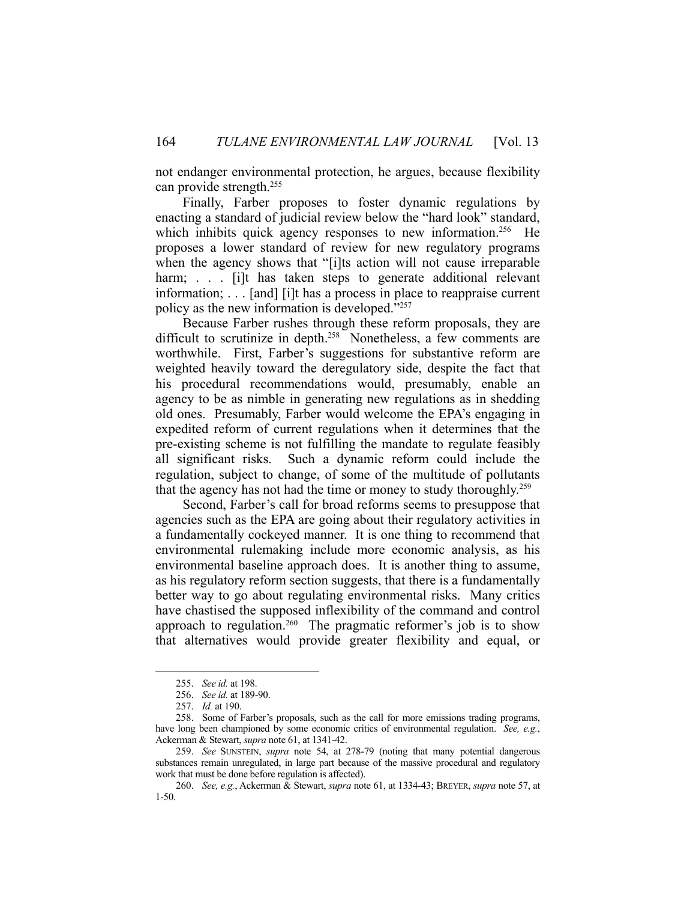not endanger environmental protection, he argues, because flexibility can provide strength.[255]

Finally, Farber proposes to foster dynamic regulations by enacting a standard of judicial review below the "hard look" standard, which inhibits quick agency responses to new information.[256] He proposes a lower standard of review for new regulatory programs when the agency shows that "[i]ts action will not cause irreparable harm; . . . [i]t has taken steps to generate additional relevant information; . . . [and] [i]t has a process in place to reappraise current policy as the new information is developed."[257]

Because Farber rushes through these reform proposals, they are difficult to scrutinize in depth.[258] Nonetheless, a few comments are worthwhile. First, Farber's suggestions for substantive reform are weighted heavily toward the deregulatory side, despite the fact that his procedural recommendations would, presumably, enable an agency to be as nimble in generating new regulations as in shedding old ones. Presumably, Farber would welcome the EPA's engaging in expedited reform of current regulations when it determines that the pre-existing scheme is not fulfilling the mandate to regulate feasibly all significant risks. Such a dynamic reform could include the regulation, subject to change, of some of the multitude of pollutants that the agency has not had the time or money to study thoroughly.[259]

Second, Farber's call for broad reforms seems to presuppose that agencies such as the EPA are going about their regulatory activities in a fundamentally cockeyed manner. It is one thing to recommend that environmental rulemaking include more economic analysis, as his environmental baseline approach does. It is another thing to assume, as his regulatory reform section suggests, that there is a fundamentally better way to go about regulating environmental risks. Many critics have chastised the supposed inflexibility of the command and control approach to regulation.[260] The pragmatic reformer's job is to show that alternatives would provide greater flexibility and equal, or

---

255. *See id.* at 198.

256. *See id.* at 189-90.

257. *Id.* at 190.

258. Some of Farber's proposals, such as the call for more emissions trading programs, have long been championed by some economic critics of environmental regulation. *See, e.g.*, Ackerman & Stewart, *supra* note 61, at 1341-42.

259. *See* SUNSTEIN, *supra* note 54, at 278-79 (noting that many potential dangerous substances remain unregulated, in large part because of the massive procedural and regulatory work that must be done before regulation is affected).

260. *See, e.g.*, Ackerman & Stewart, *supra* note 61, at 1334-43; BREYER, *supra* note 57, at 1-50.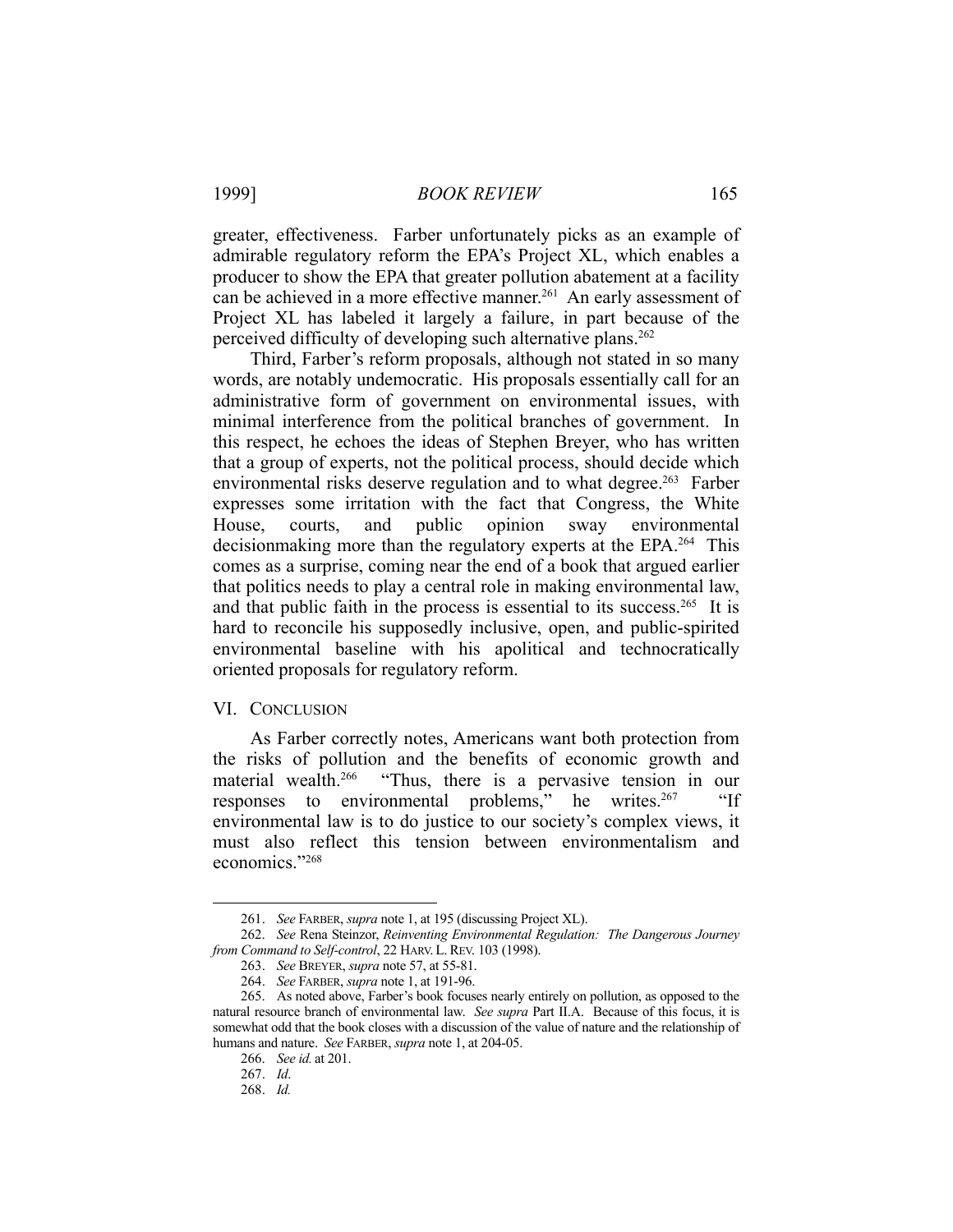greater, effectiveness. Farber unfortunately picks as an example of admirable regulatory reform the EPA's Project XL, which enables a producer to show the EPA that greater pollution abatement at a facility can be achieved in a more effective manner.[261] An early assessment of Project XL has labeled it largely a failure, in part because of the perceived difficulty of developing such alternative plans.[262]

Third, Farber's reform proposals, although not stated in so many words, are notably undemocratic. His proposals essentially call for an administrative form of government on environmental issues, with minimal interference from the political branches of government. In this respect, he echoes the ideas of Stephen Breyer, who has written that a group of experts, not the political process, should decide which environmental risks deserve regulation and to what degree.[263] Farber expresses some irritation with the fact that Congress, the White House, courts, and public opinion sway environmental decisionmaking more than the regulatory experts at the EPA.[264] This comes as a surprise, coming near the end of a book that argued earlier that politics needs to play a central role in making environmental law, and that public faith in the process is essential to its success.[265] It is hard to reconcile his supposedly inclusive, open, and public-spirited environmental baseline with his apolitical and technocratically oriented proposals for regulatory reform.

## VI. CONCLUSION

As Farber correctly notes, Americans want both protection from the risks of pollution and the benefits of economic growth and material wealth.[266] "Thus, there is a pervasive tension in our responses to environmental problems," he writes.[267] "If environmental law is to do justice to our society's complex views, it must also reflect this tension between environmentalism and economics."[268]

---

261. *See* FARBER, *supra* note 1, at 195 (discussing Project XL).

262. *See* Rena Steinzor, *Reinventing Environmental Regulation: The Dangerous Journey from Command to Self-control*, 22 HARV. L. REV. 103 (1998).

263. *See* BREYER, *supra* note 57, at 55-81.

264. *See* FARBER, *supra* note 1, at 191-96.

265. As noted above, Farber's book focuses nearly entirely on pollution, as opposed to the natural resource branch of environmental law. *See supra* Part II.A. Because of this focus, it is somewhat odd that the book closes with a discussion of the value of nature and the relationship of humans and nature. *See* FARBER, *supra* note 1, at 204-05.

266. *See id.* at 201.

267. *Id*.

268. *Id.*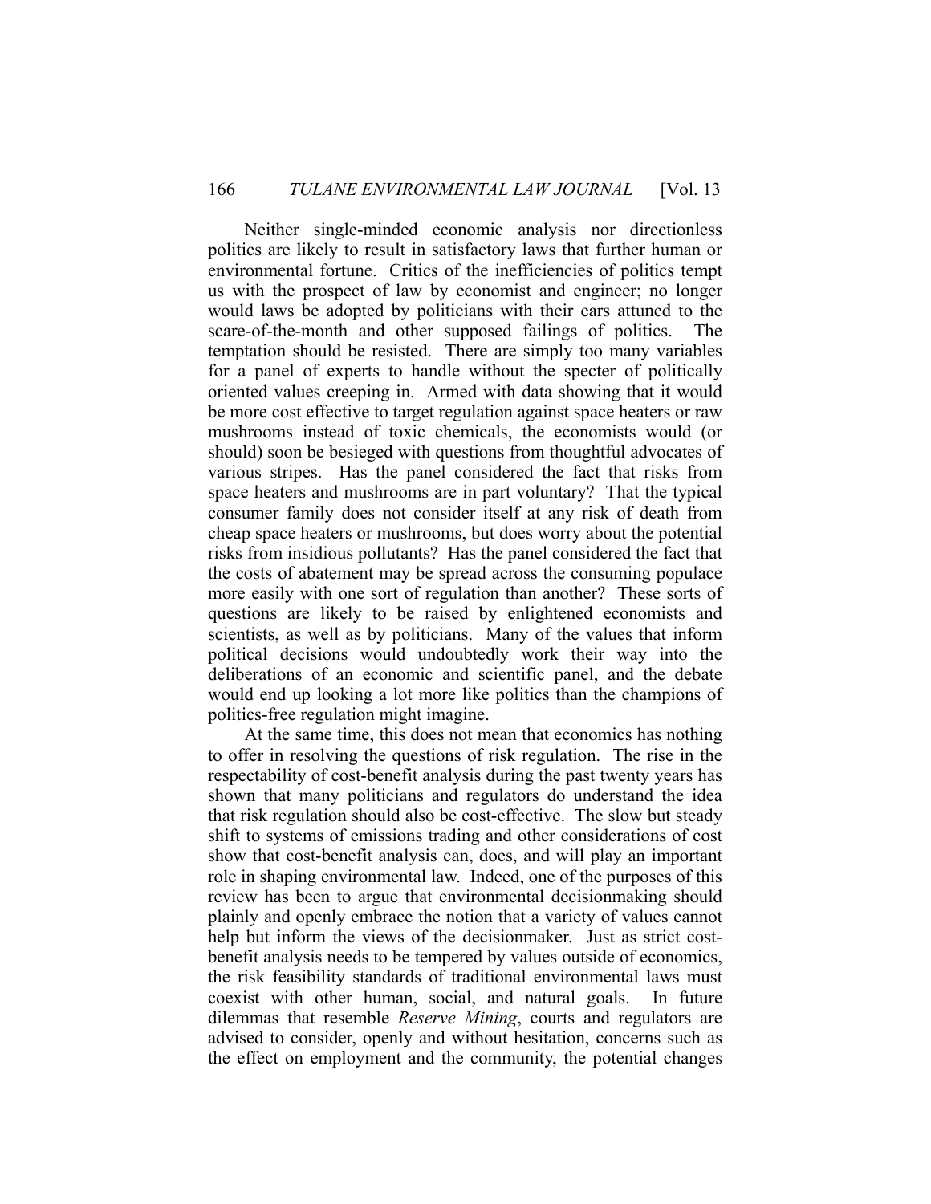Neither single-minded economic analysis nor directionless politics are likely to result in satisfactory laws that further human or environmental fortune. Critics of the inefficiencies of politics tempt us with the prospect of law by economist and engineer; no longer would laws be adopted by politicians with their ears attuned to the scare-of-the-month and other supposed failings of politics. The temptation should be resisted. There are simply too many variables for a panel of experts to handle without the specter of politically oriented values creeping in. Armed with data showing that it would be more cost effective to target regulation against space heaters or raw mushrooms instead of toxic chemicals, the economists would (or should) soon be besieged with questions from thoughtful advocates of various stripes. Has the panel considered the fact that risks from space heaters and mushrooms are in part voluntary? That the typical consumer family does not consider itself at any risk of death from cheap space heaters or mushrooms, but does worry about the potential risks from insidious pollutants? Has the panel considered the fact that the costs of abatement may be spread across the consuming populace more easily with one sort of regulation than another? These sorts of questions are likely to be raised by enlightened economists and scientists, as well as by politicians. Many of the values that inform political decisions would undoubtedly work their way into the deliberations of an economic and scientific panel, and the debate would end up looking a lot more like politics than the champions of politics-free regulation might imagine.

At the same time, this does not mean that economics has nothing to offer in resolving the questions of risk regulation. The rise in the respectability of cost-benefit analysis during the past twenty years has shown that many politicians and regulators do understand the idea that risk regulation should also be cost-effective. The slow but steady shift to systems of emissions trading and other considerations of cost show that cost-benefit analysis can, does, and will play an important role in shaping environmental law. Indeed, one of the purposes of this review has been to argue that environmental decisionmaking should plainly and openly embrace the notion that a variety of values cannot help but inform the views of the decisionmaker. Just as strict cost-benefit analysis needs to be tempered by values outside of economics, the risk feasibility standards of traditional environmental laws must coexist with other human, social, and natural goals. In future dilemmas that resemble *Reserve Mining*, courts and regulators are advised to consider, openly and without hesitation, concerns such as the effect on employment and the community, the potential changes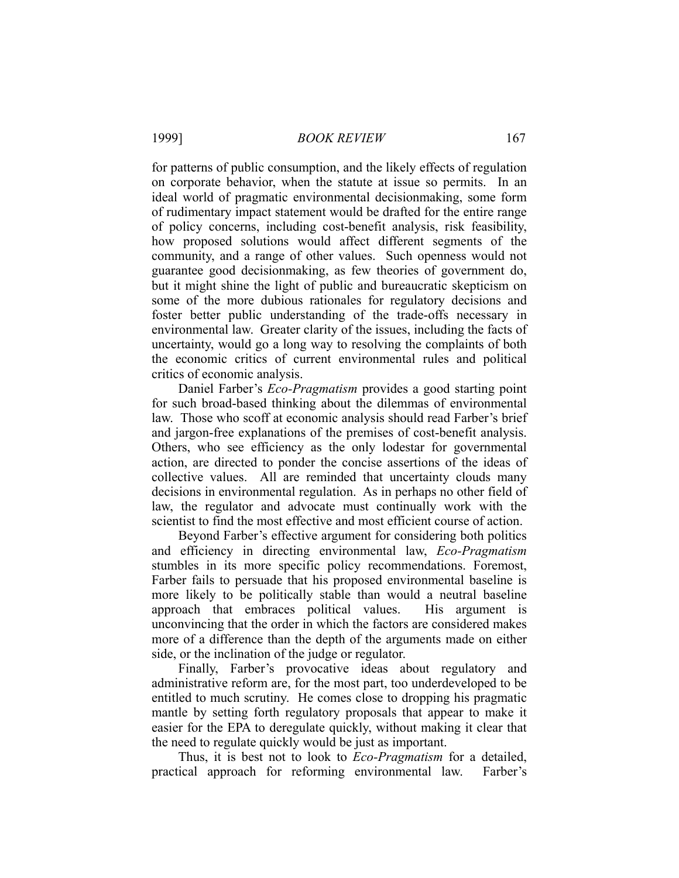for patterns of public consumption, and the likely effects of regulation on corporate behavior, when the statute at issue so permits. In an ideal world of pragmatic environmental decisionmaking, some form of rudimentary impact statement would be drafted for the entire range of policy concerns, including cost-benefit analysis, risk feasibility, how proposed solutions would affect different segments of the community, and a range of other values. Such openness would not guarantee good decisionmaking, as few theories of government do, but it might shine the light of public and bureaucratic skepticism on some of the more dubious rationales for regulatory decisions and foster better public understanding of the trade-offs necessary in environmental law. Greater clarity of the issues, including the facts of uncertainty, would go a long way to resolving the complaints of both the economic critics of current environmental rules and political critics of economic analysis.

Daniel Farber's *Eco-Pragmatism* provides a good starting point for such broad-based thinking about the dilemmas of environmental law. Those who scoff at economic analysis should read Farber's brief and jargon-free explanations of the premises of cost-benefit analysis. Others, who see efficiency as the only lodestar for governmental action, are directed to ponder the concise assertions of the ideas of collective values. All are reminded that uncertainty clouds many decisions in environmental regulation. As in perhaps no other field of law, the regulator and advocate must continually work with the scientist to find the most effective and most efficient course of action.

Beyond Farber's effective argument for considering both politics and efficiency in directing environmental law, *Eco-Pragmatism* stumbles in its more specific policy recommendations. Foremost, Farber fails to persuade that his proposed environmental baseline is more likely to be politically stable than would a neutral baseline approach that embraces political values. His argument is unconvincing that the order in which the factors are considered makes more of a difference than the depth of the arguments made on either side, or the inclination of the judge or regulator.

Finally, Farber's provocative ideas about regulatory and administrative reform are, for the most part, too underdeveloped to be entitled to much scrutiny. He comes close to dropping his pragmatic mantle by setting forth regulatory proposals that appear to make it easier for the EPA to deregulate quickly, without making it clear that the need to regulate quickly would be just as important.

Thus, it is best not to look to *Eco-Pragmatism* for a detailed, practical approach for reforming environmental law. Farber's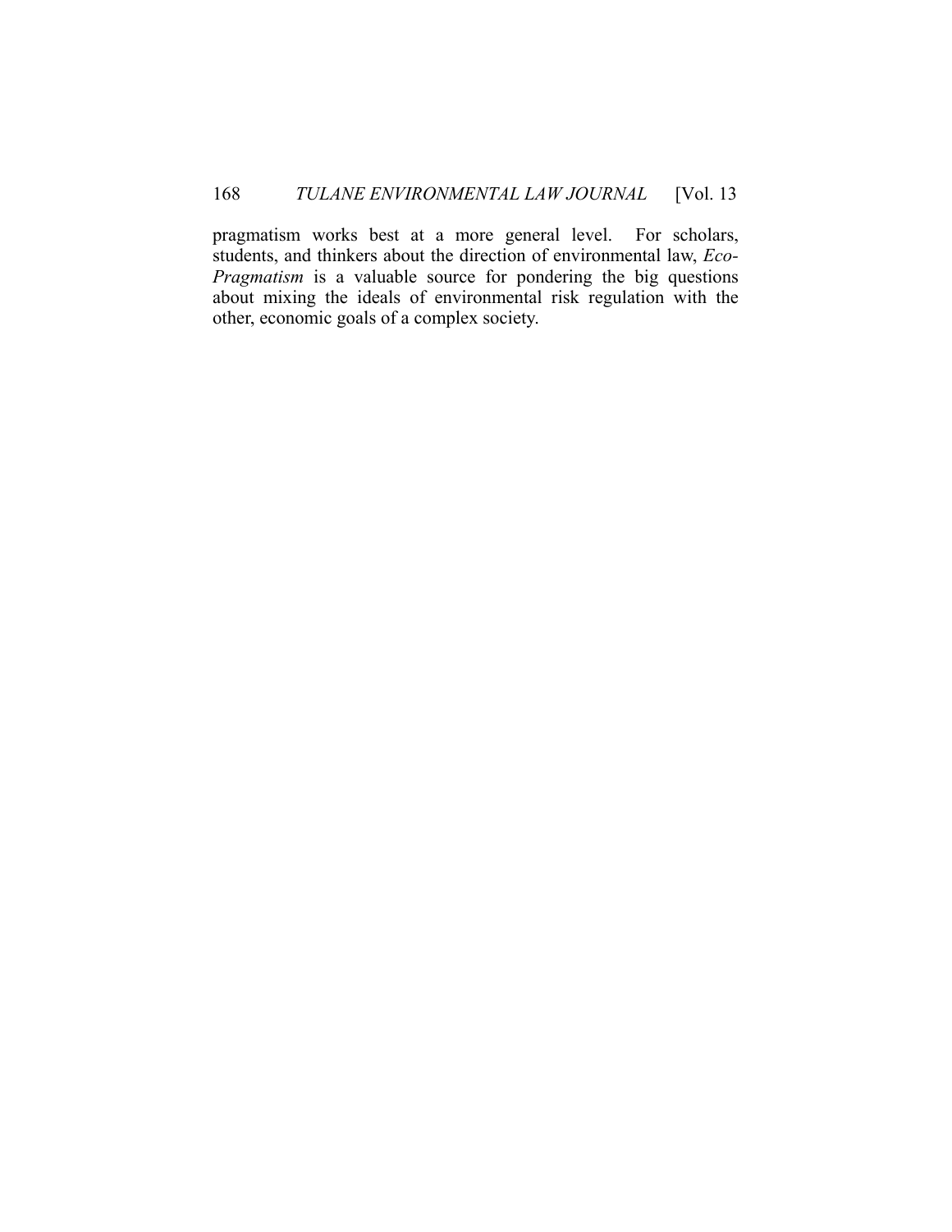pragmatism works best at a more general level. For scholars, students, and thinkers about the direction of environmental law, *Eco-Pragmatism* is a valuable source for pondering the big questions about mixing the ideals of environmental risk regulation with the other, economic goals of a complex society.